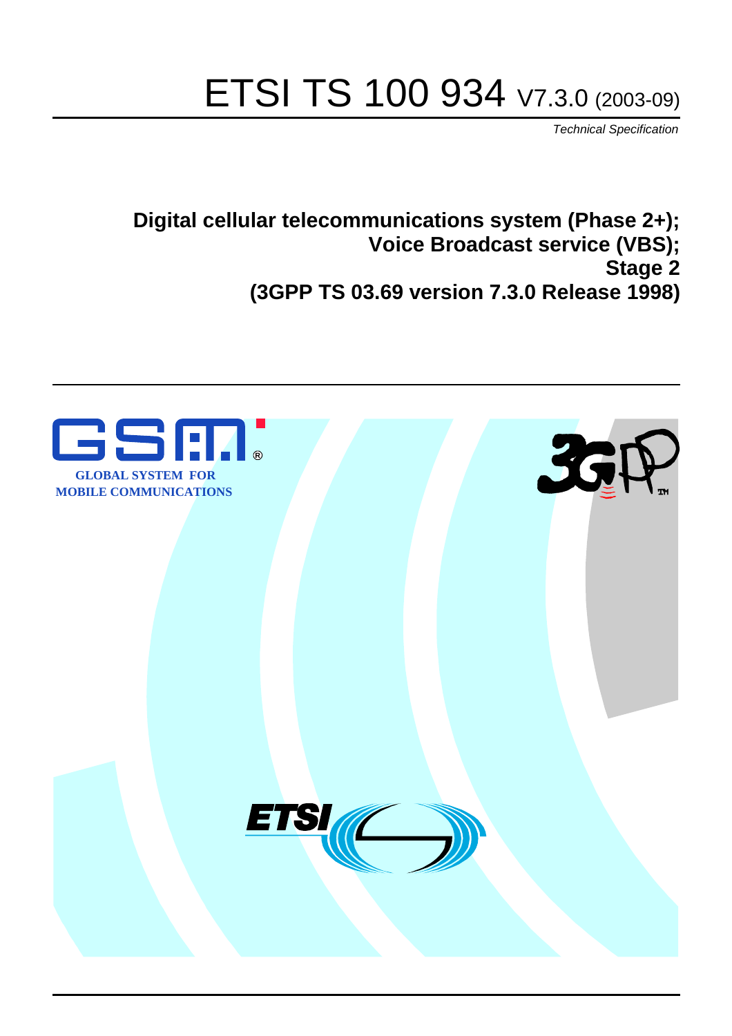# ETSI TS 100 934 V7.3.0 (2003-09)

*Technical Specification*

**Digital cellular telecommunications system (Phase 2+);**
**Voice Broadcast service (VBS);**
**Stage 2**
**(3GPP TS 03.69 version 7.3.0 Release 1998)**

GLOBAL SYSTEM FOR MOBILE COMMUNICATIONS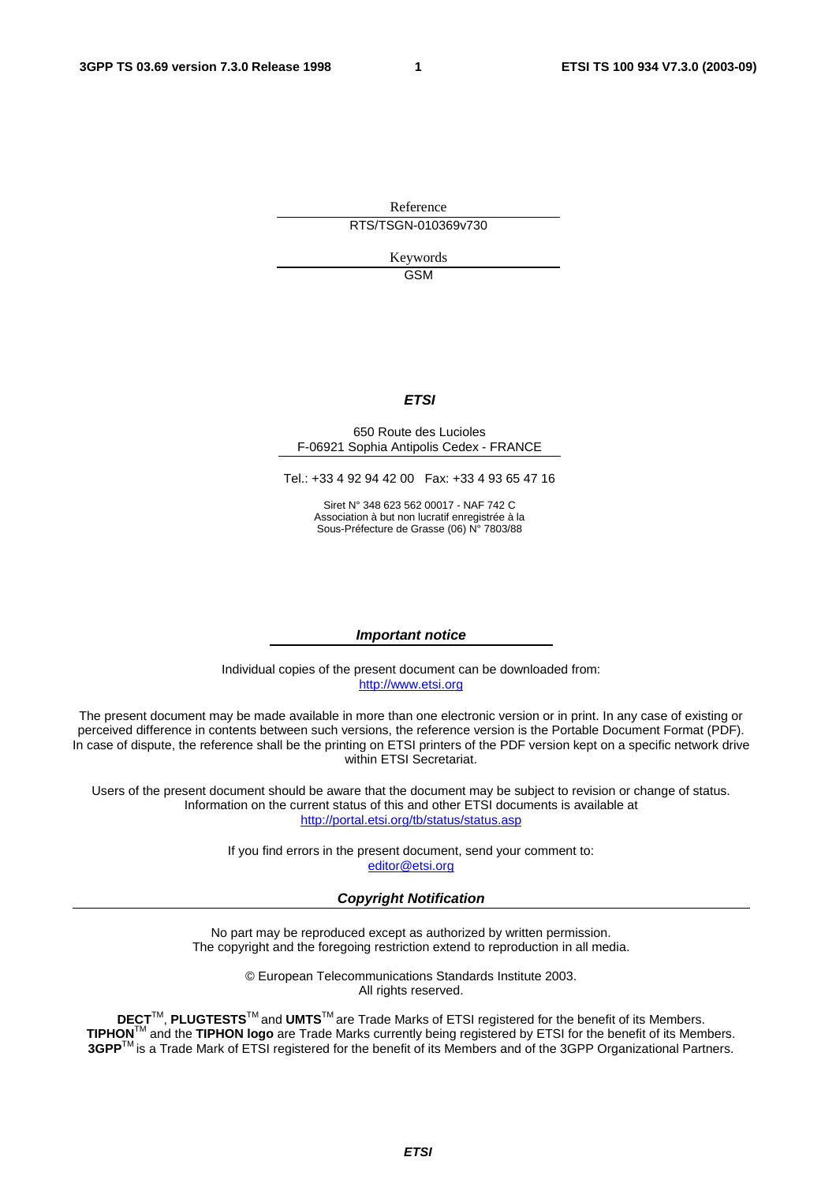Reference

RTS/TSGN-010369v730

Keywords

GSM

***ETSI***

650 Route des Lucioles
F-06921 Sophia Antipolis Cedex - FRANCE

Tel.: +33 4 92 94 42 00 Fax: +33 4 93 65 47 16

Siret N° 348 623 562 00017 - NAF 742 C
Association à but non lucratif enregistrée à la
Sous-Préfecture de Grasse (06) N° 7803/88

***Important notice***

Individual copies of the present document can be downloaded from:
http://www.etsi.org

The present document may be made available in more than one electronic version or in print. In any case of existing or perceived difference in contents between such versions, the reference version is the Portable Document Format (PDF). In case of dispute, the reference shall be the printing on ETSI printers of the PDF version kept on a specific network drive within ETSI Secretariat.

Users of the present document should be aware that the document may be subject to revision or change of status. Information on the current status of this and other ETSI documents is available at
http://portal.etsi.org/tb/status/status.asp

If you find errors in the present document, send your comment to:
editor@etsi.org

***Copyright Notification***

No part may be reproduced except as authorized by written permission.
The copyright and the foregoing restriction extend to reproduction in all media.

© European Telecommunications Standards Institute 2003.
All rights reserved.

**DECT**TM, **PLUGTESTS**TM and **UMTS**TM are Trade Marks of ETSI registered for the benefit of its Members.
**TIPHON**TM and the **TIPHON logo** are Trade Marks currently being registered by ETSI for the benefit of its Members.
**3GPP**TM is a Trade Mark of ETSI registered for the benefit of its Members and of the 3GPP Organizational Partners.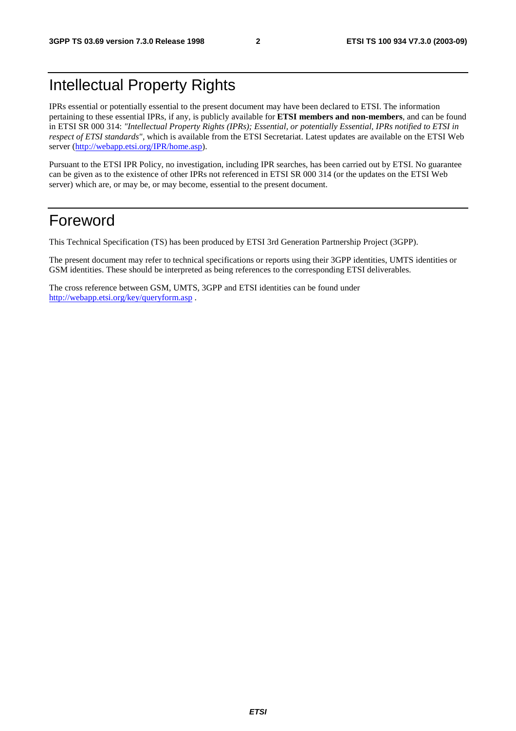# Intellectual Property Rights

IPRs essential or potentially essential to the present document may have been declared to ETSI. The information pertaining to these essential IPRs, if any, is publicly available for **ETSI members and non-members**, and can be found in ETSI SR 000 314: *"Intellectual Property Rights (IPRs); Essential, or potentially Essential, IPRs notified to ETSI in respect of ETSI standards"*, which is available from the ETSI Secretariat. Latest updates are available on the ETSI Web server (http://webapp.etsi.org/IPR/home.asp).

Pursuant to the ETSI IPR Policy, no investigation, including IPR searches, has been carried out by ETSI. No guarantee can be given as to the existence of other IPRs not referenced in ETSI SR 000 314 (or the updates on the ETSI Web server) which are, or may be, or may become, essential to the present document.

# Foreword

This Technical Specification (TS) has been produced by ETSI 3rd Generation Partnership Project (3GPP).

The present document may refer to technical specifications or reports using their 3GPP identities, UMTS identities or GSM identities. These should be interpreted as being references to the corresponding ETSI deliverables.

The cross reference between GSM, UMTS, 3GPP and ETSI identities can be found under http://webapp.etsi.org/key/queryform.asp .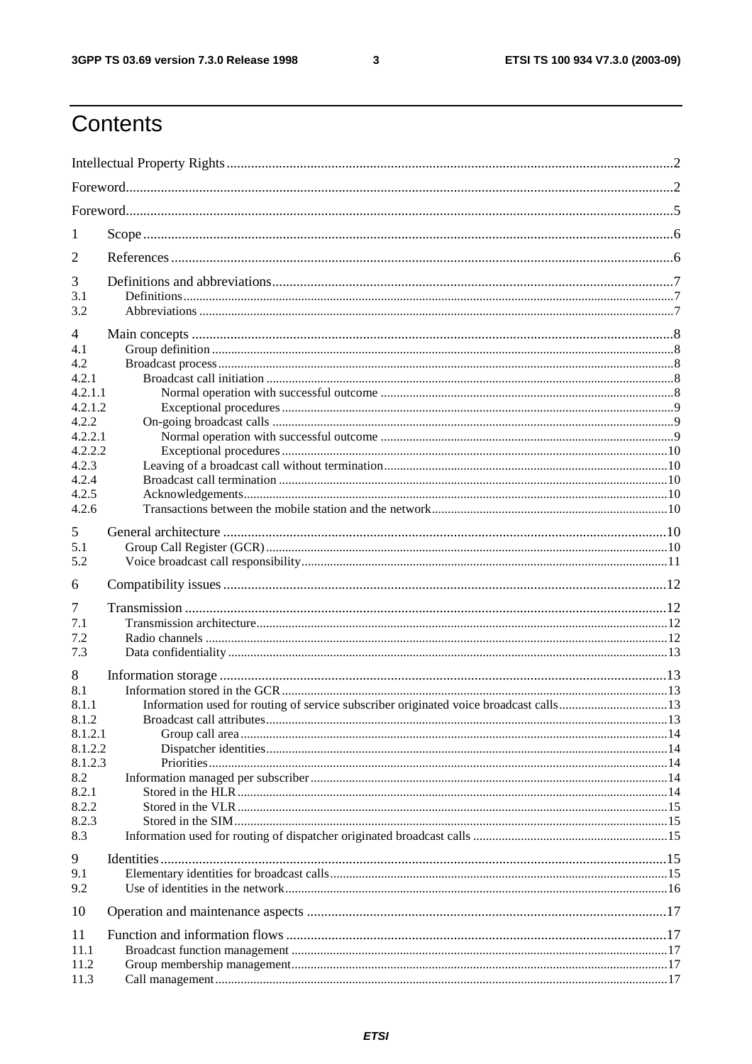# Contents

Intellectual Property Rights .......... 2
Foreword .......... 2
Foreword .......... 5

1 Scope .......... 6

2 References .......... 6

3 Definitions and abbreviations .......... 7
3.1 Definitions .......... 7
3.2 Abbreviations .......... 7

4 Main concepts .......... 8
4.1 Group definition .......... 8
4.2 Broadcast process .......... 8
4.2.1 Broadcast call initiation .......... 8
4.2.1.1 Normal operation with successful outcome .......... 8
4.2.1.2 Exceptional procedures .......... 9
4.2.2 On-going broadcast calls .......... 9
4.2.2.1 Normal operation with successful outcome .......... 9
4.2.2.2 Exceptional procedures .......... 10
4.2.3 Leaving of a broadcast call without termination .......... 10
4.2.4 Broadcast call termination .......... 10
4.2.5 Acknowledgements .......... 10
4.2.6 Transactions between the mobile station and the network .......... 10

5 General architecture .......... 10
5.1 Group Call Register (GCR) .......... 10
5.2 Voice broadcast call responsibility .......... 11

6 Compatibility issues .......... 12

7 Transmission .......... 12
7.1 Transmission architecture .......... 12
7.2 Radio channels .......... 12
7.3 Data confidentiality .......... 13

8 Information storage .......... 13
8.1 Information stored in the GCR .......... 13
8.1.1 Information used for routing of service subscriber originated voice broadcast calls .......... 13
8.1.2 Broadcast call attributes .......... 13
8.1.2.1 Group call area .......... 14
8.1.2.2 Dispatcher identities .......... 14
8.1.2.3 Priorities .......... 14
8.2 Information managed per subscriber .......... 14
8.2.1 Stored in the HLR .......... 14
8.2.2 Stored in the VLR .......... 15
8.2.3 Stored in the SIM .......... 15
8.3 Information used for routing of dispatcher originated broadcast calls .......... 15

9 Identities .......... 15
9.1 Elementary identities for broadcast calls .......... 15
9.2 Use of identities in the network .......... 16

10 Operation and maintenance aspects .......... 17

11 Function and information flows .......... 17
11.1 Broadcast function management .......... 17
11.2 Group membership management .......... 17
11.3 Call management .......... 17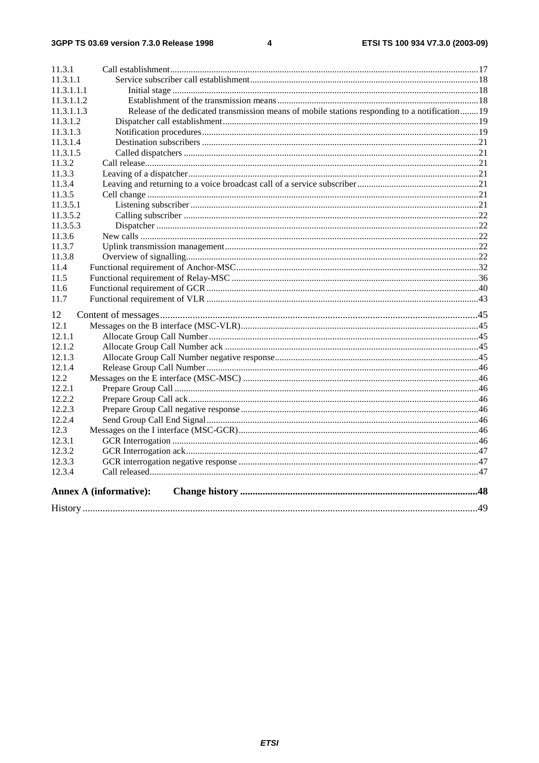11.3.1 Call establishment ....................................................................................................................................17
11.3.1.1 Service subscriber call establishment ..................................................................................................18
11.3.1.1.1 Initial stage .....................................................................................................................................18
11.3.1.1.2 Establishment of the transmission means ........................................................................................18
11.3.1.1.3 Release of the dedicated transmission means of mobile stations responding to a notification........19
11.3.1.2 Dispatcher call establishment ..............................................................................................................19
11.3.1.3 Notification procedures........................................................................................................................19
11.3.1.4 Destination subscribers ........................................................................................................................21
11.3.1.5 Called dispatchers ................................................................................................................................21
11.3.2 Call release.................................................................................................................................................21
11.3.3 Leaving of a dispatcher..............................................................................................................................21
11.3.4 Leaving and returning to a voice broadcast call of a service subscriber ....................................................21
11.3.5 Cell change ................................................................................................................................................21
11.3.5.1 Listening subscriber .............................................................................................................................21
11.3.5.2 Calling subscriber ................................................................................................................................22
11.3.5.3 Dispatcher ............................................................................................................................................22
11.3.6 New calls ...................................................................................................................................................22
11.3.7 Uplink transmission management..............................................................................................................22
11.3.8 Overview of signalling...............................................................................................................................22
11.4 Functional requirement of Anchor-MSC..........................................................................................................32
11.5 Functional requirement of Relay-MSC ...........................................................................................................36
11.6 Functional requirement of GCR ......................................................................................................................40
11.7 Functional requirement of VLR ......................................................................................................................43

12 Content of messages..............................................................................................................................45
12.1 Messages on the B interface (MSC-VLR).......................................................................................................45
12.1.1 Allocate Group Call Number .....................................................................................................................45
12.1.2 Allocate Group Call Number ack ..............................................................................................................45
12.1.3 Allocate Group Call Number negative response........................................................................................45
12.1.4 Release Group Call Number ......................................................................................................................46
12.2 Messages on the E interface (MSC-MSC) ......................................................................................................46
12.2.1 Prepare Group Call ....................................................................................................................................46
12.2.2 Prepare Group Call ack..............................................................................................................................46
12.2.3 Prepare Group Call negative response .......................................................................................................46
12.2.4 Send Group Call End Signal ......................................................................................................................46
12.3 Messages on the I interface (MSC-GCR)........................................................................................................46
12.3.1 GCR Interrogation .....................................................................................................................................46
12.3.2 GCR Interrogation ack...............................................................................................................................47
12.3.3 GCR interrogation negative response ........................................................................................................47
12.3.4 Call released...............................................................................................................................................47

**Annex A (informative): Change history .............................................................................................48**

History ..............................................................................................................................................................49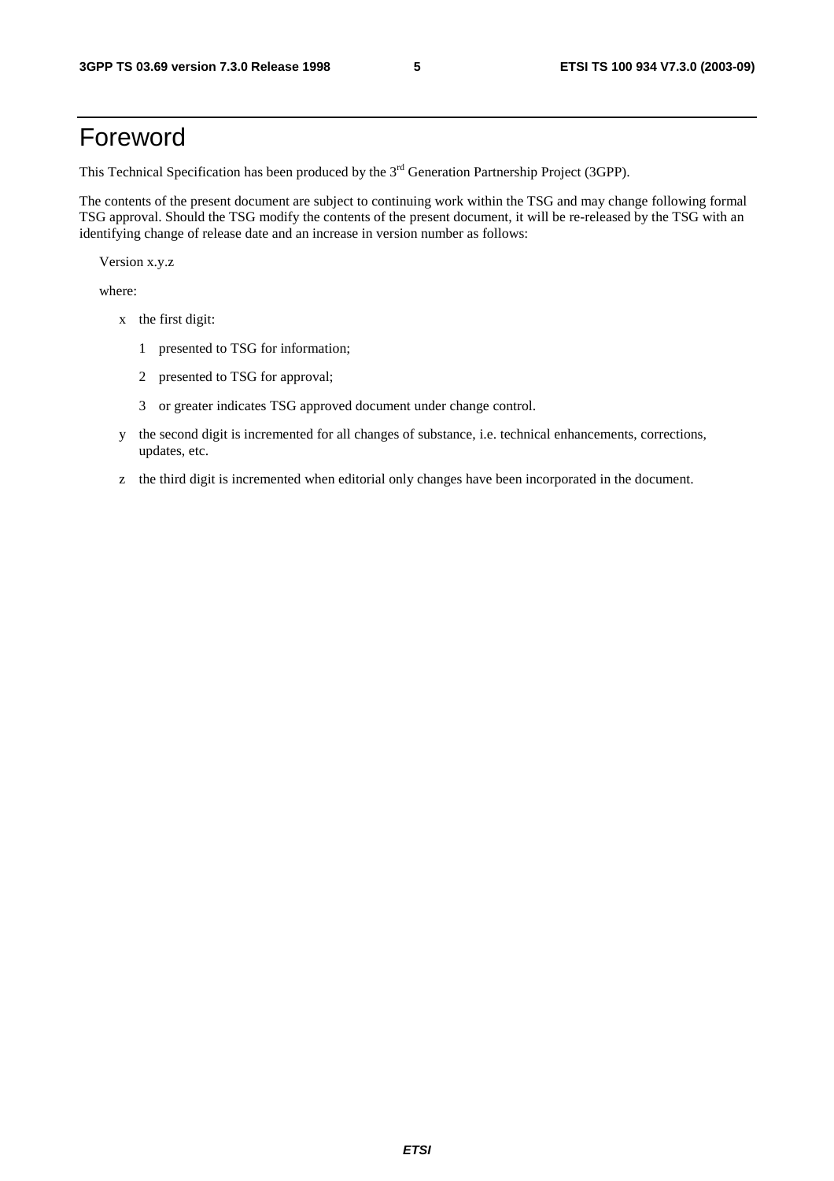# Foreword

This Technical Specification has been produced by the 3rd Generation Partnership Project (3GPP).

The contents of the present document are subject to continuing work within the TSG and may change following formal TSG approval. Should the TSG modify the contents of the present document, it will be re-released by the TSG with an identifying change of release date and an increase in version number as follows:

Version x.y.z

where:

- x the first digit:
  - 1 presented to TSG for information;
  - 2 presented to TSG for approval;
  - 3 or greater indicates TSG approved document under change control.
- y the second digit is incremented for all changes of substance, i.e. technical enhancements, corrections, updates, etc.
- z the third digit is incremented when editorial only changes have been incorporated in the document.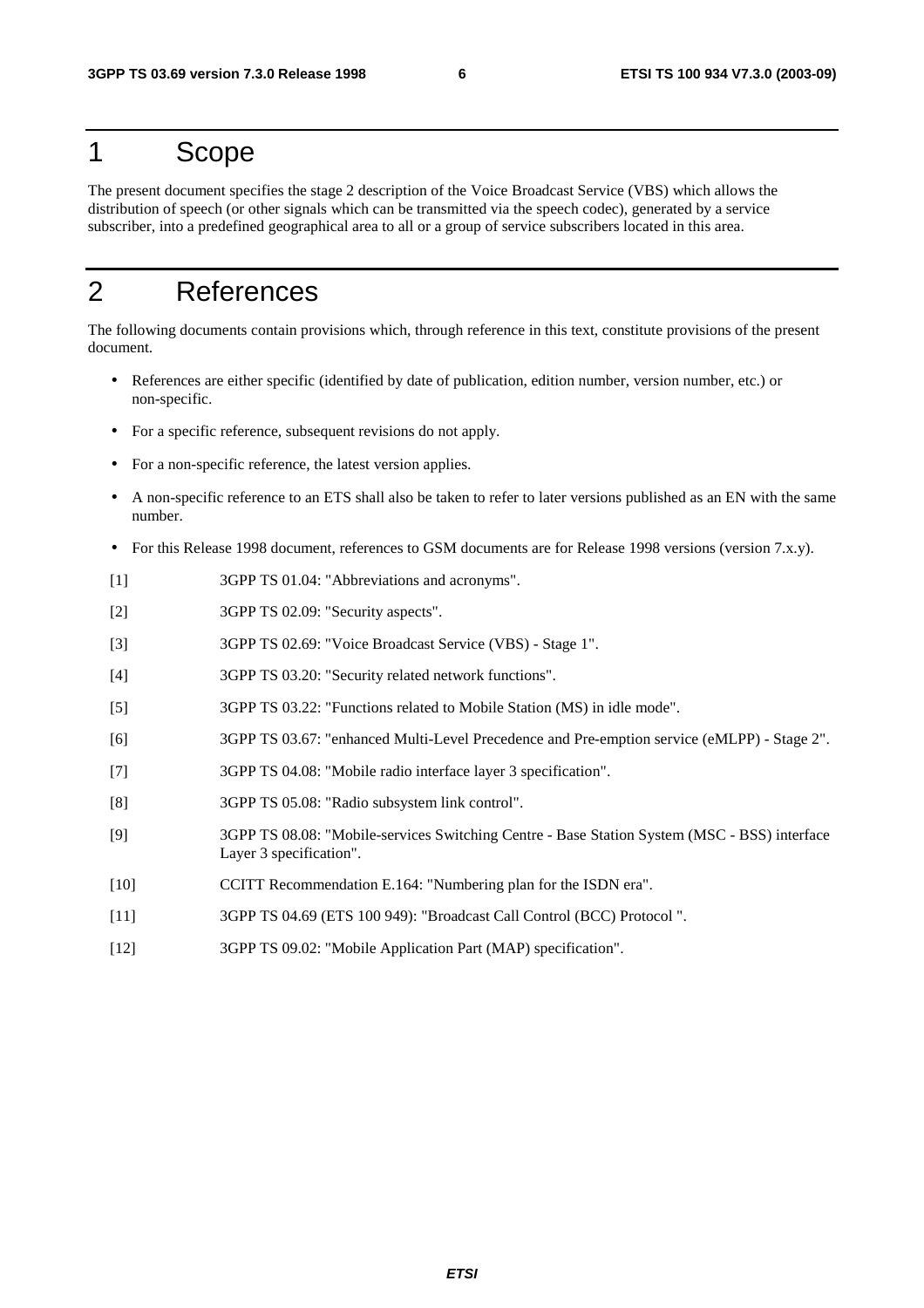# 1 Scope

The present document specifies the stage 2 description of the Voice Broadcast Service (VBS) which allows the distribution of speech (or other signals which can be transmitted via the speech codec), generated by a service subscriber, into a predefined geographical area to all or a group of service subscribers located in this area.

# 2 References

The following documents contain provisions which, through reference in this text, constitute provisions of the present document.

- References are either specific (identified by date of publication, edition number, version number, etc.) or non-specific.
- For a specific reference, subsequent revisions do not apply.
- For a non-specific reference, the latest version applies.
- A non-specific reference to an ETS shall also be taken to refer to later versions published as an EN with the same number.
- For this Release 1998 document, references to GSM documents are for Release 1998 versions (version 7.x.y).

[1] 3GPP TS 01.04: "Abbreviations and acronyms".

[2] 3GPP TS 02.09: "Security aspects".

[3] 3GPP TS 02.69: "Voice Broadcast Service (VBS) - Stage 1".

[4] 3GPP TS 03.20: "Security related network functions".

[5] 3GPP TS 03.22: "Functions related to Mobile Station (MS) in idle mode".

[6] 3GPP TS 03.67: "enhanced Multi-Level Precedence and Pre-emption service (eMLPP) - Stage 2".

[7] 3GPP TS 04.08: "Mobile radio interface layer 3 specification".

[8] 3GPP TS 05.08: "Radio subsystem link control".

[9] 3GPP TS 08.08: "Mobile-services Switching Centre - Base Station System (MSC - BSS) interface Layer 3 specification".

[10] CCITT Recommendation E.164: "Numbering plan for the ISDN era".

[11] 3GPP TS 04.69 (ETS 100 949): "Broadcast Call Control (BCC) Protocol ".

[12] 3GPP TS 09.02: "Mobile Application Part (MAP) specification".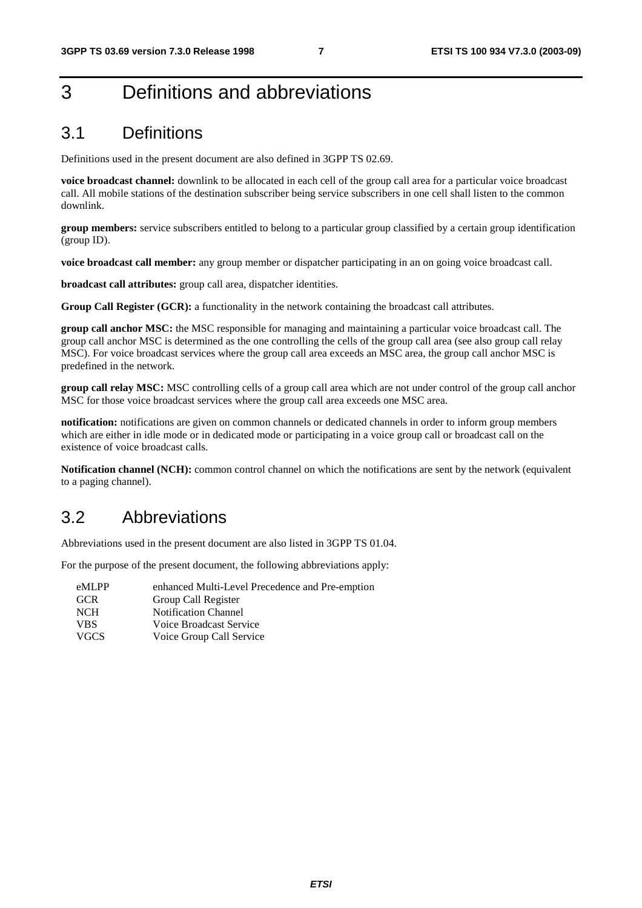# 3 Definitions and abbreviations

## 3.1 Definitions

Definitions used in the present document are also defined in 3GPP TS 02.69.

**voice broadcast channel:** downlink to be allocated in each cell of the group call area for a particular voice broadcast call. All mobile stations of the destination subscriber being service subscribers in one cell shall listen to the common downlink.

**group members:** service subscribers entitled to belong to a particular group classified by a certain group identification (group ID).

**voice broadcast call member:** any group member or dispatcher participating in an on going voice broadcast call.

**broadcast call attributes:** group call area, dispatcher identities.

**Group Call Register (GCR):** a functionality in the network containing the broadcast call attributes.

**group call anchor MSC:** the MSC responsible for managing and maintaining a particular voice broadcast call. The group call anchor MSC is determined as the one controlling the cells of the group call area (see also group call relay MSC). For voice broadcast services where the group call area exceeds an MSC area, the group call anchor MSC is predefined in the network.

**group call relay MSC:** MSC controlling cells of a group call area which are not under control of the group call anchor MSC for those voice broadcast services where the group call area exceeds one MSC area.

**notification:** notifications are given on common channels or dedicated channels in order to inform group members which are either in idle mode or in dedicated mode or participating in a voice group call or broadcast call on the existence of voice broadcast calls.

**Notification channel (NCH):** common control channel on which the notifications are sent by the network (equivalent to a paging channel).

## 3.2 Abbreviations

Abbreviations used in the present document are also listed in 3GPP TS 01.04.

For the purpose of the present document, the following abbreviations apply:

| | |
|---|---|
| eMLPP | enhanced Multi-Level Precedence and Pre-emption |
| GCR | Group Call Register |
| NCH | Notification Channel |
| VBS | Voice Broadcast Service |
| VGCS | Voice Group Call Service |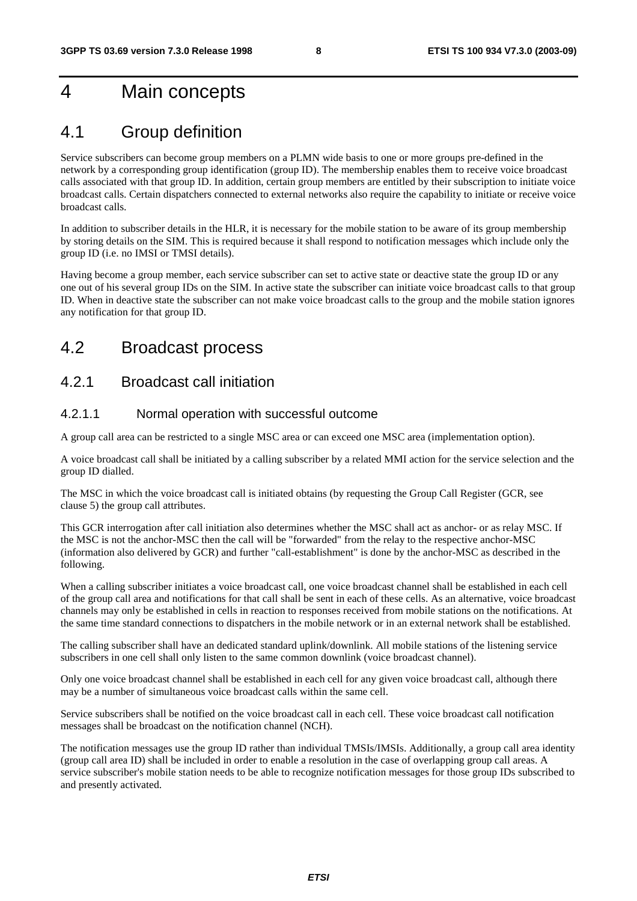# 4 Main concepts

## 4.1 Group definition

Service subscribers can become group members on a PLMN wide basis to one or more groups pre-defined in the network by a corresponding group identification (group ID). The membership enables them to receive voice broadcast calls associated with that group ID. In addition, certain group members are entitled by their subscription to initiate voice broadcast calls. Certain dispatchers connected to external networks also require the capability to initiate or receive voice broadcast calls.

In addition to subscriber details in the HLR, it is necessary for the mobile station to be aware of its group membership by storing details on the SIM. This is required because it shall respond to notification messages which include only the group ID (i.e. no IMSI or TMSI details).

Having become a group member, each service subscriber can set to active state or deactive state the group ID or any one out of his several group IDs on the SIM. In active state the subscriber can initiate voice broadcast calls to that group ID. When in deactive state the subscriber can not make voice broadcast calls to the group and the mobile station ignores any notification for that group ID.

## 4.2 Broadcast process

### 4.2.1 Broadcast call initiation

#### 4.2.1.1 Normal operation with successful outcome

A group call area can be restricted to a single MSC area or can exceed one MSC area (implementation option).

A voice broadcast call shall be initiated by a calling subscriber by a related MMI action for the service selection and the group ID dialled.

The MSC in which the voice broadcast call is initiated obtains (by requesting the Group Call Register (GCR, see clause 5) the group call attributes.

This GCR interrogation after call initiation also determines whether the MSC shall act as anchor- or as relay MSC. If the MSC is not the anchor-MSC then the call will be "forwarded" from the relay to the respective anchor-MSC (information also delivered by GCR) and further "call-establishment" is done by the anchor-MSC as described in the following.

When a calling subscriber initiates a voice broadcast call, one voice broadcast channel shall be established in each cell of the group call area and notifications for that call shall be sent in each of these cells. As an alternative, voice broadcast channels may only be established in cells in reaction to responses received from mobile stations on the notifications. At the same time standard connections to dispatchers in the mobile network or in an external network shall be established.

The calling subscriber shall have an dedicated standard uplink/downlink. All mobile stations of the listening service subscribers in one cell shall only listen to the same common downlink (voice broadcast channel).

Only one voice broadcast channel shall be established in each cell for any given voice broadcast call, although there may be a number of simultaneous voice broadcast calls within the same cell.

Service subscribers shall be notified on the voice broadcast call in each cell. These voice broadcast call notification messages shall be broadcast on the notification channel (NCH).

The notification messages use the group ID rather than individual TMSIs/IMSIs. Additionally, a group call area identity (group call area ID) shall be included in order to enable a resolution in the case of overlapping group call areas. A service subscriber's mobile station needs to be able to recognize notification messages for those group IDs subscribed to and presently activated.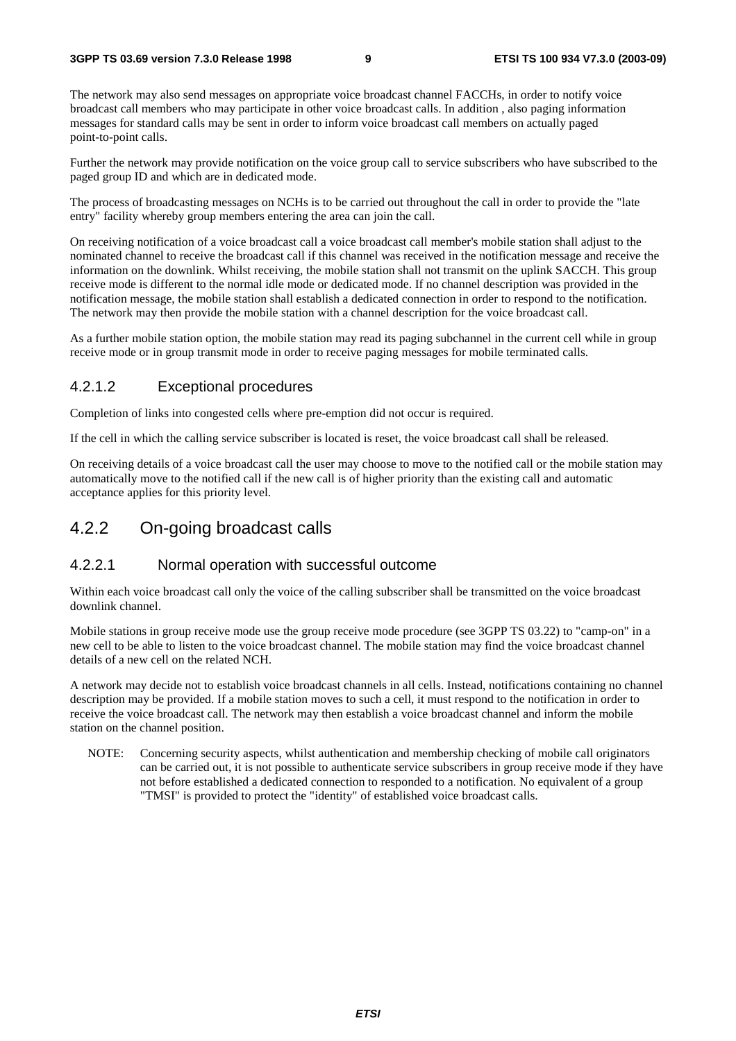The network may also send messages on appropriate voice broadcast channel FACCHs, in order to notify voice broadcast call members who may participate in other voice broadcast calls. In addition , also paging information messages for standard calls may be sent in order to inform voice broadcast call members on actually paged point-to-point calls.

Further the network may provide notification on the voice group call to service subscribers who have subscribed to the paged group ID and which are in dedicated mode.

The process of broadcasting messages on NCHs is to be carried out throughout the call in order to provide the "late entry" facility whereby group members entering the area can join the call.

On receiving notification of a voice broadcast call a voice broadcast call member's mobile station shall adjust to the nominated channel to receive the broadcast call if this channel was received in the notification message and receive the information on the downlink. Whilst receiving, the mobile station shall not transmit on the uplink SACCH. This group receive mode is different to the normal idle mode or dedicated mode. If no channel description was provided in the notification message, the mobile station shall establish a dedicated connection in order to respond to the notification. The network may then provide the mobile station with a channel description for the voice broadcast call.

As a further mobile station option, the mobile station may read its paging subchannel in the current cell while in group receive mode or in group transmit mode in order to receive paging messages for mobile terminated calls.

#### 4.2.1.2 Exceptional procedures

Completion of links into congested cells where pre-emption did not occur is required.

If the cell in which the calling service subscriber is located is reset, the voice broadcast call shall be released.

On receiving details of a voice broadcast call the user may choose to move to the notified call or the mobile station may automatically move to the notified call if the new call is of higher priority than the existing call and automatic acceptance applies for this priority level.

### 4.2.2 On-going broadcast calls

#### 4.2.2.1 Normal operation with successful outcome

Within each voice broadcast call only the voice of the calling subscriber shall be transmitted on the voice broadcast downlink channel.

Mobile stations in group receive mode use the group receive mode procedure (see 3GPP TS 03.22) to "camp-on" in a new cell to be able to listen to the voice broadcast channel. The mobile station may find the voice broadcast channel details of a new cell on the related NCH.

A network may decide not to establish voice broadcast channels in all cells. Instead, notifications containing no channel description may be provided. If a mobile station moves to such a cell, it must respond to the notification in order to receive the voice broadcast call. The network may then establish a voice broadcast channel and inform the mobile station on the channel position.

NOTE: Concerning security aspects, whilst authentication and membership checking of mobile call originators can be carried out, it is not possible to authenticate service subscribers in group receive mode if they have not before established a dedicated connection to responded to a notification. No equivalent of a group "TMSI" is provided to protect the "identity" of established voice broadcast calls.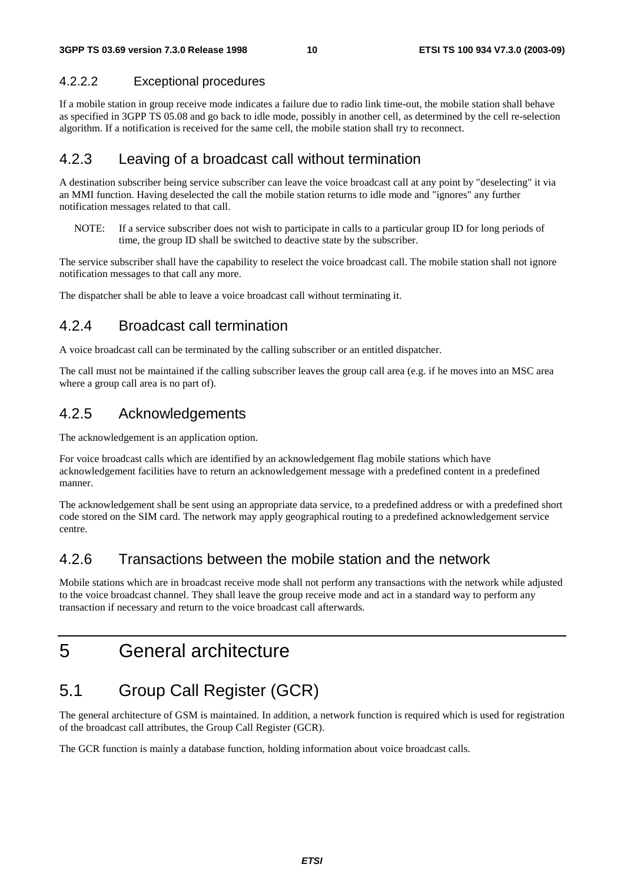#### 4.2.2.2 Exceptional procedures

If a mobile station in group receive mode indicates a failure due to radio link time-out, the mobile station shall behave as specified in 3GPP TS 05.08 and go back to idle mode, possibly in another cell, as determined by the cell re-selection algorithm. If a notification is received for the same cell, the mobile station shall try to reconnect.

### 4.2.3 Leaving of a broadcast call without termination

A destination subscriber being service subscriber can leave the voice broadcast call at any point by "deselecting" it via an MMI function. Having deselected the call the mobile station returns to idle mode and "ignores" any further notification messages related to that call.

NOTE: If a service subscriber does not wish to participate in calls to a particular group ID for long periods of time, the group ID shall be switched to deactive state by the subscriber.

The service subscriber shall have the capability to reselect the voice broadcast call. The mobile station shall not ignore notification messages to that call any more.

The dispatcher shall be able to leave a voice broadcast call without terminating it.

### 4.2.4 Broadcast call termination

A voice broadcast call can be terminated by the calling subscriber or an entitled dispatcher.

The call must not be maintained if the calling subscriber leaves the group call area (e.g. if he moves into an MSC area where a group call area is no part of).

### 4.2.5 Acknowledgements

The acknowledgement is an application option.

For voice broadcast calls which are identified by an acknowledgement flag mobile stations which have acknowledgement facilities have to return an acknowledgement message with a predefined content in a predefined manner.

The acknowledgement shall be sent using an appropriate data service, to a predefined address or with a predefined short code stored on the SIM card. The network may apply geographical routing to a predefined acknowledgement service centre.

### 4.2.6 Transactions between the mobile station and the network

Mobile stations which are in broadcast receive mode shall not perform any transactions with the network while adjusted to the voice broadcast channel. They shall leave the group receive mode and act in a standard way to perform any transaction if necessary and return to the voice broadcast call afterwards.

# 5 General architecture

## 5.1 Group Call Register (GCR)

The general architecture of GSM is maintained. In addition, a network function is required which is used for registration of the broadcast call attributes, the Group Call Register (GCR).

The GCR function is mainly a database function, holding information about voice broadcast calls.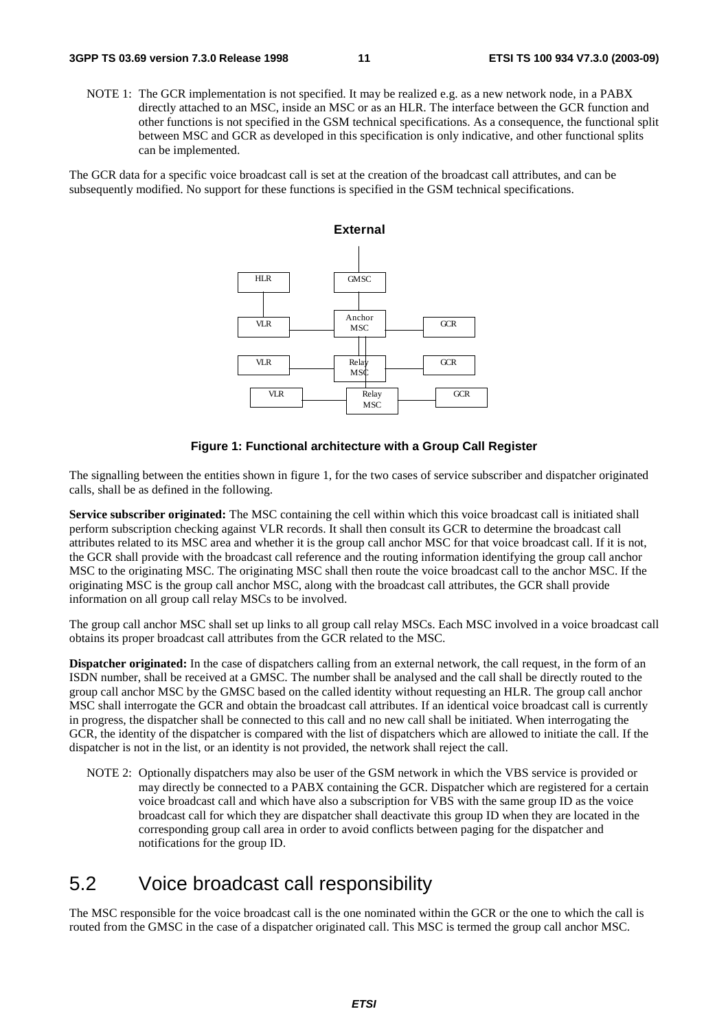NOTE 1: The GCR implementation is not specified. It may be realized e.g. as a new network node, in a PABX directly attached to an MSC, inside an MSC or as an HLR. The interface between the GCR function and other functions is not specified in the GSM technical specifications. As a consequence, the functional split between MSC and GCR as developed in this specification is only indicative, and other functional splits can be implemented.

The GCR data for a specific voice broadcast call is set at the creation of the broadcast call attributes, and can be subsequently modified. No support for these functions is specified in the GSM technical specifications.

**Figure 1: Functional architecture with a Group Call Register**

The signalling between the entities shown in figure 1, for the two cases of service subscriber and dispatcher originated calls, shall be as defined in the following.

**Service subscriber originated:** The MSC containing the cell within which this voice broadcast call is initiated shall perform subscription checking against VLR records. It shall then consult its GCR to determine the broadcast call attributes related to its MSC area and whether it is the group call anchor MSC for that voice broadcast call. If it is not, the GCR shall provide with the broadcast call reference and the routing information identifying the group call anchor MSC to the originating MSC. The originating MSC shall then route the voice broadcast call to the anchor MSC. If the originating MSC is the group call anchor MSC, along with the broadcast call attributes, the GCR shall provide information on all group call relay MSCs to be involved.

The group call anchor MSC shall set up links to all group call relay MSCs. Each MSC involved in a voice broadcast call obtains its proper broadcast call attributes from the GCR related to the MSC.

**Dispatcher originated:** In the case of dispatchers calling from an external network, the call request, in the form of an ISDN number, shall be received at a GMSC. The number shall be analysed and the call shall be directly routed to the group call anchor MSC by the GMSC based on the called identity without requesting an HLR. The group call anchor MSC shall interrogate the GCR and obtain the broadcast call attributes. If an identical voice broadcast call is currently in progress, the dispatcher shall be connected to this call and no new call shall be initiated. When interrogating the GCR, the identity of the dispatcher is compared with the list of dispatchers which are allowed to initiate the call. If the dispatcher is not in the list, or an identity is not provided, the network shall reject the call.

NOTE 2: Optionally dispatchers may also be user of the GSM network in which the VBS service is provided or may directly be connected to a PABX containing the GCR. Dispatcher which are registered for a certain voice broadcast call and which have also a subscription for VBS with the same group ID as the voice broadcast call for which they are dispatcher shall deactivate this group ID when they are located in the corresponding group call area in order to avoid conflicts between paging for the dispatcher and notifications for the group ID.

## 5.2 Voice broadcast call responsibility

The MSC responsible for the voice broadcast call is the one nominated within the GCR or the one to which the call is routed from the GMSC in the case of a dispatcher originated call. This MSC is termed the group call anchor MSC.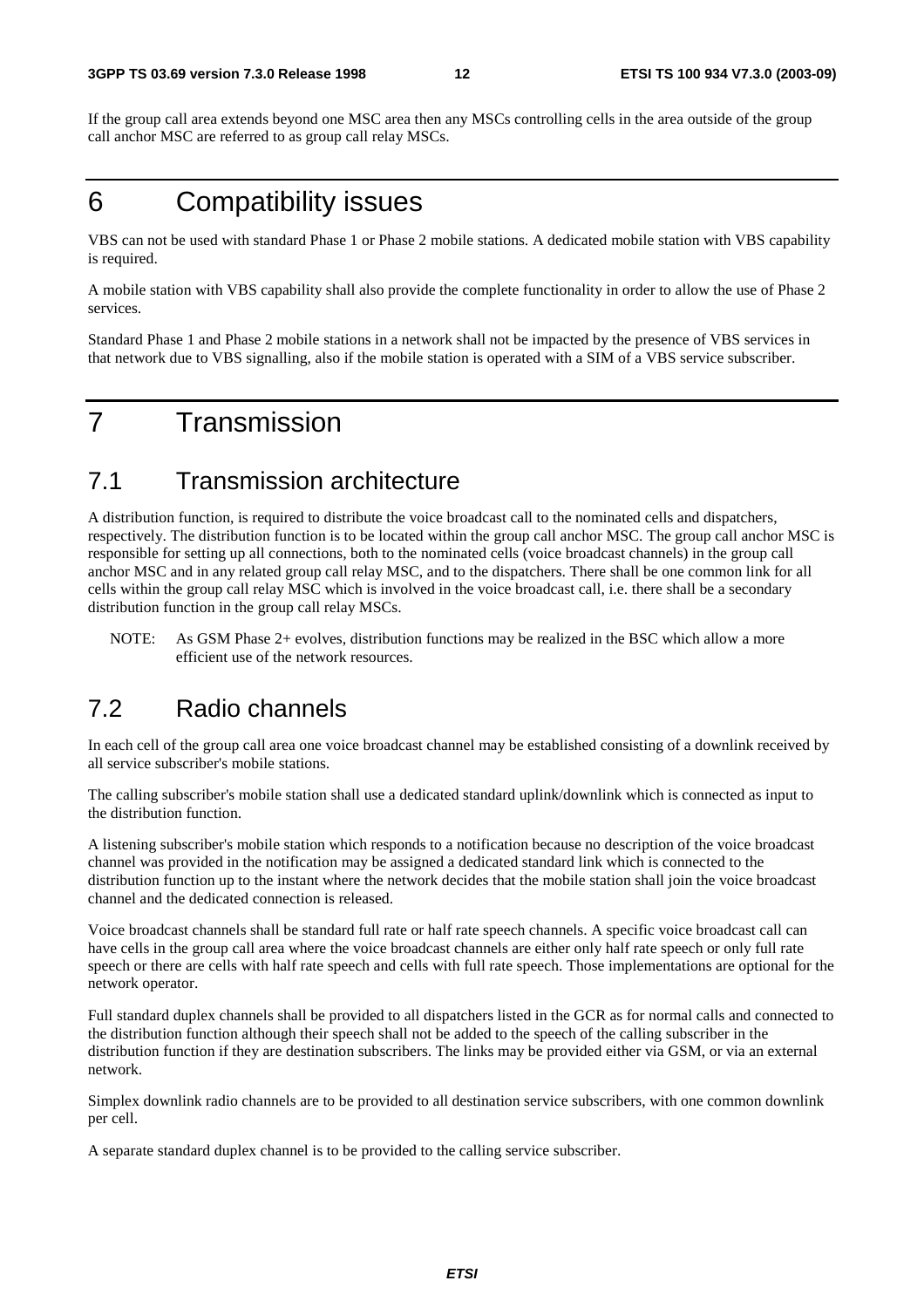If the group call area extends beyond one MSC area then any MSCs controlling cells in the area outside of the group call anchor MSC are referred to as group call relay MSCs.

# 6 Compatibility issues

VBS can not be used with standard Phase 1 or Phase 2 mobile stations. A dedicated mobile station with VBS capability is required.

A mobile station with VBS capability shall also provide the complete functionality in order to allow the use of Phase 2 services.

Standard Phase 1 and Phase 2 mobile stations in a network shall not be impacted by the presence of VBS services in that network due to VBS signalling, also if the mobile station is operated with a SIM of a VBS service subscriber.

# 7 Transmission

## 7.1 Transmission architecture

A distribution function, is required to distribute the voice broadcast call to the nominated cells and dispatchers, respectively. The distribution function is to be located within the group call anchor MSC. The group call anchor MSC is responsible for setting up all connections, both to the nominated cells (voice broadcast channels) in the group call anchor MSC and in any related group call relay MSC, and to the dispatchers. There shall be one common link for all cells within the group call relay MSC which is involved in the voice broadcast call, i.e. there shall be a secondary distribution function in the group call relay MSCs.

NOTE: As GSM Phase 2+ evolves, distribution functions may be realized in the BSC which allow a more efficient use of the network resources.

## 7.2 Radio channels

In each cell of the group call area one voice broadcast channel may be established consisting of a downlink received by all service subscriber's mobile stations.

The calling subscriber's mobile station shall use a dedicated standard uplink/downlink which is connected as input to the distribution function.

A listening subscriber's mobile station which responds to a notification because no description of the voice broadcast channel was provided in the notification may be assigned a dedicated standard link which is connected to the distribution function up to the instant where the network decides that the mobile station shall join the voice broadcast channel and the dedicated connection is released.

Voice broadcast channels shall be standard full rate or half rate speech channels. A specific voice broadcast call can have cells in the group call area where the voice broadcast channels are either only half rate speech or only full rate speech or there are cells with half rate speech and cells with full rate speech. Those implementations are optional for the network operator.

Full standard duplex channels shall be provided to all dispatchers listed in the GCR as for normal calls and connected to the distribution function although their speech shall not be added to the speech of the calling subscriber in the distribution function if they are destination subscribers. The links may be provided either via GSM, or via an external network.

Simplex downlink radio channels are to be provided to all destination service subscribers, with one common downlink per cell.

A separate standard duplex channel is to be provided to the calling service subscriber.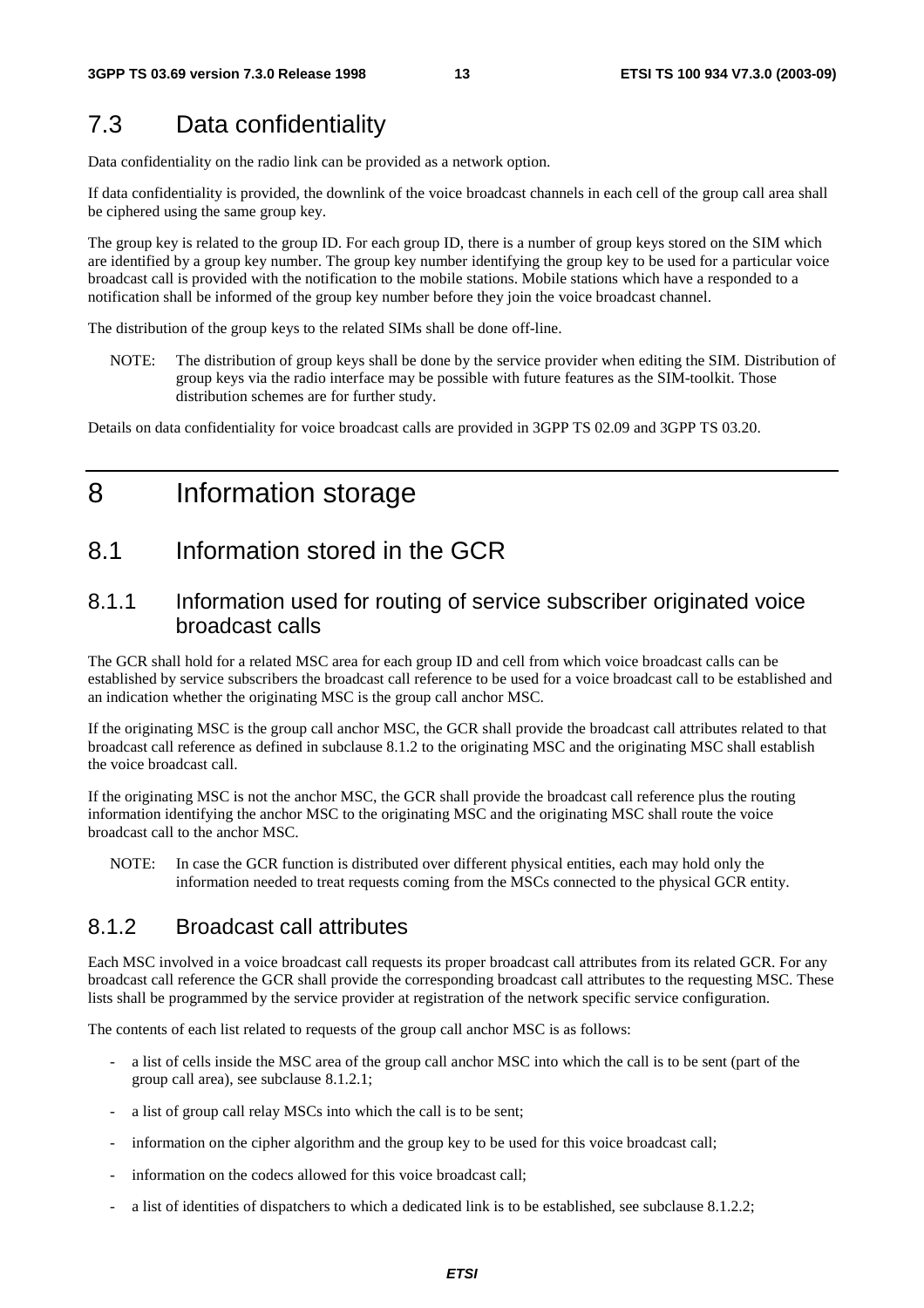## 7.3 Data confidentiality

Data confidentiality on the radio link can be provided as a network option.

If data confidentiality is provided, the downlink of the voice broadcast channels in each cell of the group call area shall be ciphered using the same group key.

The group key is related to the group ID. For each group ID, there is a number of group keys stored on the SIM which are identified by a group key number. The group key number identifying the group key to be used for a particular voice broadcast call is provided with the notification to the mobile stations. Mobile stations which have a responded to a notification shall be informed of the group key number before they join the voice broadcast channel.

The distribution of the group keys to the related SIMs shall be done off-line.

NOTE: The distribution of group keys shall be done by the service provider when editing the SIM. Distribution of group keys via the radio interface may be possible with future features as the SIM-toolkit. Those distribution schemes are for further study.

Details on data confidentiality for voice broadcast calls are provided in 3GPP TS 02.09 and 3GPP TS 03.20.

# 8 Information storage

## 8.1 Information stored in the GCR

### 8.1.1 Information used for routing of service subscriber originated voice broadcast calls

The GCR shall hold for a related MSC area for each group ID and cell from which voice broadcast calls can be established by service subscribers the broadcast call reference to be used for a voice broadcast call to be established and an indication whether the originating MSC is the group call anchor MSC.

If the originating MSC is the group call anchor MSC, the GCR shall provide the broadcast call attributes related to that broadcast call reference as defined in subclause 8.1.2 to the originating MSC and the originating MSC shall establish the voice broadcast call.

If the originating MSC is not the anchor MSC, the GCR shall provide the broadcast call reference plus the routing information identifying the anchor MSC to the originating MSC and the originating MSC shall route the voice broadcast call to the anchor MSC.

NOTE: In case the GCR function is distributed over different physical entities, each may hold only the information needed to treat requests coming from the MSCs connected to the physical GCR entity.

### 8.1.2 Broadcast call attributes

Each MSC involved in a voice broadcast call requests its proper broadcast call attributes from its related GCR. For any broadcast call reference the GCR shall provide the corresponding broadcast call attributes to the requesting MSC. These lists shall be programmed by the service provider at registration of the network specific service configuration.

The contents of each list related to requests of the group call anchor MSC is as follows:

- a list of cells inside the MSC area of the group call anchor MSC into which the call is to be sent (part of the group call area), see subclause 8.1.2.1;
- a list of group call relay MSCs into which the call is to be sent;
- information on the cipher algorithm and the group key to be used for this voice broadcast call;
- information on the codecs allowed for this voice broadcast call;
- a list of identities of dispatchers to which a dedicated link is to be established, see subclause 8.1.2.2;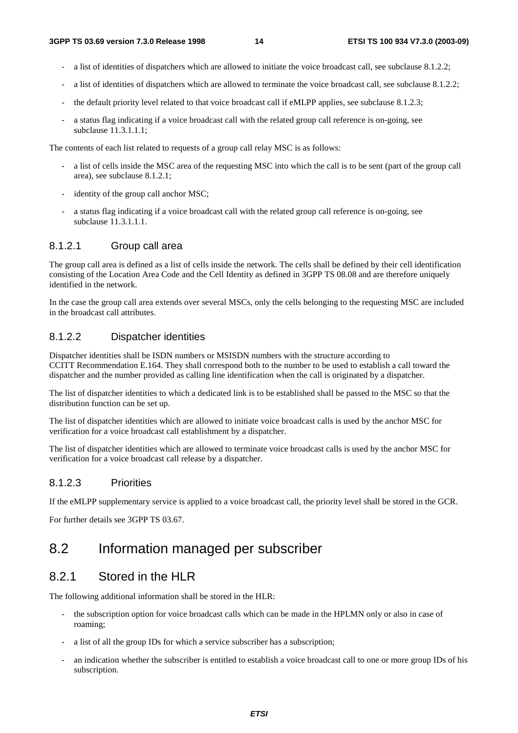- a list of identities of dispatchers which are allowed to initiate the voice broadcast call, see subclause 8.1.2.2;
- a list of identities of dispatchers which are allowed to terminate the voice broadcast call, see subclause 8.1.2.2;
- the default priority level related to that voice broadcast call if eMLPP applies, see subclause 8.1.2.3;
- a status flag indicating if a voice broadcast call with the related group call reference is on-going, see subclause 11.3.1.1.1;

The contents of each list related to requests of a group call relay MSC is as follows:

- a list of cells inside the MSC area of the requesting MSC into which the call is to be sent (part of the group call area), see subclause 8.1.2.1;
- identity of the group call anchor MSC;
- a status flag indicating if a voice broadcast call with the related group call reference is on-going, see subclause 11.3.1.1.1.

#### 8.1.2.1 Group call area

The group call area is defined as a list of cells inside the network. The cells shall be defined by their cell identification consisting of the Location Area Code and the Cell Identity as defined in 3GPP TS 08.08 and are therefore uniquely identified in the network.

In the case the group call area extends over several MSCs, only the cells belonging to the requesting MSC are included in the broadcast call attributes.

#### 8.1.2.2 Dispatcher identities

Dispatcher identities shall be ISDN numbers or MSISDN numbers with the structure according to CCITT Recommendation E.164. They shall correspond both to the number to be used to establish a call toward the dispatcher and the number provided as calling line identification when the call is originated by a dispatcher.

The list of dispatcher identities to which a dedicated link is to be established shall be passed to the MSC so that the distribution function can be set up.

The list of dispatcher identities which are allowed to initiate voice broadcast calls is used by the anchor MSC for verification for a voice broadcast call establishment by a dispatcher.

The list of dispatcher identities which are allowed to terminate voice broadcast calls is used by the anchor MSC for verification for a voice broadcast call release by a dispatcher.

#### 8.1.2.3 Priorities

If the eMLPP supplementary service is applied to a voice broadcast call, the priority level shall be stored in the GCR.

For further details see 3GPP TS 03.67.

## 8.2 Information managed per subscriber

### 8.2.1 Stored in the HLR

The following additional information shall be stored in the HLR:

- the subscription option for voice broadcast calls which can be made in the HPLMN only or also in case of roaming;
- a list of all the group IDs for which a service subscriber has a subscription;
- an indication whether the subscriber is entitled to establish a voice broadcast call to one or more group IDs of his subscription.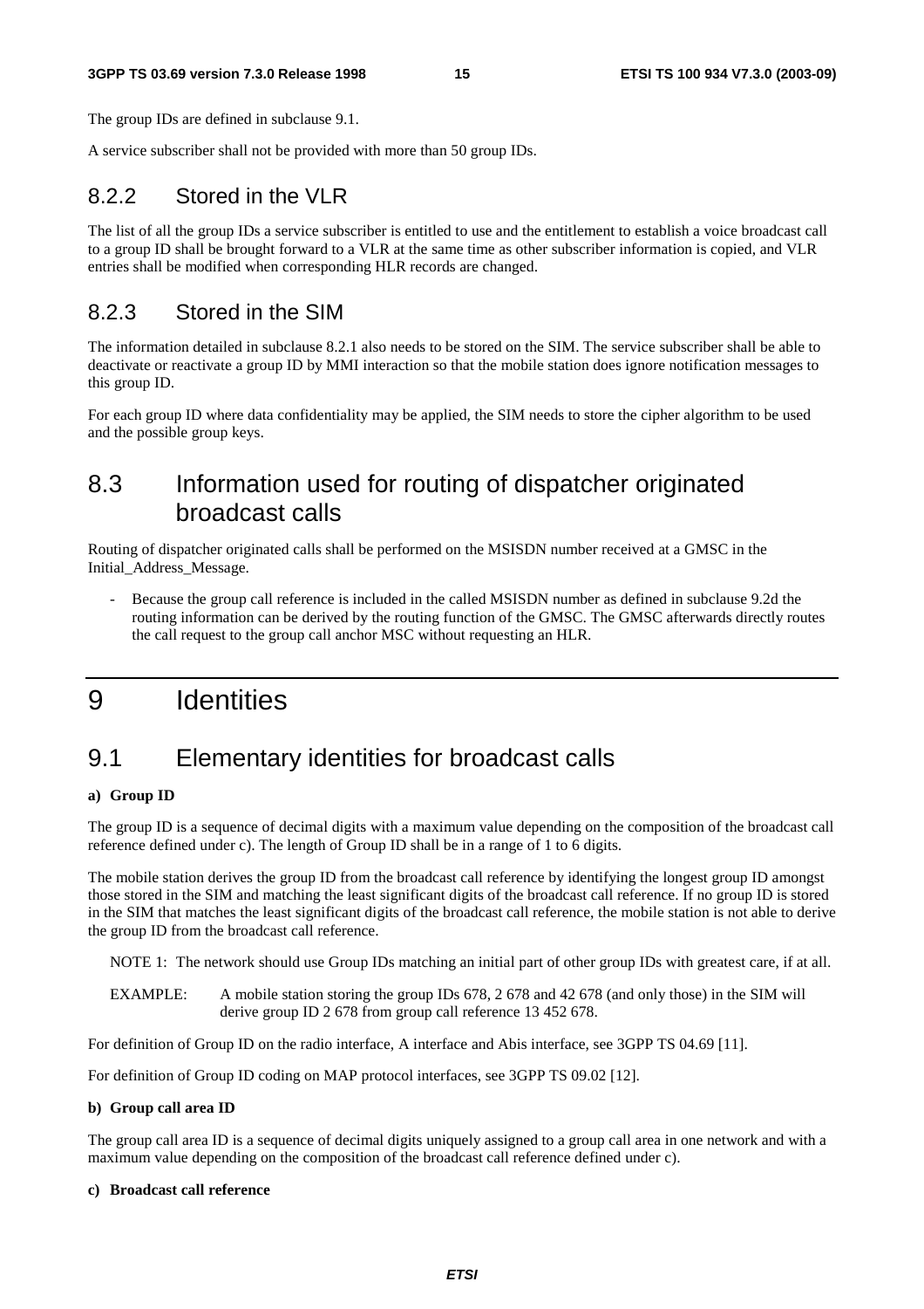The group IDs are defined in subclause 9.1.

A service subscriber shall not be provided with more than 50 group IDs.

### 8.2.2 Stored in the VLR

The list of all the group IDs a service subscriber is entitled to use and the entitlement to establish a voice broadcast call to a group ID shall be brought forward to a VLR at the same time as other subscriber information is copied, and VLR entries shall be modified when corresponding HLR records are changed.

### 8.2.3 Stored in the SIM

The information detailed in subclause 8.2.1 also needs to be stored on the SIM. The service subscriber shall be able to deactivate or reactivate a group ID by MMI interaction so that the mobile station does ignore notification messages to this group ID.

For each group ID where data confidentiality may be applied, the SIM needs to store the cipher algorithm to be used and the possible group keys.

## 8.3 Information used for routing of dispatcher originated broadcast calls

Routing of dispatcher originated calls shall be performed on the MSISDN number received at a GMSC in the Initial_Address_Message.

- Because the group call reference is included in the called MSISDN number as defined in subclause 9.2d the routing information can be derived by the routing function of the GMSC. The GMSC afterwards directly routes the call request to the group call anchor MSC without requesting an HLR.

# 9 Identities

## 9.1 Elementary identities for broadcast calls

**a) Group ID**

The group ID is a sequence of decimal digits with a maximum value depending on the composition of the broadcast call reference defined under c). The length of Group ID shall be in a range of 1 to 6 digits.

The mobile station derives the group ID from the broadcast call reference by identifying the longest group ID amongst those stored in the SIM and matching the least significant digits of the broadcast call reference. If no group ID is stored in the SIM that matches the least significant digits of the broadcast call reference, the mobile station is not able to derive the group ID from the broadcast call reference.

NOTE 1: The network should use Group IDs matching an initial part of other group IDs with greatest care, if at all.

EXAMPLE: A mobile station storing the group IDs 678, 2 678 and 42 678 (and only those) in the SIM will derive group ID 2 678 from group call reference 13 452 678.

For definition of Group ID on the radio interface, A interface and Abis interface, see 3GPP TS 04.69 [11].

For definition of Group ID coding on MAP protocol interfaces, see 3GPP TS 09.02 [12].

**b) Group call area ID**

The group call area ID is a sequence of decimal digits uniquely assigned to a group call area in one network and with a maximum value depending on the composition of the broadcast call reference defined under c).

**c) Broadcast call reference**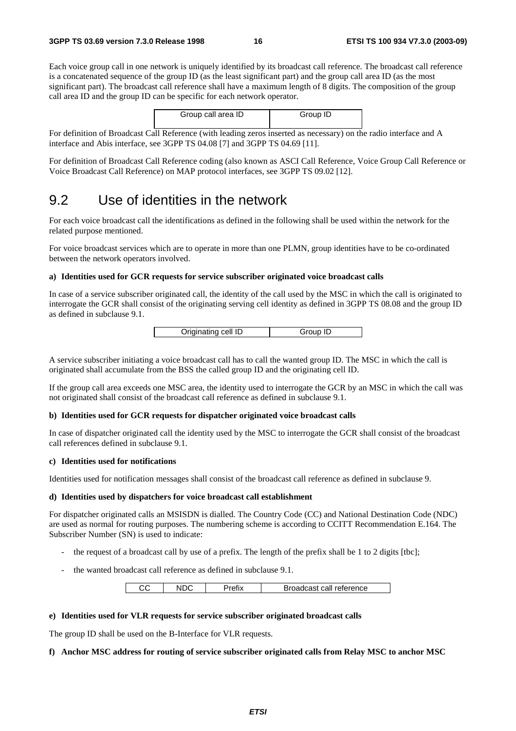Each voice group call in one network is uniquely identified by its broadcast call reference. The broadcast call reference is a concatenated sequence of the group ID (as the least significant part) and the group call area ID (as the most significant part). The broadcast call reference shall have a maximum length of 8 digits. The composition of the group call area ID and the group ID can be specific for each network operator.

| Group call area ID | Group ID |
|---|---|

For definition of Broadcast Call Reference (with leading zeros inserted as necessary) on the radio interface and A interface and Abis interface, see 3GPP TS 04.08 [7] and 3GPP TS 04.69 [11].

For definition of Broadcast Call Reference coding (also known as ASCI Call Reference, Voice Group Call Reference or Voice Broadcast Call Reference) on MAP protocol interfaces, see 3GPP TS 09.02 [12].

## 9.2 Use of identities in the network

For each voice broadcast call the identifications as defined in the following shall be used within the network for the related purpose mentioned.

For voice broadcast services which are to operate in more than one PLMN, group identities have to be co-ordinated between the network operators involved.

**a) Identities used for GCR requests for service subscriber originated voice broadcast calls**

In case of a service subscriber originated call, the identity of the call used by the MSC in which the call is originated to interrogate the GCR shall consist of the originating serving cell identity as defined in 3GPP TS 08.08 and the group ID as defined in subclause 9.1.

| Originating cell ID | Group ID |
|---|---|

A service subscriber initiating a voice broadcast call has to call the wanted group ID. The MSC in which the call is originated shall accumulate from the BSS the called group ID and the originating cell ID.

If the group call area exceeds one MSC area, the identity used to interrogate the GCR by an MSC in which the call was not originated shall consist of the broadcast call reference as defined in subclause 9.1.

**b) Identities used for GCR requests for dispatcher originated voice broadcast calls**

In case of dispatcher originated call the identity used by the MSC to interrogate the GCR shall consist of the broadcast call references defined in subclause 9.1.

**c) Identities used for notifications**

Identities used for notification messages shall consist of the broadcast call reference as defined in subclause 9.

**d) Identities used by dispatchers for voice broadcast call establishment**

For dispatcher originated calls an MSISDN is dialled. The Country Code (CC) and National Destination Code (NDC) are used as normal for routing purposes. The numbering scheme is according to CCITT Recommendation E.164. The Subscriber Number (SN) is used to indicate:

- the request of a broadcast call by use of a prefix. The length of the prefix shall be 1 to 2 digits [tbc];
- the wanted broadcast call reference as defined in subclause 9.1.

| CC | NDC | Prefix | Broadcast call reference |
|---|---|---|---|

**e) Identities used for VLR requests for service subscriber originated broadcast calls**

The group ID shall be used on the B-Interface for VLR requests.

**f) Anchor MSC address for routing of service subscriber originated calls from Relay MSC to anchor MSC**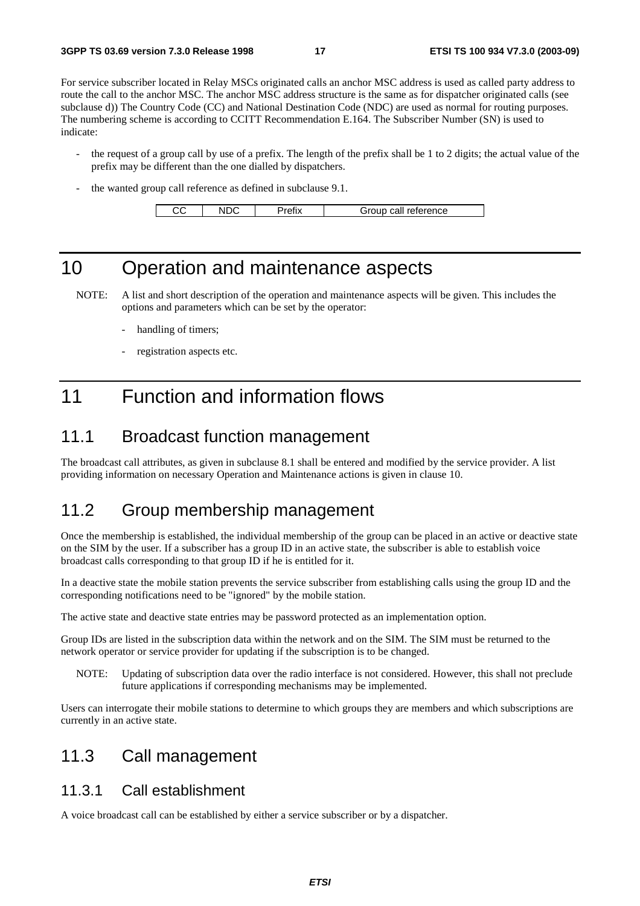For service subscriber located in Relay MSCs originated calls an anchor MSC address is used as called party address to route the call to the anchor MSC. The anchor MSC address structure is the same as for dispatcher originated calls (see subclause d)) The Country Code (CC) and National Destination Code (NDC) are used as normal for routing purposes. The numbering scheme is according to CCITT Recommendation E.164. The Subscriber Number (SN) is used to indicate:

- the request of a group call by use of a prefix. The length of the prefix shall be 1 to 2 digits; the actual value of the prefix may be different than the one dialled by dispatchers.
- the wanted group call reference as defined in subclause 9.1.

| CC | NDC | Prefix | Group call reference |
| --- | --- | --- | --- |

# 10 Operation and maintenance aspects

NOTE: A list and short description of the operation and maintenance aspects will be given. This includes the options and parameters which can be set by the operator:

- handling of timers;
- registration aspects etc.

# 11 Function and information flows

## 11.1 Broadcast function management

The broadcast call attributes, as given in subclause 8.1 shall be entered and modified by the service provider. A list providing information on necessary Operation and Maintenance actions is given in clause 10.

## 11.2 Group membership management

Once the membership is established, the individual membership of the group can be placed in an active or deactive state on the SIM by the user. If a subscriber has a group ID in an active state, the subscriber is able to establish voice broadcast calls corresponding to that group ID if he is entitled for it.

In a deactive state the mobile station prevents the service subscriber from establishing calls using the group ID and the corresponding notifications need to be "ignored" by the mobile station.

The active state and deactive state entries may be password protected as an implementation option.

Group IDs are listed in the subscription data within the network and on the SIM. The SIM must be returned to the network operator or service provider for updating if the subscription is to be changed.

NOTE: Updating of subscription data over the radio interface is not considered. However, this shall not preclude future applications if corresponding mechanisms may be implemented.

Users can interrogate their mobile stations to determine to which groups they are members and which subscriptions are currently in an active state.

## 11.3 Call management

### 11.3.1 Call establishment

A voice broadcast call can be established by either a service subscriber or by a dispatcher.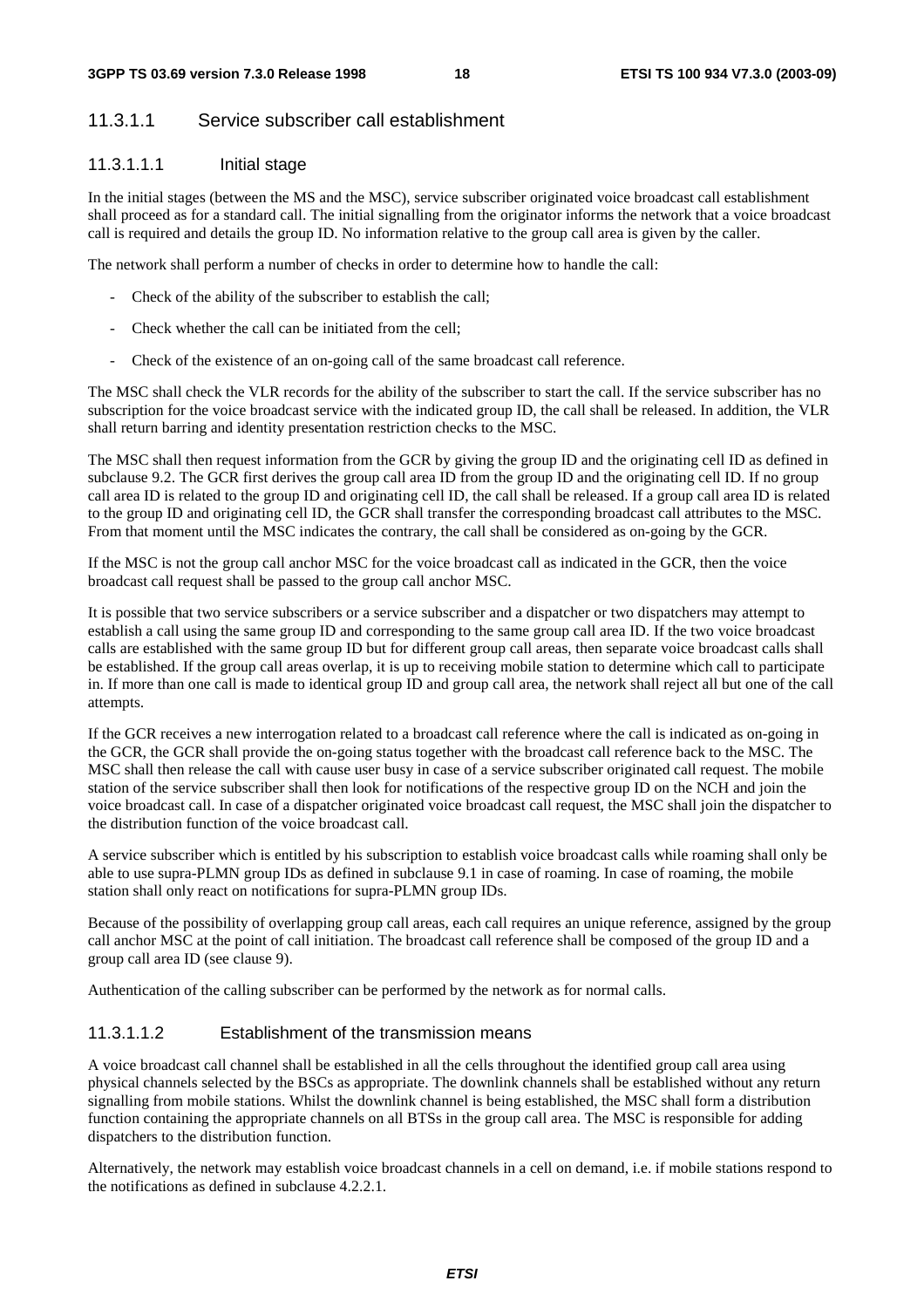#### 11.3.1.1 Service subscriber call establishment

##### 11.3.1.1.1 Initial stage

In the initial stages (between the MS and the MSC), service subscriber originated voice broadcast call establishment shall proceed as for a standard call. The initial signalling from the originator informs the network that a voice broadcast call is required and details the group ID. No information relative to the group call area is given by the caller.

The network shall perform a number of checks in order to determine how to handle the call:

- Check of the ability of the subscriber to establish the call;
- Check whether the call can be initiated from the cell;
- Check of the existence of an on-going call of the same broadcast call reference.

The MSC shall check the VLR records for the ability of the subscriber to start the call. If the service subscriber has no subscription for the voice broadcast service with the indicated group ID, the call shall be released. In addition, the VLR shall return barring and identity presentation restriction checks to the MSC.

The MSC shall then request information from the GCR by giving the group ID and the originating cell ID as defined in subclause 9.2. The GCR first derives the group call area ID from the group ID and the originating cell ID. If no group call area ID is related to the group ID and originating cell ID, the call shall be released. If a group call area ID is related to the group ID and originating cell ID, the GCR shall transfer the corresponding broadcast call attributes to the MSC. From that moment until the MSC indicates the contrary, the call shall be considered as on-going by the GCR.

If the MSC is not the group call anchor MSC for the voice broadcast call as indicated in the GCR, then the voice broadcast call request shall be passed to the group call anchor MSC.

It is possible that two service subscribers or a service subscriber and a dispatcher or two dispatchers may attempt to establish a call using the same group ID and corresponding to the same group call area ID. If the two voice broadcast calls are established with the same group ID but for different group call areas, then separate voice broadcast calls shall be established. If the group call areas overlap, it is up to receiving mobile station to determine which call to participate in. If more than one call is made to identical group ID and group call area, the network shall reject all but one of the call attempts.

If the GCR receives a new interrogation related to a broadcast call reference where the call is indicated as on-going in the GCR, the GCR shall provide the on-going status together with the broadcast call reference back to the MSC. The MSC shall then release the call with cause user busy in case of a service subscriber originated call request. The mobile station of the service subscriber shall then look for notifications of the respective group ID on the NCH and join the voice broadcast call. In case of a dispatcher originated voice broadcast call request, the MSC shall join the dispatcher to the distribution function of the voice broadcast call.

A service subscriber which is entitled by his subscription to establish voice broadcast calls while roaming shall only be able to use supra-PLMN group IDs as defined in subclause 9.1 in case of roaming. In case of roaming, the mobile station shall only react on notifications for supra-PLMN group IDs.

Because of the possibility of overlapping group call areas, each call requires an unique reference, assigned by the group call anchor MSC at the point of call initiation. The broadcast call reference shall be composed of the group ID and a group call area ID (see clause 9).

Authentication of the calling subscriber can be performed by the network as for normal calls.

##### 11.3.1.1.2 Establishment of the transmission means

A voice broadcast call channel shall be established in all the cells throughout the identified group call area using physical channels selected by the BSCs as appropriate. The downlink channels shall be established without any return signalling from mobile stations. Whilst the downlink channel is being established, the MSC shall form a distribution function containing the appropriate channels on all BTSs in the group call area. The MSC is responsible for adding dispatchers to the distribution function.

Alternatively, the network may establish voice broadcast channels in a cell on demand, i.e. if mobile stations respond to the notifications as defined in subclause 4.2.2.1.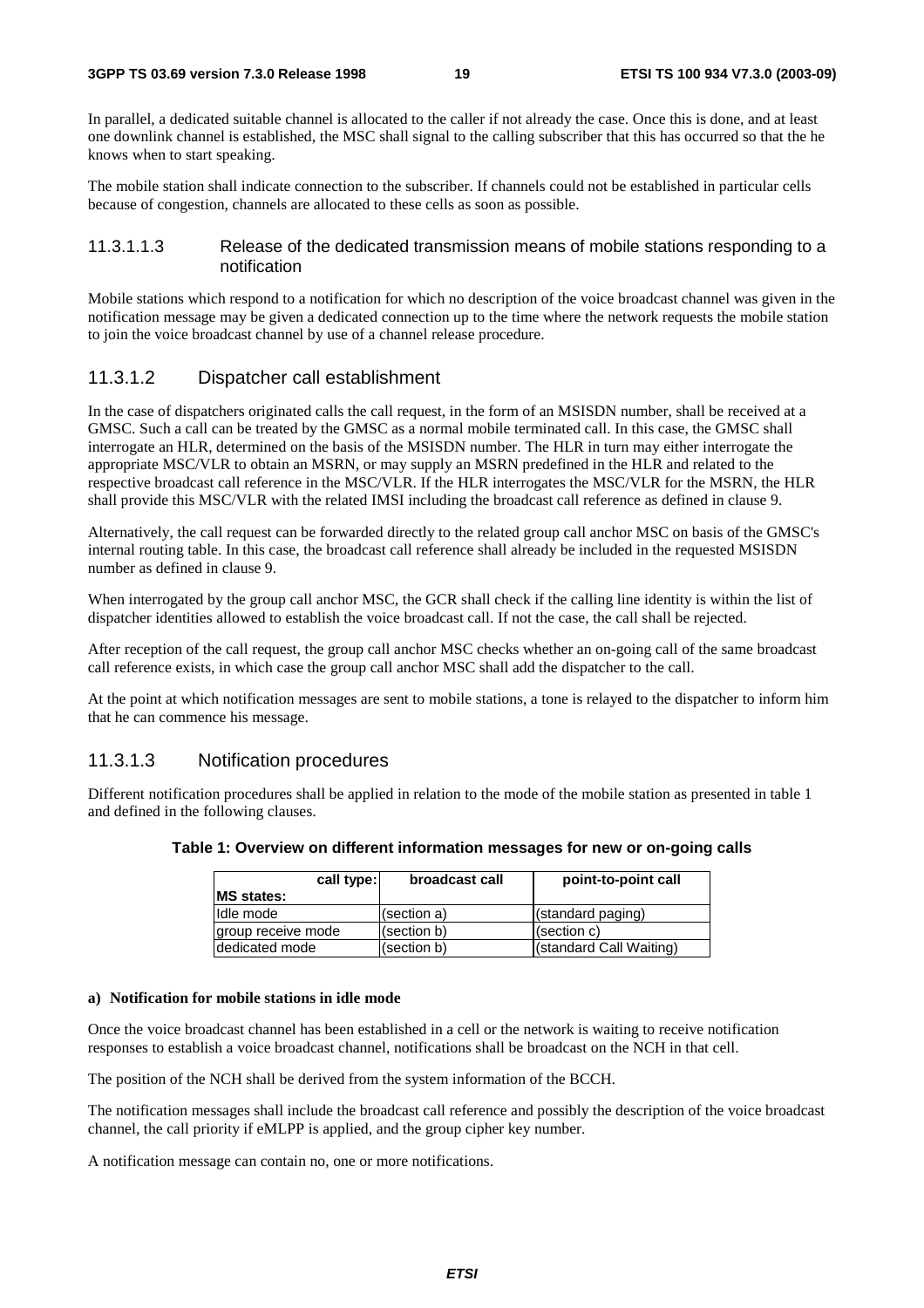In parallel, a dedicated suitable channel is allocated to the caller if not already the case. Once this is done, and at least one downlink channel is established, the MSC shall signal to the calling subscriber that this has occurred so that the he knows when to start speaking.

The mobile station shall indicate connection to the subscriber. If channels could not be established in particular cells because of congestion, channels are allocated to these cells as soon as possible.

##### 11.3.1.1.3 Release of the dedicated transmission means of mobile stations responding to a notification

Mobile stations which respond to a notification for which no description of the voice broadcast channel was given in the notification message may be given a dedicated connection up to the time where the network requests the mobile station to join the voice broadcast channel by use of a channel release procedure.

#### 11.3.1.2 Dispatcher call establishment

In the case of dispatchers originated calls the call request, in the form of an MSISDN number, shall be received at a GMSC. Such a call can be treated by the GMSC as a normal mobile terminated call. In this case, the GMSC shall interrogate an HLR, determined on the basis of the MSISDN number. The HLR in turn may either interrogate the appropriate MSC/VLR to obtain an MSRN, or may supply an MSRN predefined in the HLR and related to the respective broadcast call reference in the MSC/VLR. If the HLR interrogates the MSC/VLR for the MSRN, the HLR shall provide this MSC/VLR with the related IMSI including the broadcast call reference as defined in clause 9.

Alternatively, the call request can be forwarded directly to the related group call anchor MSC on basis of the GMSC's internal routing table. In this case, the broadcast call reference shall already be included in the requested MSISDN number as defined in clause 9.

When interrogated by the group call anchor MSC, the GCR shall check if the calling line identity is within the list of dispatcher identities allowed to establish the voice broadcast call. If not the case, the call shall be rejected.

After reception of the call request, the group call anchor MSC checks whether an on-going call of the same broadcast call reference exists, in which case the group call anchor MSC shall add the dispatcher to the call.

At the point at which notification messages are sent to mobile stations, a tone is relayed to the dispatcher to inform him that he can commence his message.

#### 11.3.1.3 Notification procedures

Different notification procedures shall be applied in relation to the mode of the mobile station as presented in table 1 and defined in the following clauses.

**Table 1: Overview on different information messages for new or on-going calls**

| call type: / **MS states:** | **broadcast call** | **point-to-point call** |
|---|---|---|
| Idle mode | (section a) | (standard paging) |
| group receive mode | (section b) | (section c) |
| dedicated mode | (section b) | (standard Call Waiting) |

**a) Notification for mobile stations in idle mode**

Once the voice broadcast channel has been established in a cell or the network is waiting to receive notification responses to establish a voice broadcast channel, notifications shall be broadcast on the NCH in that cell.

The position of the NCH shall be derived from the system information of the BCCH.

The notification messages shall include the broadcast call reference and possibly the description of the voice broadcast channel, the call priority if eMLPP is applied, and the group cipher key number.

A notification message can contain no, one or more notifications.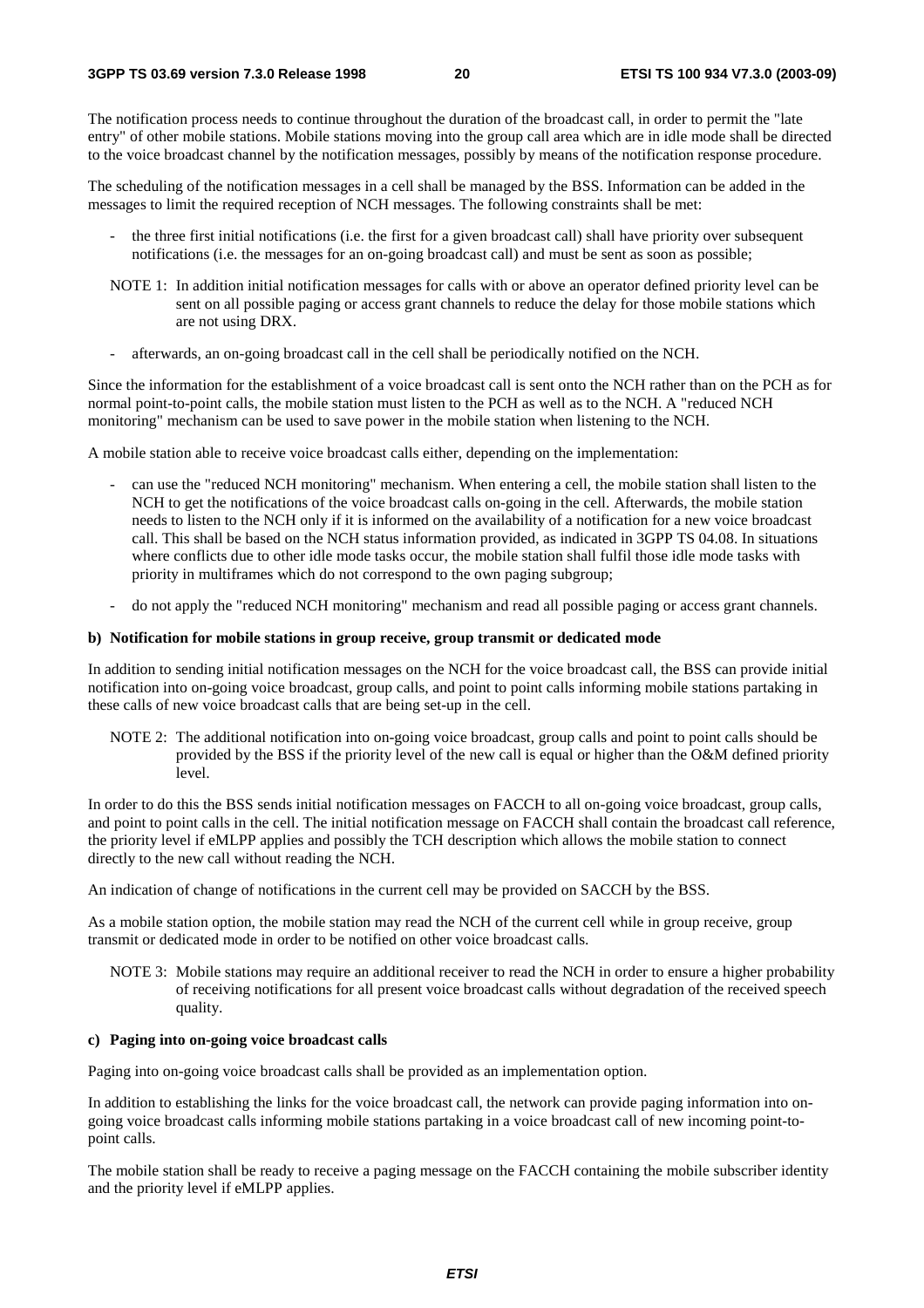The notification process needs to continue throughout the duration of the broadcast call, in order to permit the "late entry" of other mobile stations. Mobile stations moving into the group call area which are in idle mode shall be directed to the voice broadcast channel by the notification messages, possibly by means of the notification response procedure.

The scheduling of the notification messages in a cell shall be managed by the BSS. Information can be added in the messages to limit the required reception of NCH messages. The following constraints shall be met:

- the three first initial notifications (i.e. the first for a given broadcast call) shall have priority over subsequent notifications (i.e. the messages for an on-going broadcast call) and must be sent as soon as possible;

NOTE 1: In addition initial notification messages for calls with or above an operator defined priority level can be sent on all possible paging or access grant channels to reduce the delay for those mobile stations which are not using DRX.

- afterwards, an on-going broadcast call in the cell shall be periodically notified on the NCH.

Since the information for the establishment of a voice broadcast call is sent onto the NCH rather than on the PCH as for normal point-to-point calls, the mobile station must listen to the PCH as well as to the NCH. A "reduced NCH monitoring" mechanism can be used to save power in the mobile station when listening to the NCH.

A mobile station able to receive voice broadcast calls either, depending on the implementation:

- can use the "reduced NCH monitoring" mechanism. When entering a cell, the mobile station shall listen to the NCH to get the notifications of the voice broadcast calls on-going in the cell. Afterwards, the mobile station needs to listen to the NCH only if it is informed on the availability of a notification for a new voice broadcast call. This shall be based on the NCH status information provided, as indicated in 3GPP TS 04.08. In situations where conflicts due to other idle mode tasks occur, the mobile station shall fulfil those idle mode tasks with priority in multiframes which do not correspond to the own paging subgroup;
- do not apply the "reduced NCH monitoring" mechanism and read all possible paging or access grant channels.

**b) Notification for mobile stations in group receive, group transmit or dedicated mode**

In addition to sending initial notification messages on the NCH for the voice broadcast call, the BSS can provide initial notification into on-going voice broadcast, group calls, and point to point calls informing mobile stations partaking in these calls of new voice broadcast calls that are being set-up in the cell.

NOTE 2: The additional notification into on-going voice broadcast, group calls and point to point calls should be provided by the BSS if the priority level of the new call is equal or higher than the O&M defined priority level.

In order to do this the BSS sends initial notification messages on FACCH to all on-going voice broadcast, group calls, and point to point calls in the cell. The initial notification message on FACCH shall contain the broadcast call reference, the priority level if eMLPP applies and possibly the TCH description which allows the mobile station to connect directly to the new call without reading the NCH.

An indication of change of notifications in the current cell may be provided on SACCH by the BSS.

As a mobile station option, the mobile station may read the NCH of the current cell while in group receive, group transmit or dedicated mode in order to be notified on other voice broadcast calls.

NOTE 3: Mobile stations may require an additional receiver to read the NCH in order to ensure a higher probability of receiving notifications for all present voice broadcast calls without degradation of the received speech quality.

**c) Paging into on-going voice broadcast calls**

Paging into on-going voice broadcast calls shall be provided as an implementation option.

In addition to establishing the links for the voice broadcast call, the network can provide paging information into on-going voice broadcast calls informing mobile stations partaking in a voice broadcast call of new incoming point-to-point calls.

The mobile station shall be ready to receive a paging message on the FACCH containing the mobile subscriber identity and the priority level if eMLPP applies.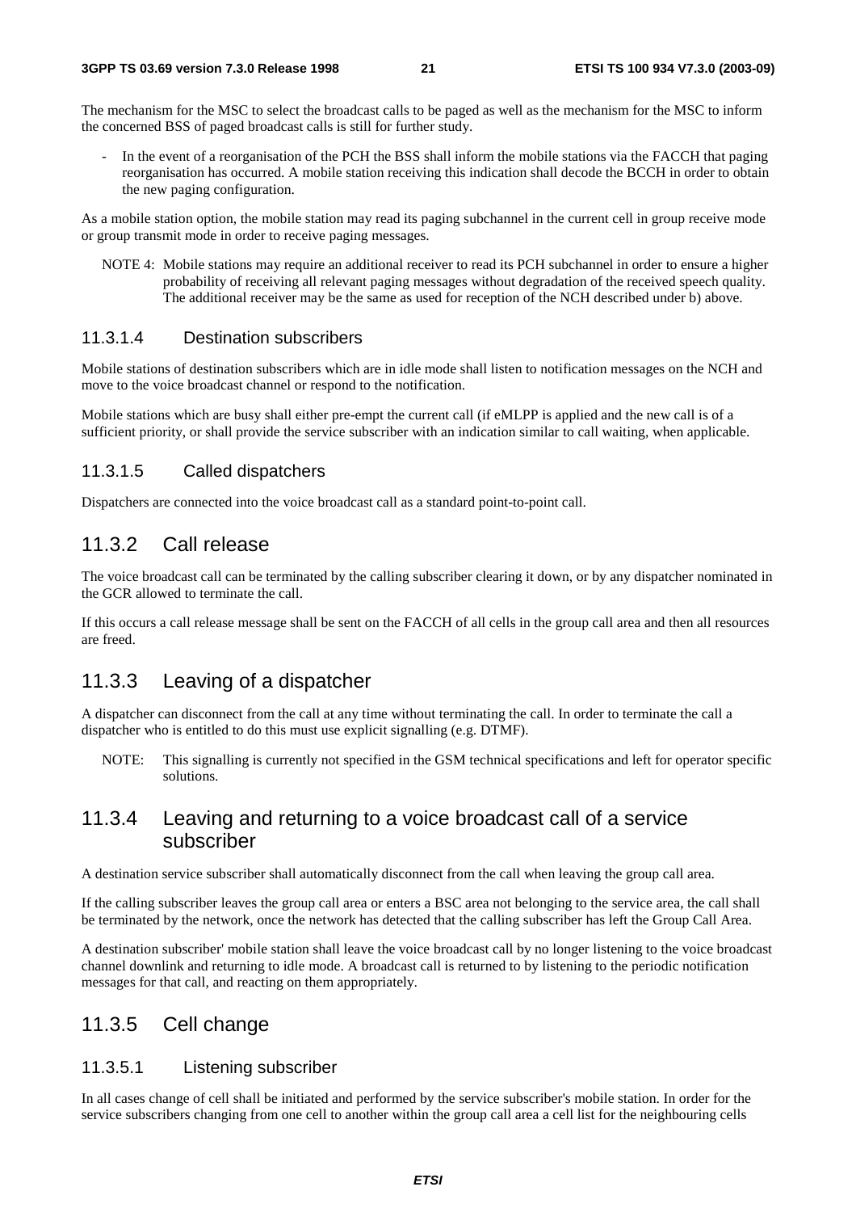The mechanism for the MSC to select the broadcast calls to be paged as well as the mechanism for the MSC to inform the concerned BSS of paged broadcast calls is still for further study.

- In the event of a reorganisation of the PCH the BSS shall inform the mobile stations via the FACCH that paging reorganisation has occurred. A mobile station receiving this indication shall decode the BCCH in order to obtain the new paging configuration.

As a mobile station option, the mobile station may read its paging subchannel in the current cell in group receive mode or group transmit mode in order to receive paging messages.

NOTE 4: Mobile stations may require an additional receiver to read its PCH subchannel in order to ensure a higher probability of receiving all relevant paging messages without degradation of the received speech quality. The additional receiver may be the same as used for reception of the NCH described under b) above.

#### 11.3.1.4 Destination subscribers

Mobile stations of destination subscribers which are in idle mode shall listen to notification messages on the NCH and move to the voice broadcast channel or respond to the notification.

Mobile stations which are busy shall either pre-empt the current call (if eMLPP is applied and the new call is of a sufficient priority, or shall provide the service subscriber with an indication similar to call waiting, when applicable.

#### 11.3.1.5 Called dispatchers

Dispatchers are connected into the voice broadcast call as a standard point-to-point call.

### 11.3.2 Call release

The voice broadcast call can be terminated by the calling subscriber clearing it down, or by any dispatcher nominated in the GCR allowed to terminate the call.

If this occurs a call release message shall be sent on the FACCH of all cells in the group call area and then all resources are freed.

### 11.3.3 Leaving of a dispatcher

A dispatcher can disconnect from the call at any time without terminating the call. In order to terminate the call a dispatcher who is entitled to do this must use explicit signalling (e.g. DTMF).

NOTE: This signalling is currently not specified in the GSM technical specifications and left for operator specific solutions.

### 11.3.4 Leaving and returning to a voice broadcast call of a service subscriber

A destination service subscriber shall automatically disconnect from the call when leaving the group call area.

If the calling subscriber leaves the group call area or enters a BSC area not belonging to the service area, the call shall be terminated by the network, once the network has detected that the calling subscriber has left the Group Call Area.

A destination subscriber' mobile station shall leave the voice broadcast call by no longer listening to the voice broadcast channel downlink and returning to idle mode. A broadcast call is returned to by listening to the periodic notification messages for that call, and reacting on them appropriately.

### 11.3.5 Cell change

#### 11.3.5.1 Listening subscriber

In all cases change of cell shall be initiated and performed by the service subscriber's mobile station. In order for the service subscribers changing from one cell to another within the group call area a cell list for the neighbouring cells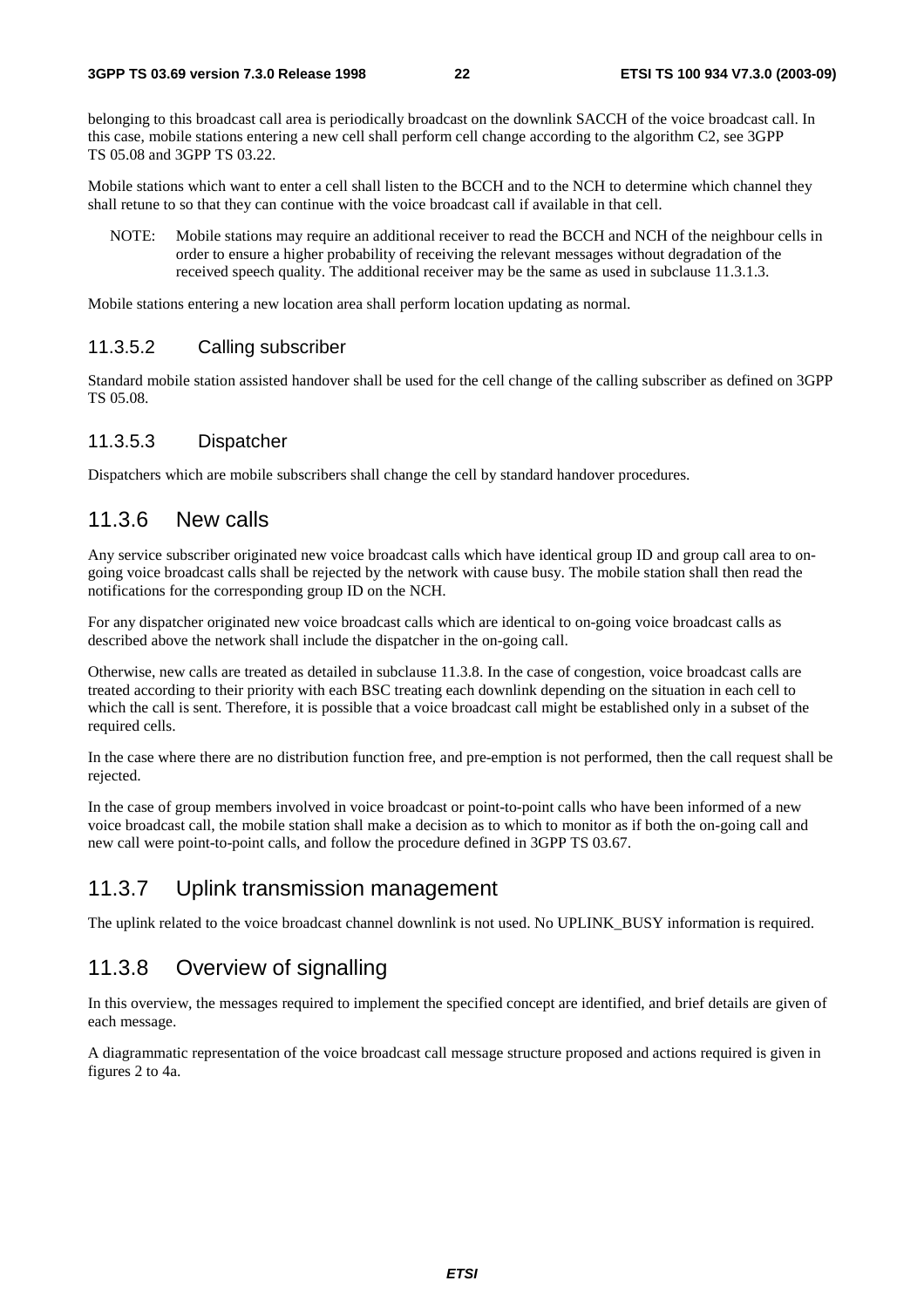belonging to this broadcast call area is periodically broadcast on the downlink SACCH of the voice broadcast call. In this case, mobile stations entering a new cell shall perform cell change according to the algorithm C2, see 3GPP TS 05.08 and 3GPP TS 03.22.

Mobile stations which want to enter a cell shall listen to the BCCH and to the NCH to determine which channel they shall retune to so that they can continue with the voice broadcast call if available in that cell.

NOTE: Mobile stations may require an additional receiver to read the BCCH and NCH of the neighbour cells in order to ensure a higher probability of receiving the relevant messages without degradation of the received speech quality. The additional receiver may be the same as used in subclause 11.3.1.3.

Mobile stations entering a new location area shall perform location updating as normal.

#### 11.3.5.2 Calling subscriber

Standard mobile station assisted handover shall be used for the cell change of the calling subscriber as defined on 3GPP TS 05.08.

#### 11.3.5.3 Dispatcher

Dispatchers which are mobile subscribers shall change the cell by standard handover procedures.

### 11.3.6 New calls

Any service subscriber originated new voice broadcast calls which have identical group ID and group call area to on-going voice broadcast calls shall be rejected by the network with cause busy. The mobile station shall then read the notifications for the corresponding group ID on the NCH.

For any dispatcher originated new voice broadcast calls which are identical to on-going voice broadcast calls as described above the network shall include the dispatcher in the on-going call.

Otherwise, new calls are treated as detailed in subclause 11.3.8. In the case of congestion, voice broadcast calls are treated according to their priority with each BSC treating each downlink depending on the situation in each cell to which the call is sent. Therefore, it is possible that a voice broadcast call might be established only in a subset of the required cells.

In the case where there are no distribution function free, and pre-emption is not performed, then the call request shall be rejected.

In the case of group members involved in voice broadcast or point-to-point calls who have been informed of a new voice broadcast call, the mobile station shall make a decision as to which to monitor as if both the on-going call and new call were point-to-point calls, and follow the procedure defined in 3GPP TS 03.67.

### 11.3.7 Uplink transmission management

The uplink related to the voice broadcast channel downlink is not used. No UPLINK_BUSY information is required.

### 11.3.8 Overview of signalling

In this overview, the messages required to implement the specified concept are identified, and brief details are given of each message.

A diagrammatic representation of the voice broadcast call message structure proposed and actions required is given in figures 2 to 4a.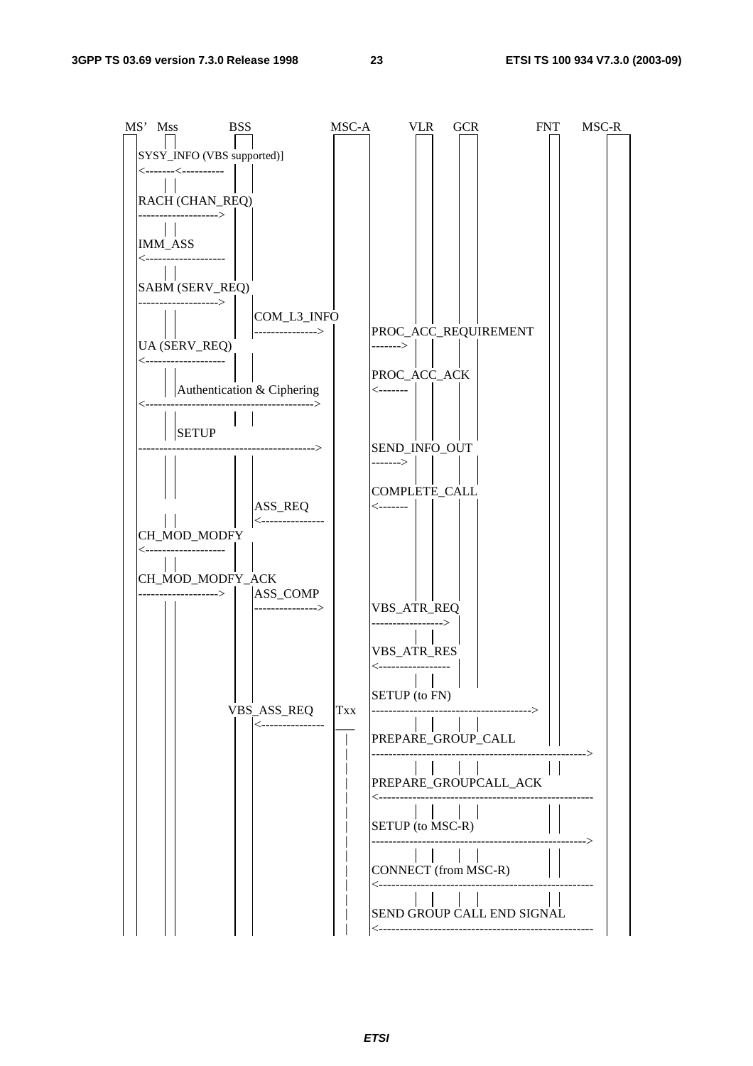```
MS'  Mss          BSS                    MSC-A        VLR    GCR          FNT      MSC-R

SYSY_INFO (VBS supported)]
<-------<----------

RACH (CHAN_REQ)
------------------->

IMM_ASS
<-------------------

SABM (SERV_REQ)
------------------->
                        COM_L3_INFO
                        --------------->      PROC_ACC_REQUIREMENT
UA (SERV_REQ)                                 ------->
<-------------------
                                              PROC_ACC_ACK
            Authentication & Ciphering        <-------
<----------------------------------------->

            SETUP
------------------------------------------->  SEND_INFO_OUT
                                              ------->

                                              COMPLETE_CALL
                        ASS_REQ               <-------
                        <---------------
CH_MOD_MODFY
<-------------------

CH_MOD_MODFY_ACK
------------------->    ASS_COMP
                        --------------->      VBS_ATR_REQ
                                              ----------------->

                                              VBS_ATR_RES
                                              <-----------------

                                              SETUP (to FN)
                    VBS_ASS_REQ      Txx      ------------------------------------->
                        <---------------
                                              PREPARE_GROUP_CALL
                                              --------------------------------------------------->

                                              PREPARE_GROUPCALL_ACK
                                              <---------------------------------------------------

                                              SETUP (to MSC-R)
                                              --------------------------------------------------->

                                              CONNECT (from MSC-R)
                                              <---------------------------------------------------

                                              SEND GROUP CALL END SIGNAL
                                              <---------------------------------------------------
```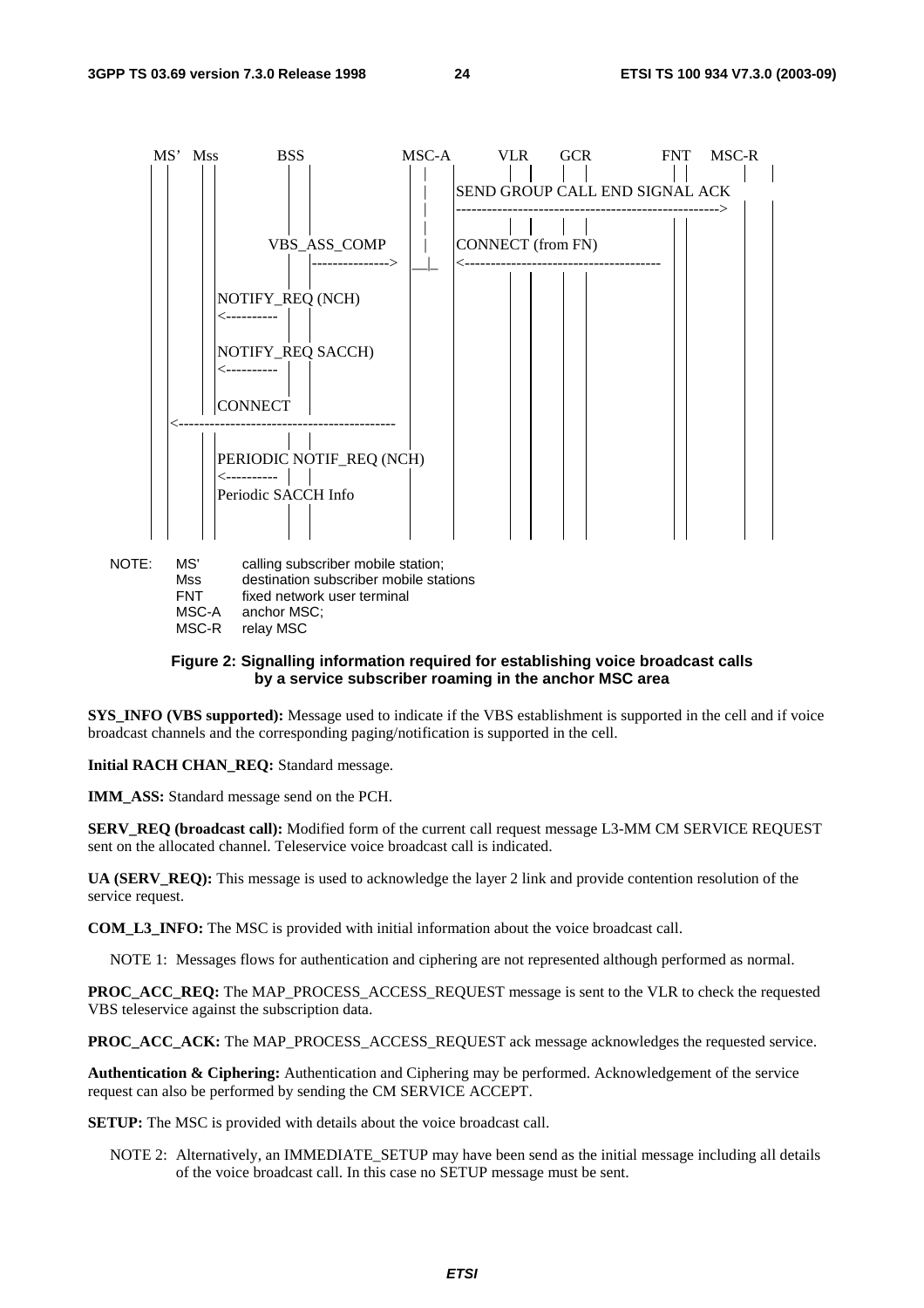```
MS'  Mss        BSS                 MSC-A       VLR        GCR              FNT    MSC-R
                                      |
                                      |      SEND GROUP CALL END SIGNAL ACK
                                      |      ---------------------------------------------->
                                      |
                  VBS_ASS_COMP        |      CONNECT (from FN)
                        --------------->  __|_  <--------------------------------------
                                      
           NOTIFY_REQ (NCH)
           <----------

           NOTIFY_REQ SACCH)
           <----------

           CONNECT
  <------------------------------------------

           PERIODIC NOTIF_REQ (NCH)
           <----------
           Periodic SACCH Info
```

NOTE: MS' calling subscriber mobile station;
Mss destination subscriber mobile stations
FNT fixed network user terminal
MSC-A anchor MSC;
MSC-R relay MSC

**Figure 2: Signalling information required for establishing voice broadcast calls by a service subscriber roaming in the anchor MSC area**

**SYS_INFO (VBS supported):** Message used to indicate if the VBS establishment is supported in the cell and if voice broadcast channels and the corresponding paging/notification is supported in the cell.

**Initial RACH CHAN_REQ:** Standard message.

**IMM_ASS:** Standard message send on the PCH.

**SERV_REQ (broadcast call):** Modified form of the current call request message L3-MM CM SERVICE REQUEST sent on the allocated channel. Teleservice voice broadcast call is indicated.

**UA (SERV_REQ):** This message is used to acknowledge the layer 2 link and provide contention resolution of the service request.

**COM_L3_INFO:** The MSC is provided with initial information about the voice broadcast call.

NOTE 1: Messages flows for authentication and ciphering are not represented although performed as normal.

**PROC_ACC_REQ:** The MAP_PROCESS_ACCESS_REQUEST message is sent to the VLR to check the requested VBS teleservice against the subscription data.

**PROC_ACC_ACK:** The MAP_PROCESS_ACCESS_REQUEST ack message acknowledges the requested service.

**Authentication & Ciphering:** Authentication and Ciphering may be performed. Acknowledgement of the service request can also be performed by sending the CM SERVICE ACCEPT.

**SETUP:** The MSC is provided with details about the voice broadcast call.

NOTE 2: Alternatively, an IMMEDIATE_SETUP may have been send as the initial message including all details of the voice broadcast call. In this case no SETUP message must be sent.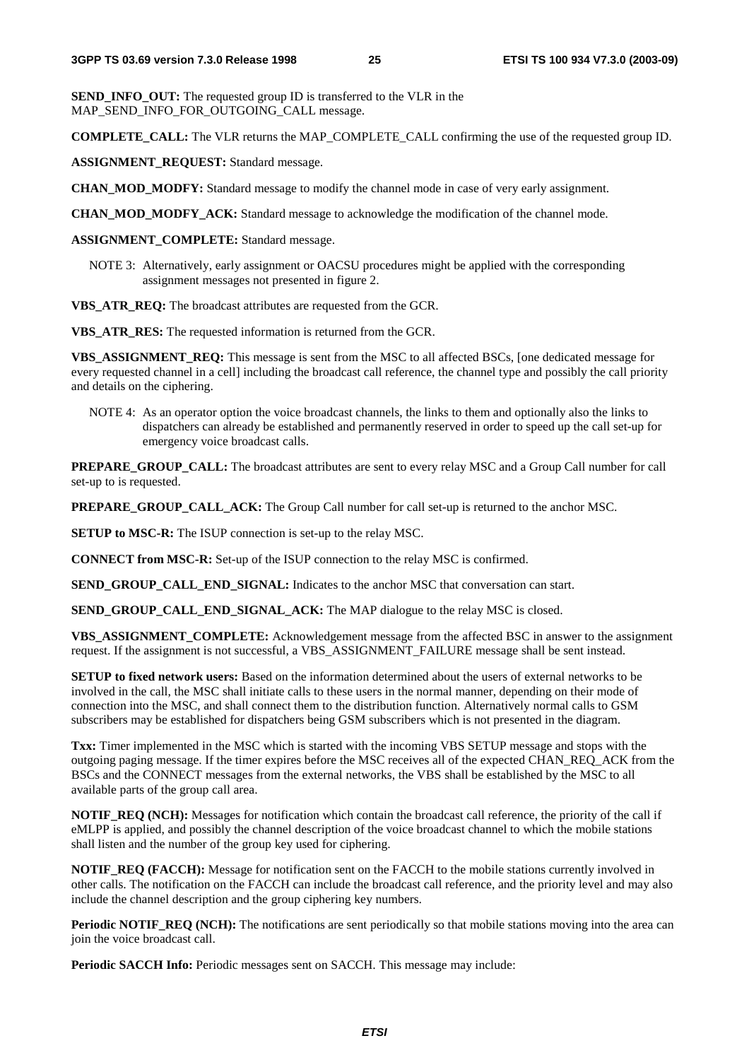**SEND_INFO_OUT:** The requested group ID is transferred to the VLR in the MAP_SEND_INFO_FOR_OUTGOING_CALL message.

**COMPLETE_CALL:** The VLR returns the MAP_COMPLETE_CALL confirming the use of the requested group ID.

**ASSIGNMENT_REQUEST:** Standard message.

**CHAN_MOD_MODFY:** Standard message to modify the channel mode in case of very early assignment.

**CHAN_MOD_MODFY_ACK:** Standard message to acknowledge the modification of the channel mode.

**ASSIGNMENT_COMPLETE:** Standard message.

NOTE 3: Alternatively, early assignment or OACSU procedures might be applied with the corresponding assignment messages not presented in figure 2.

**VBS_ATR_REQ:** The broadcast attributes are requested from the GCR.

**VBS_ATR_RES:** The requested information is returned from the GCR.

**VBS_ASSIGNMENT_REQ:** This message is sent from the MSC to all affected BSCs, [one dedicated message for every requested channel in a cell] including the broadcast call reference, the channel type and possibly the call priority and details on the ciphering.

NOTE 4: As an operator option the voice broadcast channels, the links to them and optionally also the links to dispatchers can already be established and permanently reserved in order to speed up the call set-up for emergency voice broadcast calls.

**PREPARE_GROUP_CALL:** The broadcast attributes are sent to every relay MSC and a Group Call number for call set-up to is requested.

**PREPARE_GROUP_CALL_ACK:** The Group Call number for call set-up is returned to the anchor MSC.

**SETUP to MSC-R:** The ISUP connection is set-up to the relay MSC.

**CONNECT from MSC-R:** Set-up of the ISUP connection to the relay MSC is confirmed.

**SEND_GROUP_CALL_END_SIGNAL:** Indicates to the anchor MSC that conversation can start.

**SEND_GROUP_CALL_END_SIGNAL_ACK:** The MAP dialogue to the relay MSC is closed.

**VBS_ASSIGNMENT_COMPLETE:** Acknowledgement message from the affected BSC in answer to the assignment request. If the assignment is not successful, a VBS_ASSIGNMENT_FAILURE message shall be sent instead.

**SETUP to fixed network users:** Based on the information determined about the users of external networks to be involved in the call, the MSC shall initiate calls to these users in the normal manner, depending on their mode of connection into the MSC, and shall connect them to the distribution function. Alternatively normal calls to GSM subscribers may be established for dispatchers being GSM subscribers which is not presented in the diagram.

**Txx:** Timer implemented in the MSC which is started with the incoming VBS SETUP message and stops with the outgoing paging message. If the timer expires before the MSC receives all of the expected CHAN_REQ_ACK from the BSCs and the CONNECT messages from the external networks, the VBS shall be established by the MSC to all available parts of the group call area.

**NOTIF_REQ (NCH):** Messages for notification which contain the broadcast call reference, the priority of the call if eMLPP is applied, and possibly the channel description of the voice broadcast channel to which the mobile stations shall listen and the number of the group key used for ciphering.

**NOTIF_REQ (FACCH):** Message for notification sent on the FACCH to the mobile stations currently involved in other calls. The notification on the FACCH can include the broadcast call reference, and the priority level and may also include the channel description and the group ciphering key numbers.

**Periodic NOTIF_REQ (NCH):** The notifications are sent periodically so that mobile stations moving into the area can join the voice broadcast call.

**Periodic SACCH Info:** Periodic messages sent on SACCH. This message may include: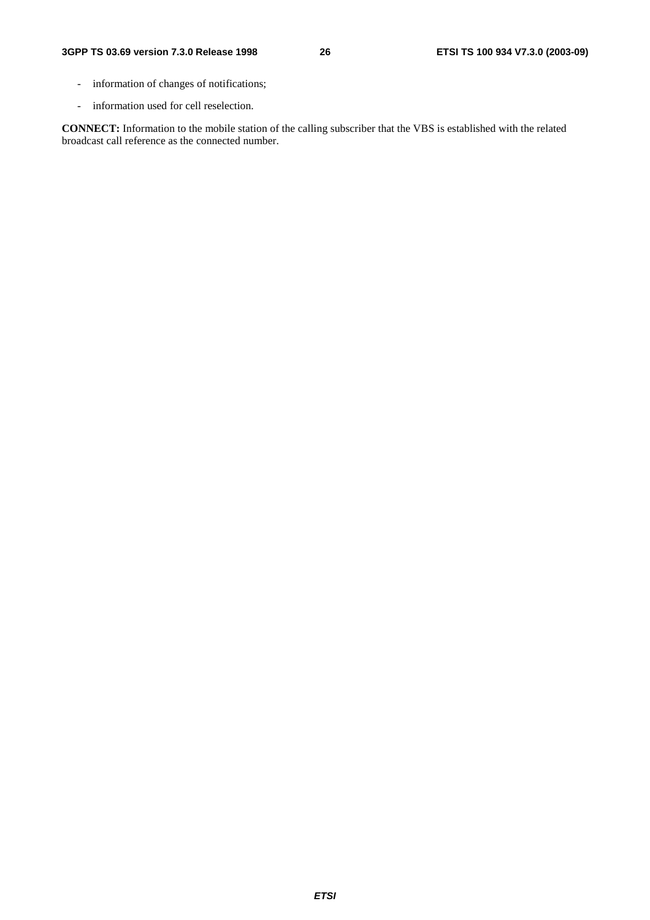- information of changes of notifications;
- information used for cell reselection.

**CONNECT:** Information to the mobile station of the calling subscriber that the VBS is established with the related broadcast call reference as the connected number.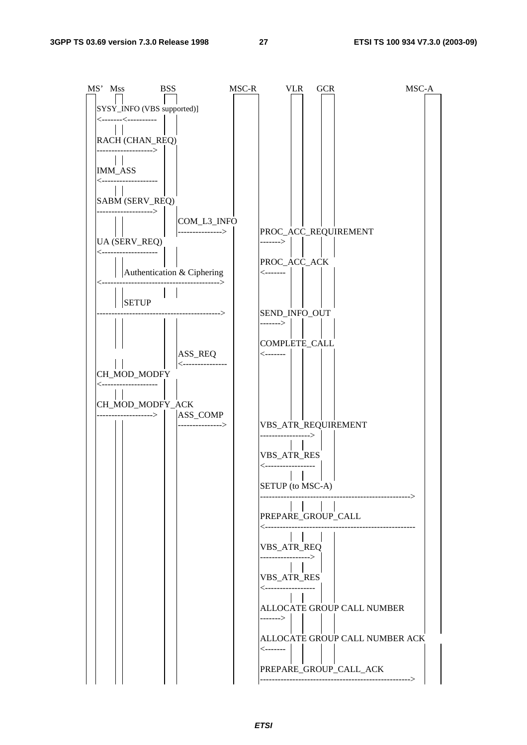```
MS'  Mss            BSS                    MSC-R          VLR    GCR                   MSC-A
 |    |              |                       |              |      |                     |
SYSY_INFO (VBS supported)]
<-------<----------
RACH (CHAN_REQ)
------------------->
IMM_ASS
<-------------------
SABM (SERV_REQ)
------------------->
                     COM_L3_INFO
                     --------------->        PROC_ACC_REQUIREMENT
UA (SERV_REQ)                                ------->
<-------------------
                                             PROC_ACC_ACK
      Authentication & Ciphering             <-------
<----------------------------------------->
      SETUP
------------------------------------------>  SEND_INFO_OUT
                                             ------->

                                             COMPLETE_CALL
                     ASS_REQ                 <-------
                     <---------------
CH_MOD_MODFY
<-------------------
CH_MOD_MODFY_ACK
------------------->  ASS_COMP
                     --------------->        VBS_ATR_REQUIREMENT
                                             ----------------->
                                             VBS_ATR_RES
                                             <-----------------
                                             SETUP (to MSC-A)
                                             --------------------------------------------------->
                                             PREPARE_GROUP_CALL
                                             <---------------------------------------------------
                                             VBS_ATR_REQ
                                             ----------------->
                                             VBS_ATR_RES
                                             <-----------------
                                             ALLOCATE GROUP CALL NUMBER
                                             ------->
                                             ALLOCATE GROUP CALL NUMBER ACK
                                             <-------
                                             PREPARE_GROUP_CALL_ACK
                                             --------------------------------------------------->
```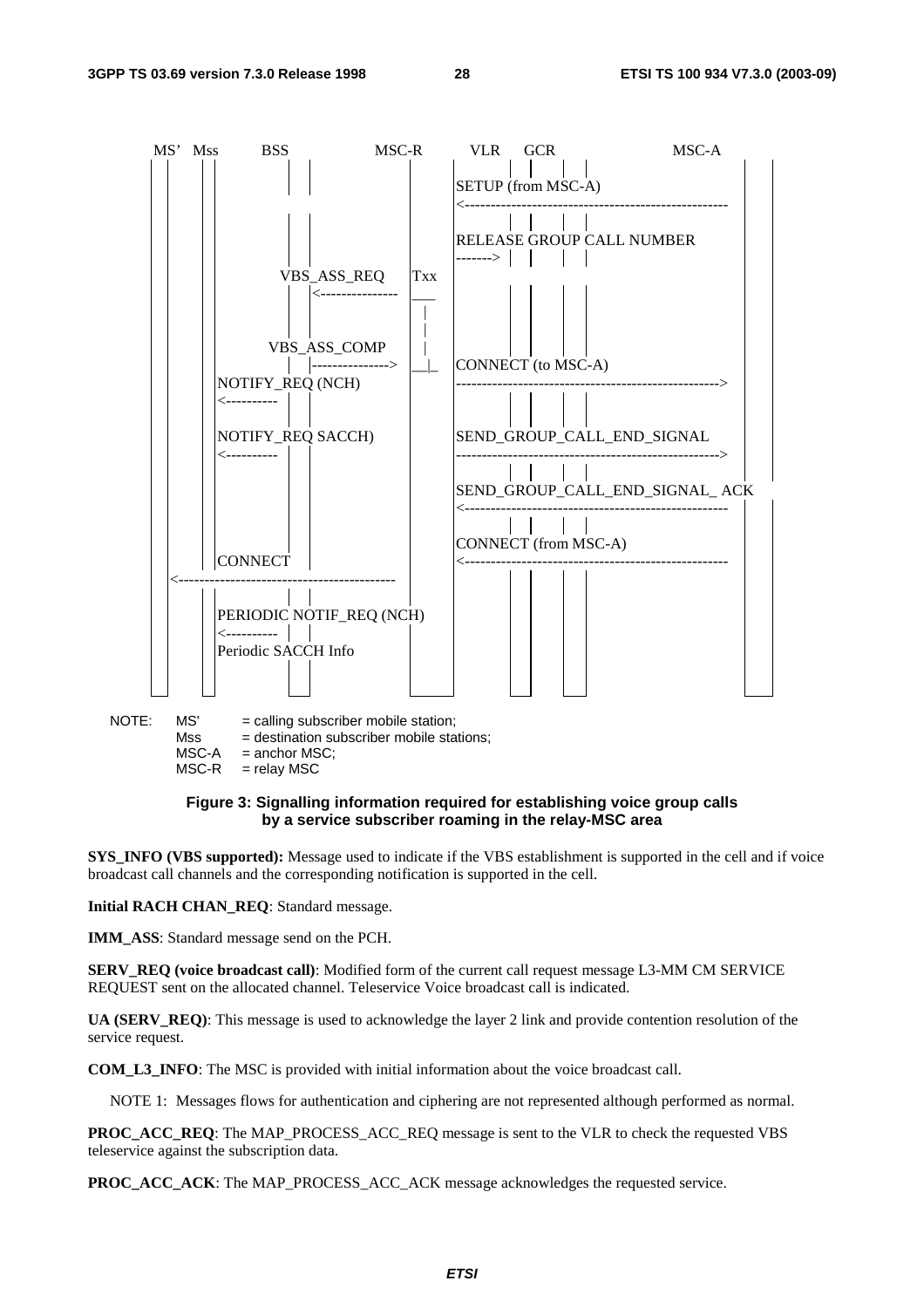```
MS'  Mss        BSS                 MSC-R        VLR    GCR                    MSC-A

                                                 SETUP (from MSC-A)
                                                 <---------------------------------------------------

                                                 RELEASE GROUP CALL NUMBER
                                                 ------->
                      VBS_ASS_REQ         Txx
                               <---------------  ___
                                                    |
                                                    |
                      VBS_ASS_COMP                  |
                               |--------------->  __|_   CONNECT (to MSC-A)
                NOTIFY_REQ (NCH)                 --------------------------------------------------->
                <----------

                NOTIFY_REQ SACCH)                SEND_GROUP_CALL_END_SIGNAL
                <----------                      --------------------------------------------------->

                                                 SEND_GROUP_CALL_END_SIGNAL_ ACK
                                                 <---------------------------------------------------

                                                 CONNECT (from MSC-A)
                CONNECT                          <---------------------------------------------------
     <------------------------------------------

                PERIODIC NOTIF_REQ (NCH)
                <----------
                Periodic SACCH Info
```

NOTE: MS' = calling subscriber mobile station;
Mss = destination subscriber mobile stations;
MSC-A = anchor MSC;
MSC-R = relay MSC

**Figure 3: Signalling information required for establishing voice group calls by a service subscriber roaming in the relay-MSC area**

**SYS_INFO (VBS supported):** Message used to indicate if the VBS establishment is supported in the cell and if voice broadcast call channels and the corresponding notification is supported in the cell.

**Initial RACH CHAN_REQ**: Standard message.

**IMM_ASS**: Standard message send on the PCH.

**SERV_REQ (voice broadcast call)**: Modified form of the current call request message L3-MM CM SERVICE REQUEST sent on the allocated channel. Teleservice Voice broadcast call is indicated.

**UA (SERV_REQ)**: This message is used to acknowledge the layer 2 link and provide contention resolution of the service request.

**COM_L3_INFO**: The MSC is provided with initial information about the voice broadcast call.

NOTE 1: Messages flows for authentication and ciphering are not represented although performed as normal.

**PROC_ACC_REQ**: The MAP_PROCESS_ACC_REQ message is sent to the VLR to check the requested VBS teleservice against the subscription data.

**PROC_ACC_ACK**: The MAP_PROCESS_ACC_ACK message acknowledges the requested service.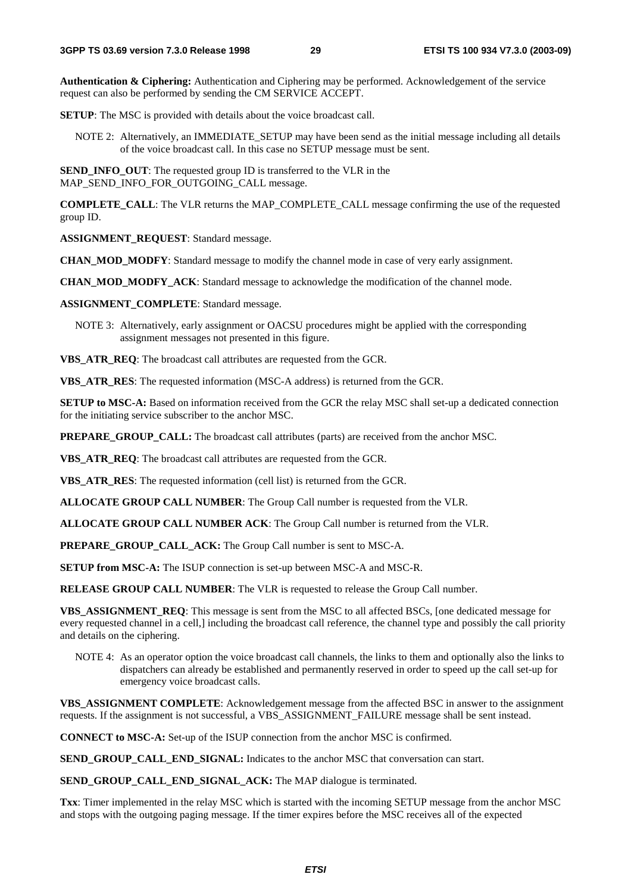**Authentication & Ciphering:** Authentication and Ciphering may be performed. Acknowledgement of the service request can also be performed by sending the CM SERVICE ACCEPT.

**SETUP**: The MSC is provided with details about the voice broadcast call.

NOTE 2: Alternatively, an IMMEDIATE_SETUP may have been send as the initial message including all details of the voice broadcast call. In this case no SETUP message must be sent.

**SEND_INFO_OUT**: The requested group ID is transferred to the VLR in the MAP_SEND_INFO_FOR_OUTGOING_CALL message.

**COMPLETE_CALL**: The VLR returns the MAP_COMPLETE_CALL message confirming the use of the requested group ID.

**ASSIGNMENT_REQUEST**: Standard message.

**CHAN_MOD_MODFY**: Standard message to modify the channel mode in case of very early assignment.

**CHAN_MOD_MODFY_ACK**: Standard message to acknowledge the modification of the channel mode.

**ASSIGNMENT_COMPLETE**: Standard message.

NOTE 3: Alternatively, early assignment or OACSU procedures might be applied with the corresponding assignment messages not presented in this figure.

**VBS_ATR_REQ**: The broadcast call attributes are requested from the GCR.

**VBS_ATR_RES**: The requested information (MSC-A address) is returned from the GCR.

**SETUP to MSC-A:** Based on information received from the GCR the relay MSC shall set-up a dedicated connection for the initiating service subscriber to the anchor MSC.

**PREPARE_GROUP_CALL:** The broadcast call attributes (parts) are received from the anchor MSC.

**VBS_ATR_REQ**: The broadcast call attributes are requested from the GCR.

**VBS_ATR_RES**: The requested information (cell list) is returned from the GCR.

**ALLOCATE GROUP CALL NUMBER**: The Group Call number is requested from the VLR.

**ALLOCATE GROUP CALL NUMBER ACK**: The Group Call number is returned from the VLR.

**PREPARE_GROUP_CALL_ACK:** The Group Call number is sent to MSC-A.

**SETUP from MSC-A:** The ISUP connection is set-up between MSC-A and MSC-R.

**RELEASE GROUP CALL NUMBER**: The VLR is requested to release the Group Call number.

**VBS_ASSIGNMENT_REQ**: This message is sent from the MSC to all affected BSCs, [one dedicated message for every requested channel in a cell,] including the broadcast call reference, the channel type and possibly the call priority and details on the ciphering.

NOTE 4: As an operator option the voice broadcast call channels, the links to them and optionally also the links to dispatchers can already be established and permanently reserved in order to speed up the call set-up for emergency voice broadcast calls.

**VBS_ASSIGNMENT COMPLETE**: Acknowledgement message from the affected BSC in answer to the assignment requests. If the assignment is not successful, a VBS_ASSIGNMENT_FAILURE message shall be sent instead.

**CONNECT to MSC-A:** Set-up of the ISUP connection from the anchor MSC is confirmed.

**SEND_GROUP_CALL_END_SIGNAL:** Indicates to the anchor MSC that conversation can start.

**SEND_GROUP_CALL_END_SIGNAL_ACK:** The MAP dialogue is terminated.

**Txx**: Timer implemented in the relay MSC which is started with the incoming SETUP message from the anchor MSC and stops with the outgoing paging message. If the timer expires before the MSC receives all of the expected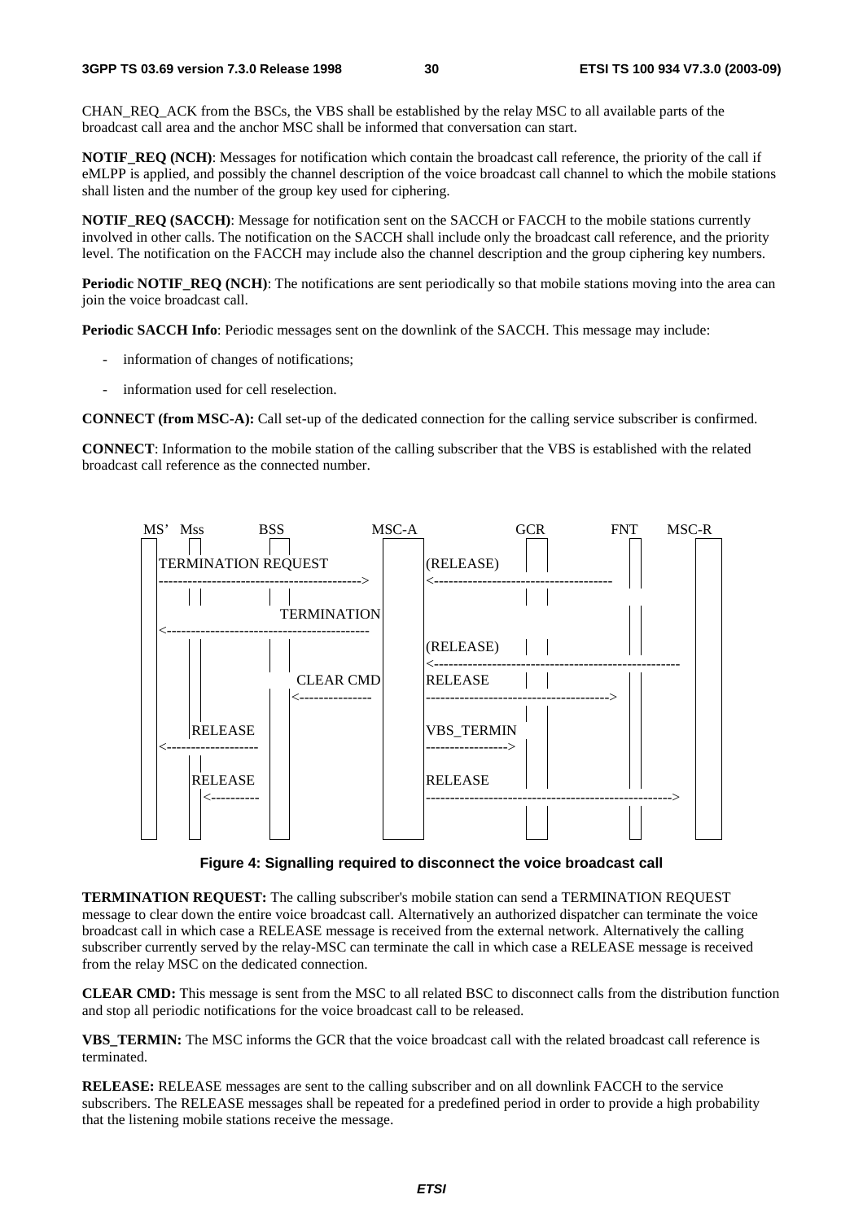CHAN_REQ_ACK from the BSCs, the VBS shall be established by the relay MSC to all available parts of the broadcast call area and the anchor MSC shall be informed that conversation can start.

**NOTIF_REQ (NCH)**: Messages for notification which contain the broadcast call reference, the priority of the call if eMLPP is applied, and possibly the channel description of the voice broadcast call channel to which the mobile stations shall listen and the number of the group key used for ciphering.

**NOTIF_REQ (SACCH)**: Message for notification sent on the SACCH or FACCH to the mobile stations currently involved in other calls. The notification on the SACCH shall include only the broadcast call reference, and the priority level. The notification on the FACCH may include also the channel description and the group ciphering key numbers.

**Periodic NOTIF_REQ (NCH)**: The notifications are sent periodically so that mobile stations moving into the area can join the voice broadcast call.

**Periodic SACCH Info**: Periodic messages sent on the downlink of the SACCH. This message may include:

- information of changes of notifications;
- information used for cell reselection.

**CONNECT (from MSC-A):** Call set-up of the dedicated connection for the calling service subscriber is confirmed.

**CONNECT**: Information to the mobile station of the calling subscriber that the VBS is established with the related broadcast call reference as the connected number.

```
MS'  Mss        BSS              MSC-A              GCR         FNT      MSC-R
 |    |          |                 |                 |           |         |
 | TERMINATION REQUEST             |  (RELEASE)      |           |         |
 |-------------------------------->|  <------------------------------|     |
 |    |          |                 |                 |           |         |
 |    |          |   TERMINATION   |                 |           |         |
 |<--------------------------------|                 |           |         |
 |    |          |                 |  (RELEASE)      |           |         |
 |    |          |                 |  <--------------------------------------|
 |    |          |   CLEAR CMD     |  RELEASE        |           |         |
 |    |          |<----------------|  ------------------------------>|     |
 |    |          |                 |                 |           |         |
 |    | RELEASE  |                 |  VBS_TERMIN     |           |         |
 |<--------------|                 |  ---------------->          |         |
 |    |          |                 |                 |           |         |
 |    | RELEASE  |                 |  RELEASE        |           |         |
 |    |<---------|                 |  -------------------------------------->|
```

**Figure 4: Signalling required to disconnect the voice broadcast call**

**TERMINATION REQUEST:** The calling subscriber's mobile station can send a TERMINATION REQUEST message to clear down the entire voice broadcast call. Alternatively an authorized dispatcher can terminate the voice broadcast call in which case a RELEASE message is received from the external network. Alternatively the calling subscriber currently served by the relay-MSC can terminate the call in which case a RELEASE message is received from the relay MSC on the dedicated connection.

**CLEAR CMD:** This message is sent from the MSC to all related BSC to disconnect calls from the distribution function and stop all periodic notifications for the voice broadcast call to be released.

**VBS_TERMIN:** The MSC informs the GCR that the voice broadcast call with the related broadcast call reference is terminated.

**RELEASE:** RELEASE messages are sent to the calling subscriber and on all downlink FACCH to the service subscribers. The RELEASE messages shall be repeated for a predefined period in order to provide a high probability that the listening mobile stations receive the message.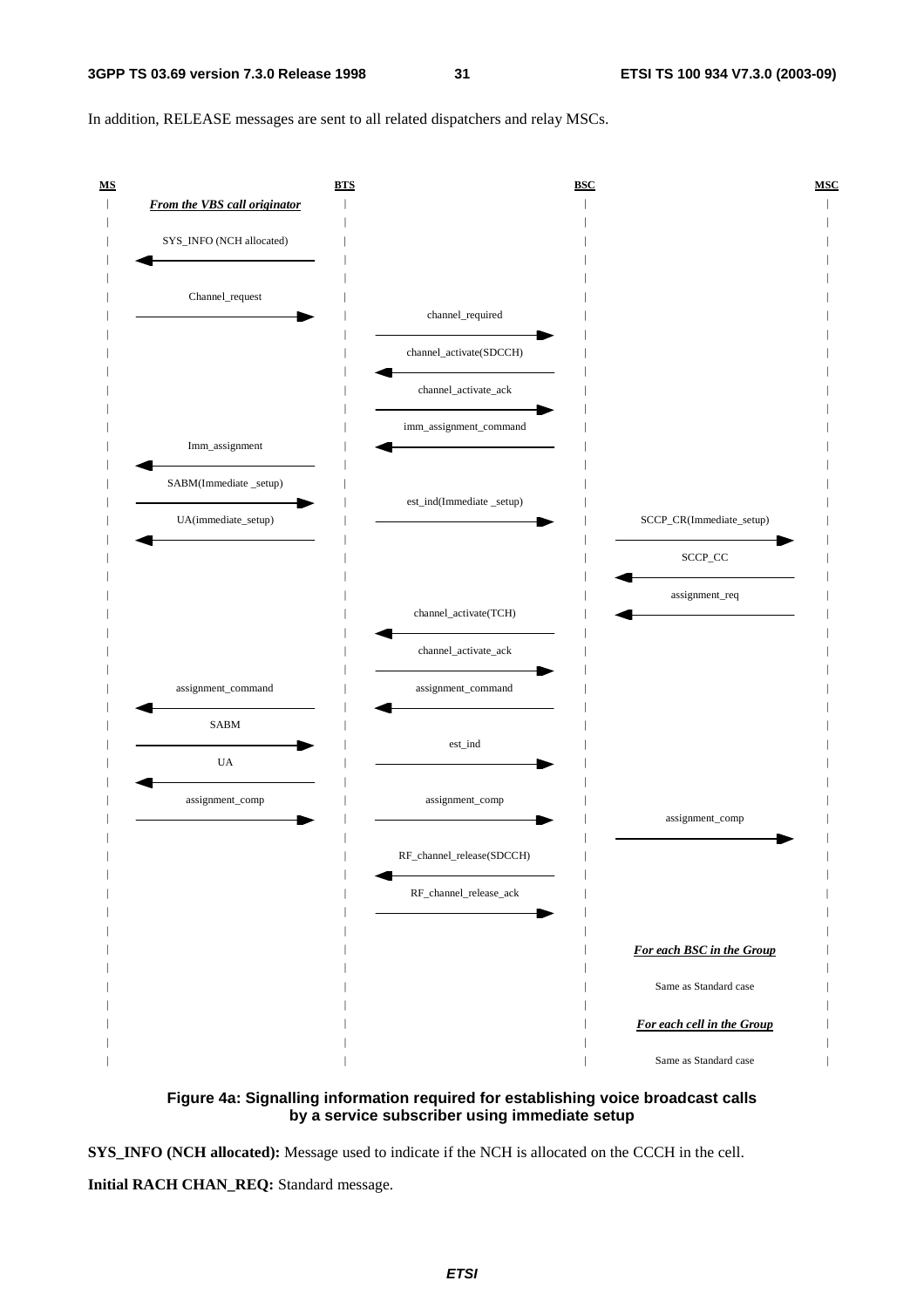In addition, RELEASE messages are sent to all related dispatchers and relay MSCs.

```
MS                               BTS                              BSC                              MSC
|   From the VBS call originator  |                                |                                |
|                                 |                                |                                |
|   SYS_INFO (NCH allocated)      |                                |                                |
|<--------------------------------|                                |                                |
|                                 |                                |                                |
|   Channel_request               |                                |                                |
|-------------------------------->|   channel_required             |                                |
|                                 |------------------------------->|                                |
|                                 |   channel_activate(SDCCH)      |                                |
|                                 |<-------------------------------|                                |
|                                 |   channel_activate_ack         |                                |
|                                 |------------------------------->|                                |
|                                 |   imm_assignment_command       |                                |
|   Imm_assignment                |<-------------------------------|                                |
|<--------------------------------|                                |                                |
|   SABM(Immediate _setup)        |                                |                                |
|-------------------------------->|   est_ind(Immediate _setup)    |                                |
|   UA(immediate_setup)           |------------------------------->|   SCCP_CR(Immediate_setup)     |
|<--------------------------------|                                |------------------------------->|
|                                 |                                |   SCCP_CC                      |
|                                 |                                |<-------------------------------|
|                                 |                                |   assignment_req               |
|                                 |   channel_activate(TCH)        |<-------------------------------|
|                                 |<-------------------------------|                                |
|                                 |   channel_activate_ack         |                                |
|                                 |------------------------------->|                                |
|   assignment_command            |   assignment_command           |                                |
|<--------------------------------|<-------------------------------|                                |
|   SABM                          |                                |                                |
|-------------------------------->|   est_ind                      |                                |
|   UA                            |------------------------------->|                                |
|<--------------------------------|                                |                                |
|   assignment_comp               |   assignment_comp              |                                |
|-------------------------------->|------------------------------->|   assignment_comp              |
|                                 |                                |------------------------------->|
|                                 |   RF_channel_release(SDCCH)    |                                |
|                                 |<-------------------------------|                                |
|                                 |   RF_channel_release_ack       |                                |
|                                 |------------------------------->|                                |
|                                 |                                |                                |
|                                 |                                |   For each BSC in the Group    |
|                                 |                                |                                |
|                                 |                                |   Same as Standard case        |
|                                 |                                |                                |
|                                 |                                |   For each cell in the Group   |
|                                 |                                |                                |
|                                 |                                |   Same as Standard case        |
```

**Figure 4a: Signalling information required for establishing voice broadcast calls by a service subscriber using immediate setup**

**SYS_INFO (NCH allocated):** Message used to indicate if the NCH is allocated on the CCCH in the cell.

**Initial RACH CHAN_REQ:** Standard message.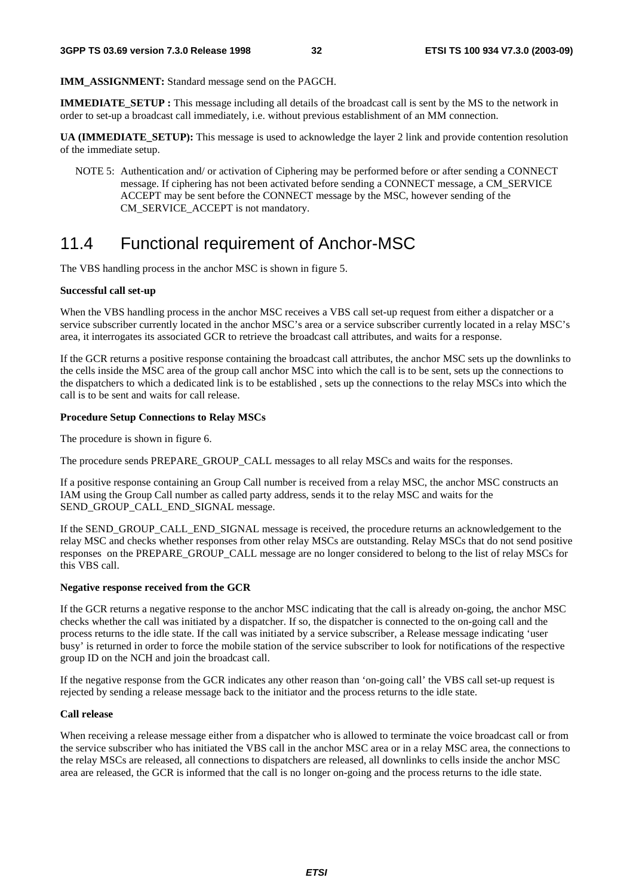**IMM_ASSIGNMENT:** Standard message send on the PAGCH.

**IMMEDIATE_SETUP :** This message including all details of the broadcast call is sent by the MS to the network in order to set-up a broadcast call immediately, i.e. without previous establishment of an MM connection.

**UA (IMMEDIATE_SETUP):** This message is used to acknowledge the layer 2 link and provide contention resolution of the immediate setup.

NOTE 5: Authentication and/ or activation of Ciphering may be performed before or after sending a CONNECT message. If ciphering has not been activated before sending a CONNECT message, a CM_SERVICE ACCEPT may be sent before the CONNECT message by the MSC, however sending of the CM_SERVICE_ACCEPT is not mandatory.

## 11.4 Functional requirement of Anchor-MSC

The VBS handling process in the anchor MSC is shown in figure 5.

**Successful call set-up**

When the VBS handling process in the anchor MSC receives a VBS call set-up request from either a dispatcher or a service subscriber currently located in the anchor MSC's area or a service subscriber currently located in a relay MSC's area, it interrogates its associated GCR to retrieve the broadcast call attributes, and waits for a response.

If the GCR returns a positive response containing the broadcast call attributes, the anchor MSC sets up the downlinks to the cells inside the MSC area of the group call anchor MSC into which the call is to be sent, sets up the connections to the dispatchers to which a dedicated link is to be established , sets up the connections to the relay MSCs into which the call is to be sent and waits for call release.

**Procedure Setup Connections to Relay MSCs**

The procedure is shown in figure 6.

The procedure sends PREPARE_GROUP_CALL messages to all relay MSCs and waits for the responses.

If a positive response containing an Group Call number is received from a relay MSC, the anchor MSC constructs an IAM using the Group Call number as called party address, sends it to the relay MSC and waits for the SEND_GROUP_CALL_END_SIGNAL message.

If the SEND_GROUP_CALL_END_SIGNAL message is received, the procedure returns an acknowledgement to the relay MSC and checks whether responses from other relay MSCs are outstanding. Relay MSCs that do not send positive responses on the PREPARE_GROUP_CALL message are no longer considered to belong to the list of relay MSCs for this VBS call.

**Negative response received from the GCR**

If the GCR returns a negative response to the anchor MSC indicating that the call is already on-going, the anchor MSC checks whether the call was initiated by a dispatcher. If so, the dispatcher is connected to the on-going call and the process returns to the idle state. If the call was initiated by a service subscriber, a Release message indicating 'user busy' is returned in order to force the mobile station of the service subscriber to look for notifications of the respective group ID on the NCH and join the broadcast call.

If the negative response from the GCR indicates any other reason than 'on-going call' the VBS call set-up request is rejected by sending a release message back to the initiator and the process returns to the idle state.

**Call release**

When receiving a release message either from a dispatcher who is allowed to terminate the voice broadcast call or from the service subscriber who has initiated the VBS call in the anchor MSC area or in a relay MSC area, the connections to the relay MSCs are released, all connections to dispatchers are released, all downlinks to cells inside the anchor MSC area are released, the GCR is informed that the call is no longer on-going and the process returns to the idle state.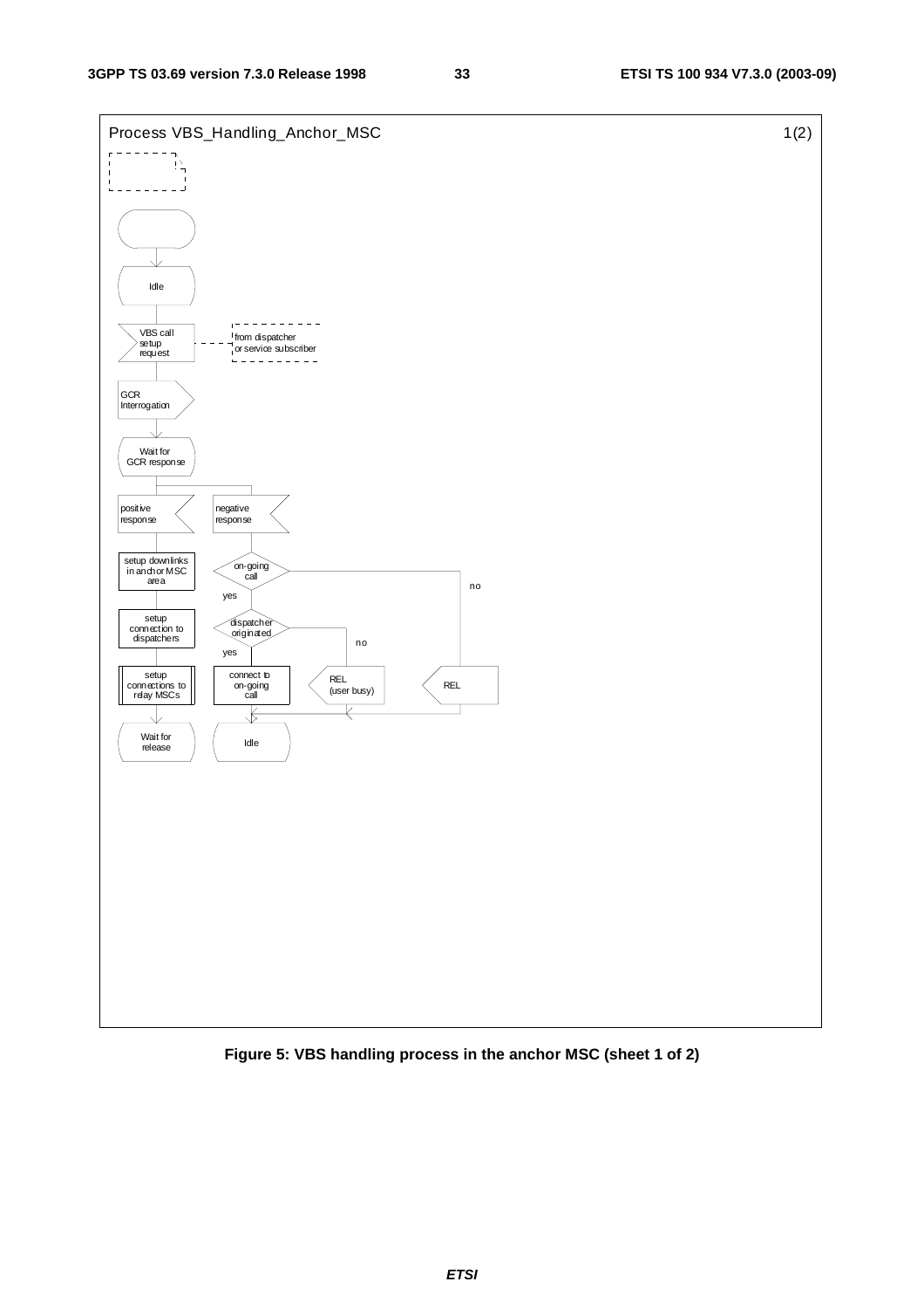Process VBS_Handling_Anchor_MSC 1(2)

Idle

VBS call setup request — from dispatcher or service subscriber

GCR Interrogation

Wait for GCR response

positive response

setup downlinks in anchor MSC area

setup connection to dispatchers

setup connections to relay MSCs

Wait for release

negative response

on-going call — no / yes

dispatcher originated — no / yes

connect to on-going call

REL (user busy)

REL

Idle

**Figure 5: VBS handling process in the anchor MSC (sheet 1 of 2)**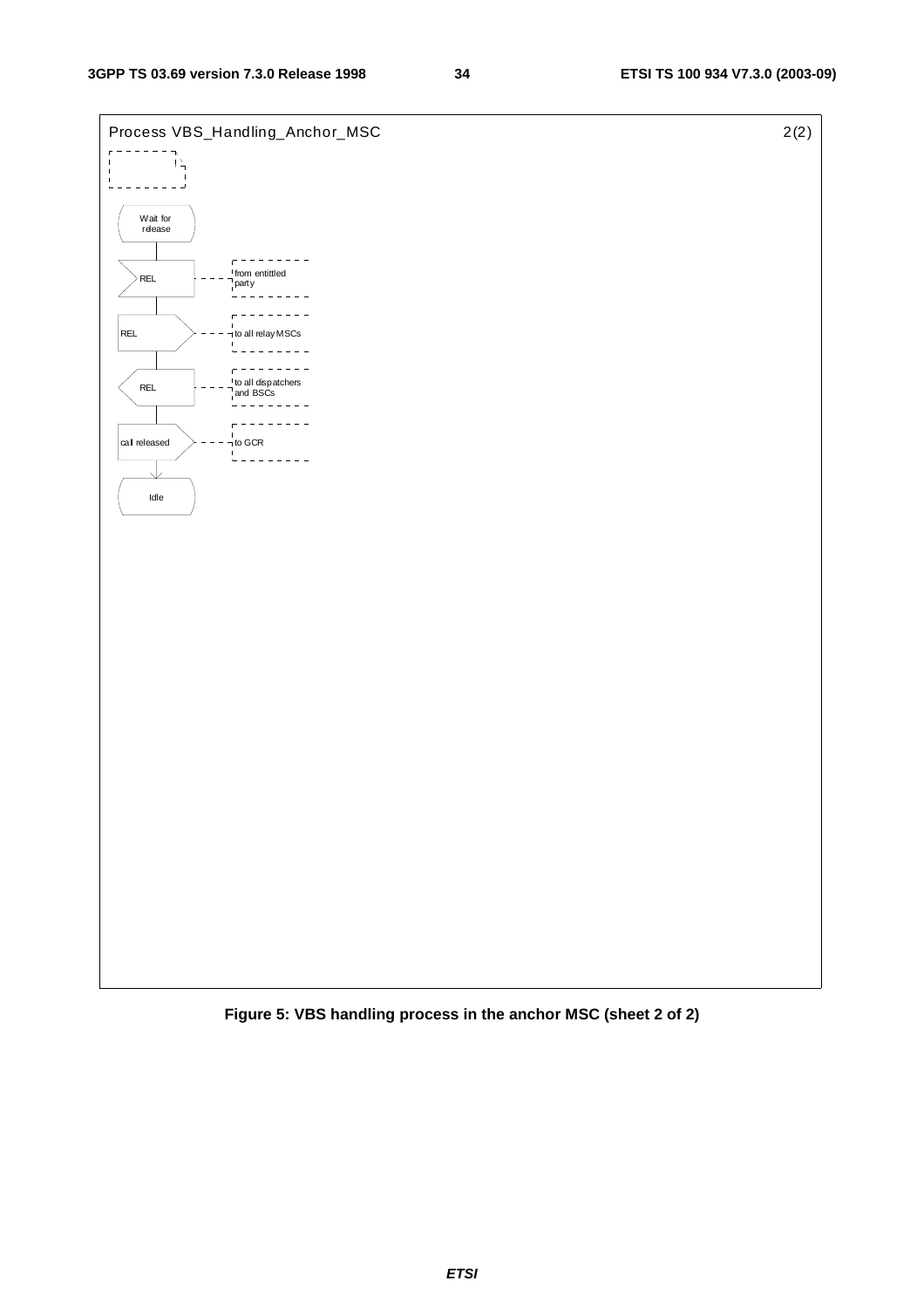Process VBS_Handling_Anchor_MSC 2(2)

Wait for release

REL — from entittled party

REL — to all relay MSCs

REL — to all dispatchers and BSCs

call released — to GCR

Idle

**Figure 5: VBS handling process in the anchor MSC (sheet 2 of 2)**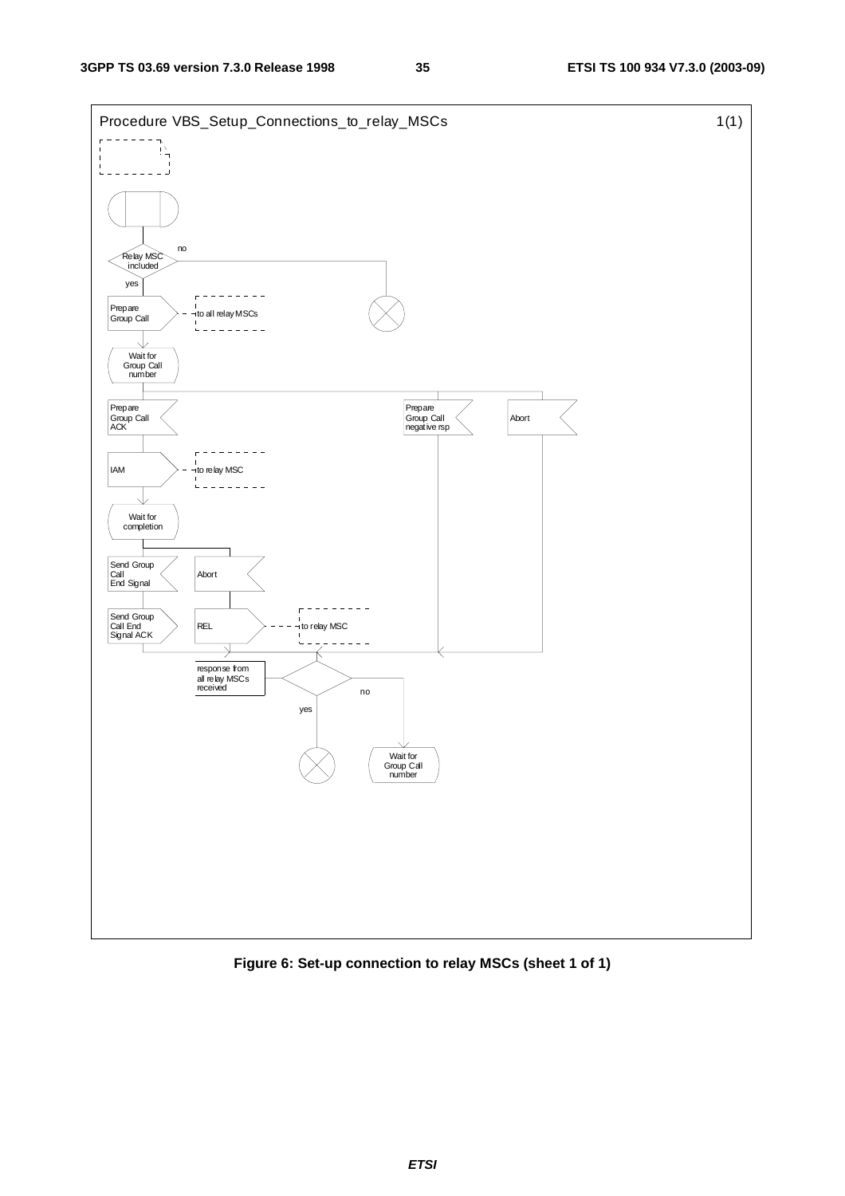Procedure VBS_Setup_Connections_to_relay_MSCs 1(1)

Relay MSC included

no

yes

Prepare Group Call

to all relay MSCs

Wait for Group Call number

Prepare Group Call ACK

Prepare Group Call negative rsp

Abort

IAM

to relay MSC

Wait for completion

Send Group Call End Signal

Abort

Send Group Call End Signal ACK

REL

to relay MSC

response from all relay MSCs received

no

yes

Wait for Group Call number

**Figure 6: Set-up connection to relay MSCs (sheet 1 of 1)**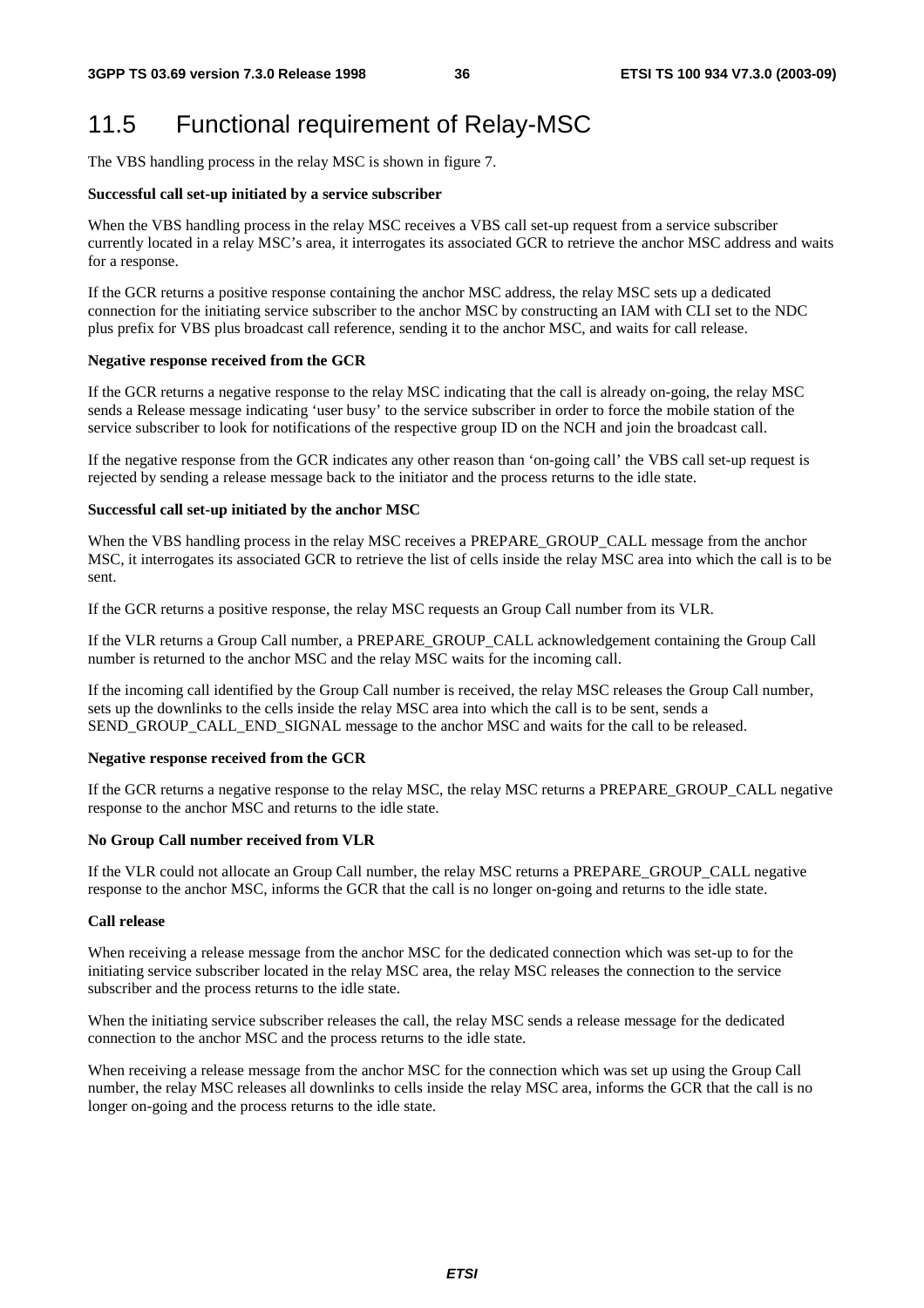## 11.5 Functional requirement of Relay-MSC

The VBS handling process in the relay MSC is shown in figure 7.

**Successful call set-up initiated by a service subscriber**

When the VBS handling process in the relay MSC receives a VBS call set-up request from a service subscriber currently located in a relay MSC's area, it interrogates its associated GCR to retrieve the anchor MSC address and waits for a response.

If the GCR returns a positive response containing the anchor MSC address, the relay MSC sets up a dedicated connection for the initiating service subscriber to the anchor MSC by constructing an IAM with CLI set to the NDC plus prefix for VBS plus broadcast call reference, sending it to the anchor MSC, and waits for call release.

**Negative response received from the GCR**

If the GCR returns a negative response to the relay MSC indicating that the call is already on-going, the relay MSC sends a Release message indicating 'user busy' to the service subscriber in order to force the mobile station of the service subscriber to look for notifications of the respective group ID on the NCH and join the broadcast call.

If the negative response from the GCR indicates any other reason than 'on-going call' the VBS call set-up request is rejected by sending a release message back to the initiator and the process returns to the idle state.

**Successful call set-up initiated by the anchor MSC**

When the VBS handling process in the relay MSC receives a PREPARE_GROUP_CALL message from the anchor MSC, it interrogates its associated GCR to retrieve the list of cells inside the relay MSC area into which the call is to be sent.

If the GCR returns a positive response, the relay MSC requests an Group Call number from its VLR.

If the VLR returns a Group Call number, a PREPARE_GROUP_CALL acknowledgement containing the Group Call number is returned to the anchor MSC and the relay MSC waits for the incoming call.

If the incoming call identified by the Group Call number is received, the relay MSC releases the Group Call number, sets up the downlinks to the cells inside the relay MSC area into which the call is to be sent, sends a SEND_GROUP_CALL_END_SIGNAL message to the anchor MSC and waits for the call to be released.

**Negative response received from the GCR**

If the GCR returns a negative response to the relay MSC, the relay MSC returns a PREPARE_GROUP_CALL negative response to the anchor MSC and returns to the idle state.

**No Group Call number received from VLR**

If the VLR could not allocate an Group Call number, the relay MSC returns a PREPARE_GROUP_CALL negative response to the anchor MSC, informs the GCR that the call is no longer on-going and returns to the idle state.

**Call release**

When receiving a release message from the anchor MSC for the dedicated connection which was set-up to for the initiating service subscriber located in the relay MSC area, the relay MSC releases the connection to the service subscriber and the process returns to the idle state.

When the initiating service subscriber releases the call, the relay MSC sends a release message for the dedicated connection to the anchor MSC and the process returns to the idle state.

When receiving a release message from the anchor MSC for the connection which was set up using the Group Call number, the relay MSC releases all downlinks to cells inside the relay MSC area, informs the GCR that the call is no longer on-going and the process returns to the idle state.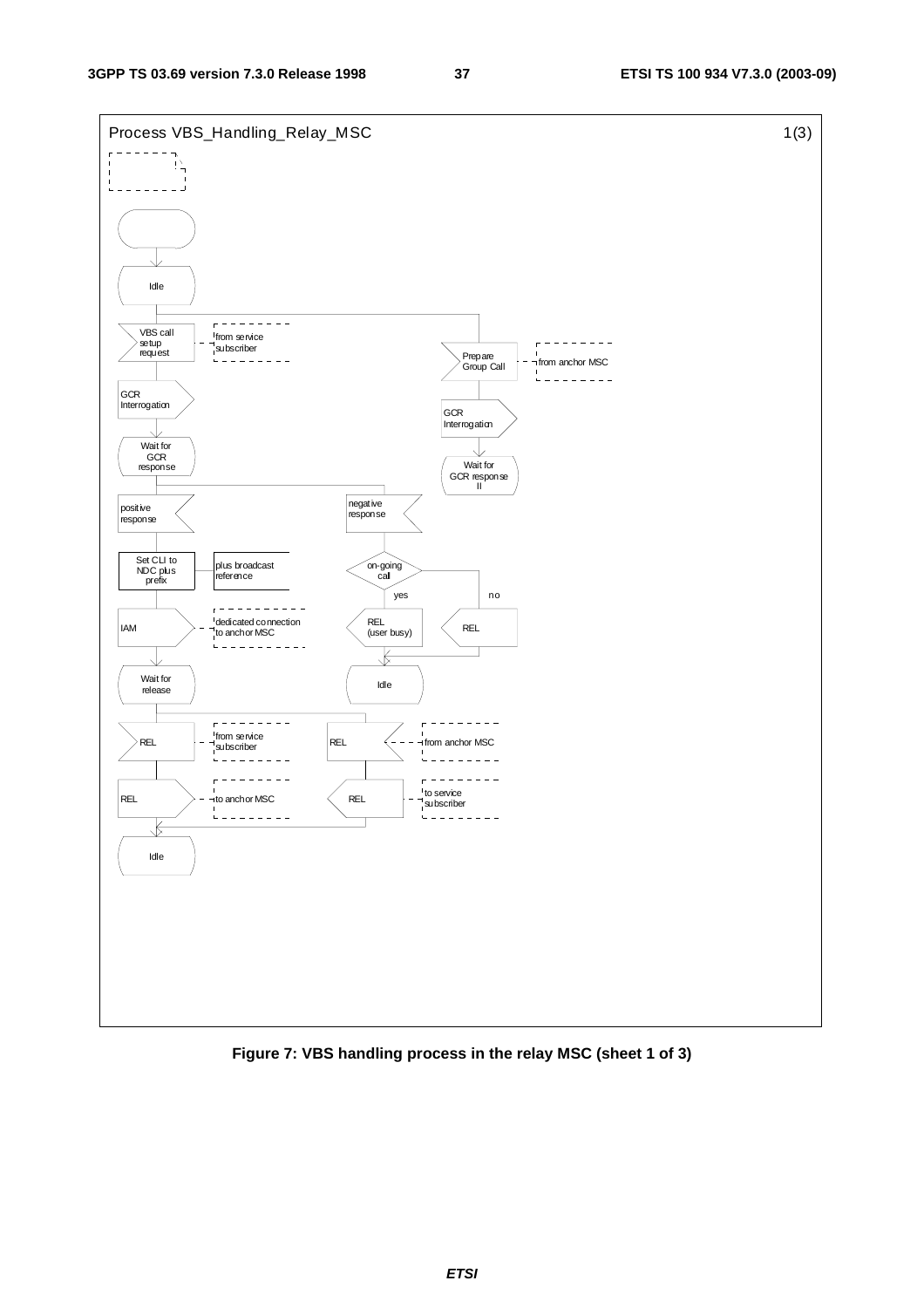Process VBS_Handling_Relay_MSC 1(3)

Idle

VBS call setup request — from service subscriber

GCR Interrogation

Wait for GCR response

positive response

Set CLI to NDC plus prefix — plus broadcast reference

IAM — dedicated connection to anchor MSC

Wait for release

REL — from service subscriber

REL — to anchor MSC

Idle

negative response

on-going call

yes: REL (user busy)

no: REL

Idle

REL — from anchor MSC

REL — to service subscriber

Prepare Group Call — from anchor MSC

GCR Interrogation

Wait for GCR response II

**Figure 7: VBS handling process in the relay MSC (sheet 1 of 3)**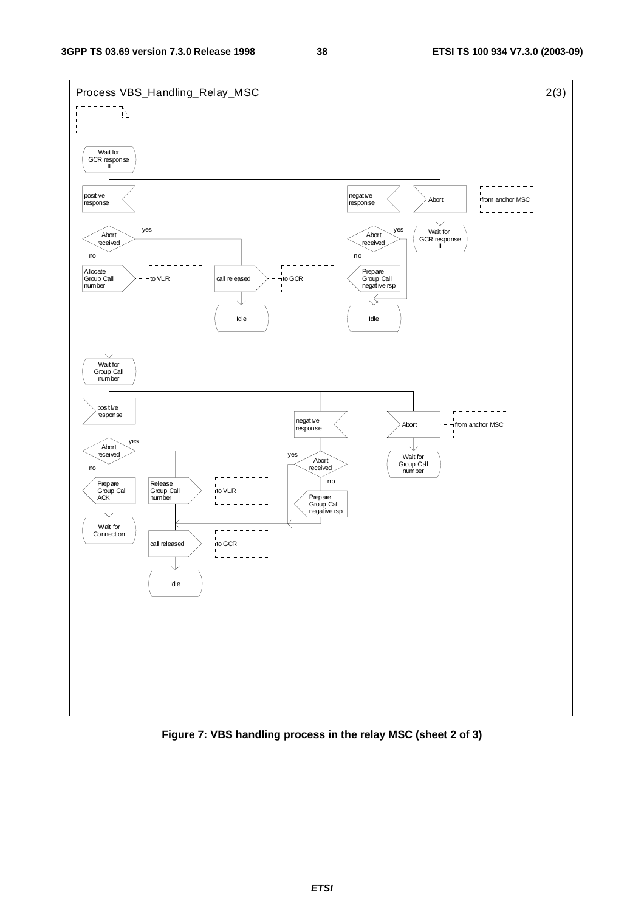Process VBS_Handling_Relay_MSC 2(3)

Wait for GCR response II

positive response

Abort received

yes

no

Allocate Group Call number — to VLR

call released — to GCR

Idle

negative response

Abort received

yes

no

Prepare Group Call negative rsp

Idle

Abort — from anchor MSC

Wait for GCR response II

Wait for Group Call number

positive response

Abort received

yes

no

Prepare Group Call ACK

Wait for Connection

Release Group Call number — to VLR

negative response

Abort received

yes

no

Prepare Group Call negative rsp

call released — to GCR

Idle

Abort — from anchor MSC

Wait for Group Call number

**Figure 7: VBS handling process in the relay MSC (sheet 2 of 3)**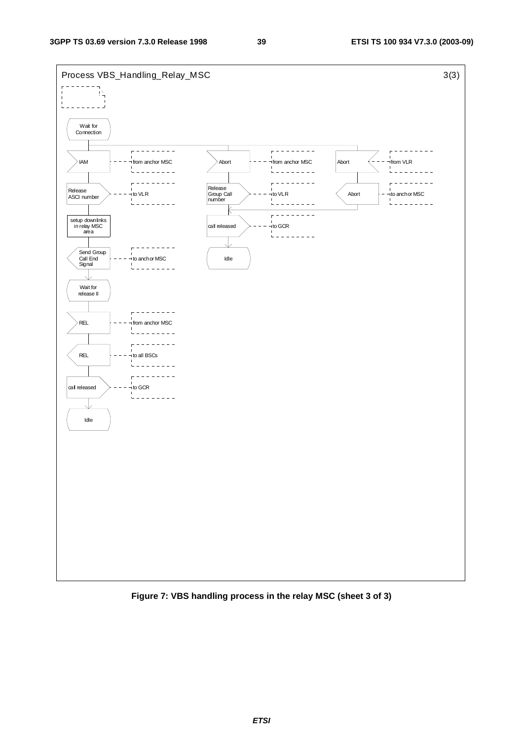Process VBS_Handling_Relay_MSC 3(3)

Wait for Connection

| Signal | Direction |
|---|---|
| IAM | from anchor MSC |
| Release ASCI number | to VLR |
| setup downlinks in relay MSC area | |
| Send Group Call End Signal | to anchor MSC |
| Wait for release II | |
| REL | from anchor MSC |
| REL | to all BSCs |
| call released | to GCR |
| Idle | |

| Signal | Direction |
|---|---|
| Abort | from anchor MSC |
| Release Group Call number | to VLR |
| call released | to GCR |
| Idle | |

| Signal | Direction |
|---|---|
| Abort | from VLR |
| Abort | to anchor MSC |

**Figure 7: VBS handling process in the relay MSC (sheet 3 of 3)**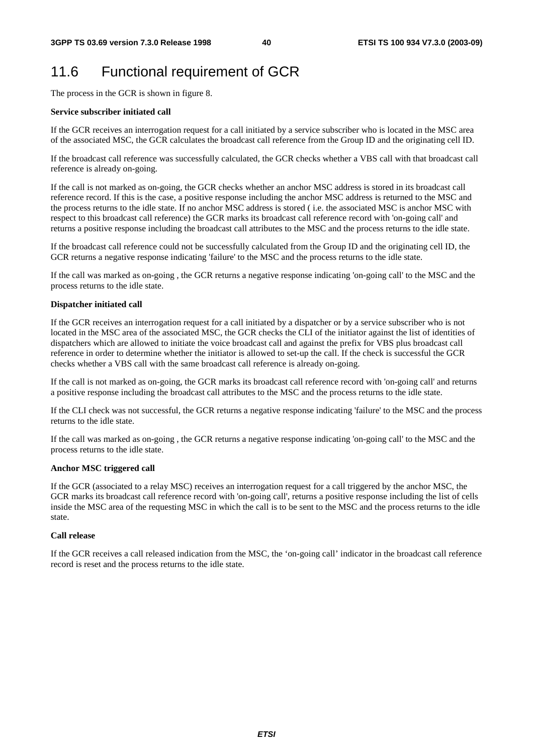## 11.6 Functional requirement of GCR

The process in the GCR is shown in figure 8.

**Service subscriber initiated call**

If the GCR receives an interrogation request for a call initiated by a service subscriber who is located in the MSC area of the associated MSC, the GCR calculates the broadcast call reference from the Group ID and the originating cell ID.

If the broadcast call reference was successfully calculated, the GCR checks whether a VBS call with that broadcast call reference is already on-going.

If the call is not marked as on-going, the GCR checks whether an anchor MSC address is stored in its broadcast call reference record. If this is the case, a positive response including the anchor MSC address is returned to the MSC and the process returns to the idle state. If no anchor MSC address is stored ( i.e. the associated MSC is anchor MSC with respect to this broadcast call reference) the GCR marks its broadcast call reference record with 'on-going call' and returns a positive response including the broadcast call attributes to the MSC and the process returns to the idle state.

If the broadcast call reference could not be successfully calculated from the Group ID and the originating cell ID, the GCR returns a negative response indicating 'failure' to the MSC and the process returns to the idle state.

If the call was marked as on-going , the GCR returns a negative response indicating 'on-going call' to the MSC and the process returns to the idle state.

**Dispatcher initiated call**

If the GCR receives an interrogation request for a call initiated by a dispatcher or by a service subscriber who is not located in the MSC area of the associated MSC, the GCR checks the CLI of the initiator against the list of identities of dispatchers which are allowed to initiate the voice broadcast call and against the prefix for VBS plus broadcast call reference in order to determine whether the initiator is allowed to set-up the call. If the check is successful the GCR checks whether a VBS call with the same broadcast call reference is already on-going.

If the call is not marked as on-going, the GCR marks its broadcast call reference record with 'on-going call' and returns a positive response including the broadcast call attributes to the MSC and the process returns to the idle state.

If the CLI check was not successful, the GCR returns a negative response indicating 'failure' to the MSC and the process returns to the idle state.

If the call was marked as on-going , the GCR returns a negative response indicating 'on-going call' to the MSC and the process returns to the idle state.

**Anchor MSC triggered call**

If the GCR (associated to a relay MSC) receives an interrogation request for a call triggered by the anchor MSC, the GCR marks its broadcast call reference record with 'on-going call', returns a positive response including the list of cells inside the MSC area of the requesting MSC in which the call is to be sent to the MSC and the process returns to the idle state.

**Call release**

If the GCR receives a call released indication from the MSC, the 'on-going call' indicator in the broadcast call reference record is reset and the process returns to the idle state.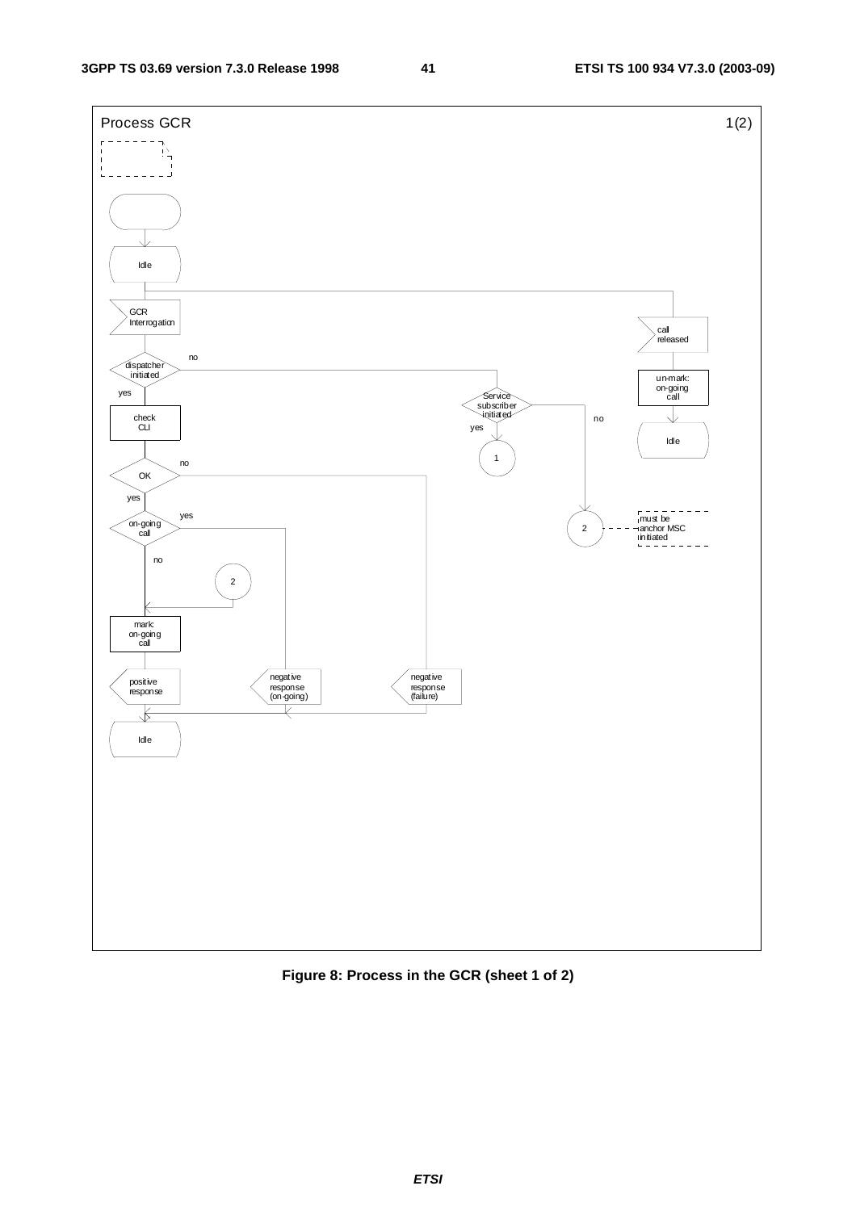Process GCR 1(2)

Idle

GCR Interrogation

dispatcher initiated — yes / no

check CLI

OK — yes / no

on-going call — yes / no

2

mark: on-going call

positive response

negative response (on-going)

negative response (failure)

Idle

Service subscriber initiated — yes / no

1

2

must be anchor MSC initiated

call released

un-mark: on-going call

Idle

**Figure 8: Process in the GCR (sheet 1 of 2)**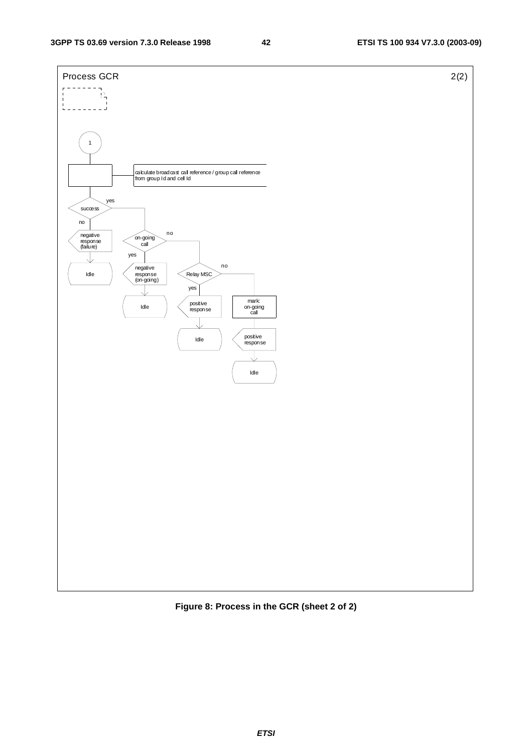Process GCR 2(2)

1

calculate broadcast call reference / group call reference from group Id and cell Id

success

yes

no

negative response (failure)

Idle

on-going call

no

yes

negative response (on-going)

Idle

Relay MSC

no

yes

positive response

Idle

mark: on-going call

positive response

Idle

**Figure 8: Process in the GCR (sheet 2 of 2)**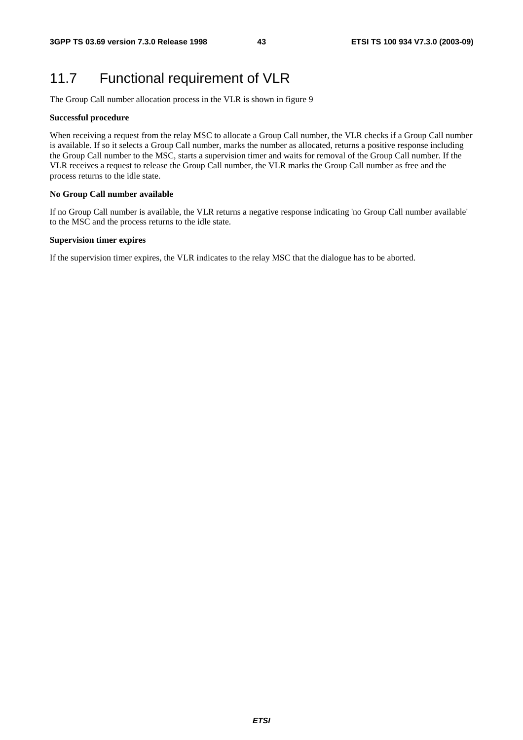## 11.7 Functional requirement of VLR

The Group Call number allocation process in the VLR is shown in figure 9

**Successful procedure**

When receiving a request from the relay MSC to allocate a Group Call number, the VLR checks if a Group Call number is available. If so it selects a Group Call number, marks the number as allocated, returns a positive response including the Group Call number to the MSC, starts a supervision timer and waits for removal of the Group Call number. If the VLR receives a request to release the Group Call number, the VLR marks the Group Call number as free and the process returns to the idle state.

**No Group Call number available**

If no Group Call number is available, the VLR returns a negative response indicating 'no Group Call number available' to the MSC and the process returns to the idle state.

**Supervision timer expires**

If the supervision timer expires, the VLR indicates to the relay MSC that the dialogue has to be aborted.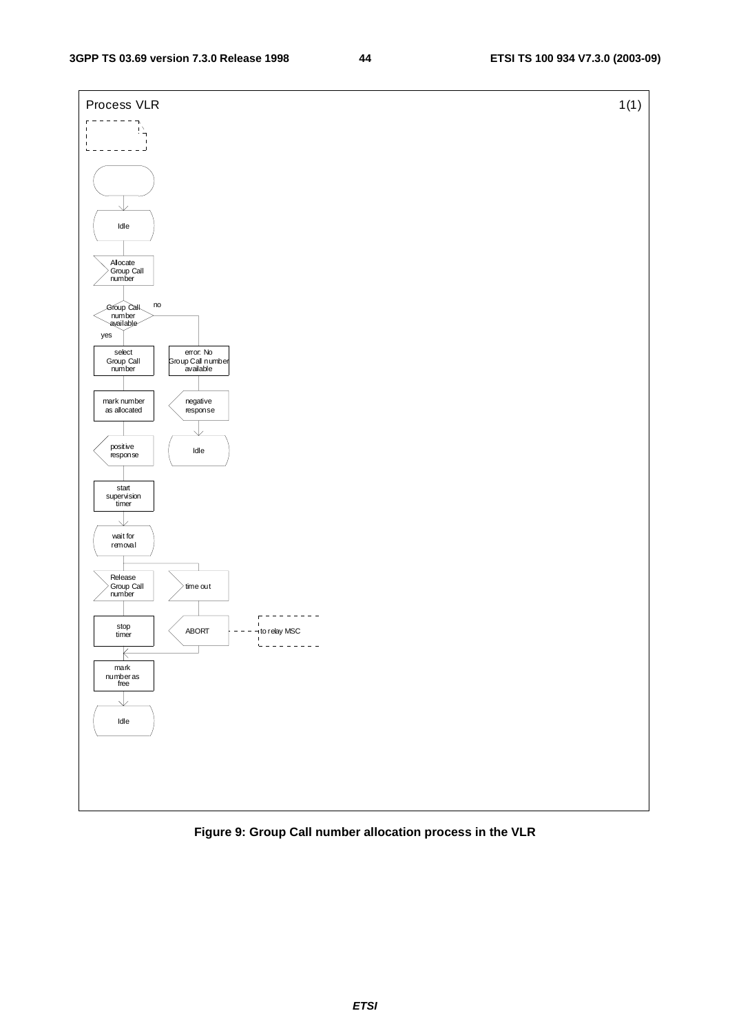Process VLR 1(1)

Idle

Allocate Group Call number

Group Call number available

no

yes

select Group Call number

error: No Group Call number available

mark number as allocated

negative response

Idle

positive response

start supervision timer

wait for removal

Release Group Call number

time out

stop timer

ABORT

to relay MSC

mark number as free

Idle

**Figure 9: Group Call number allocation process in the VLR**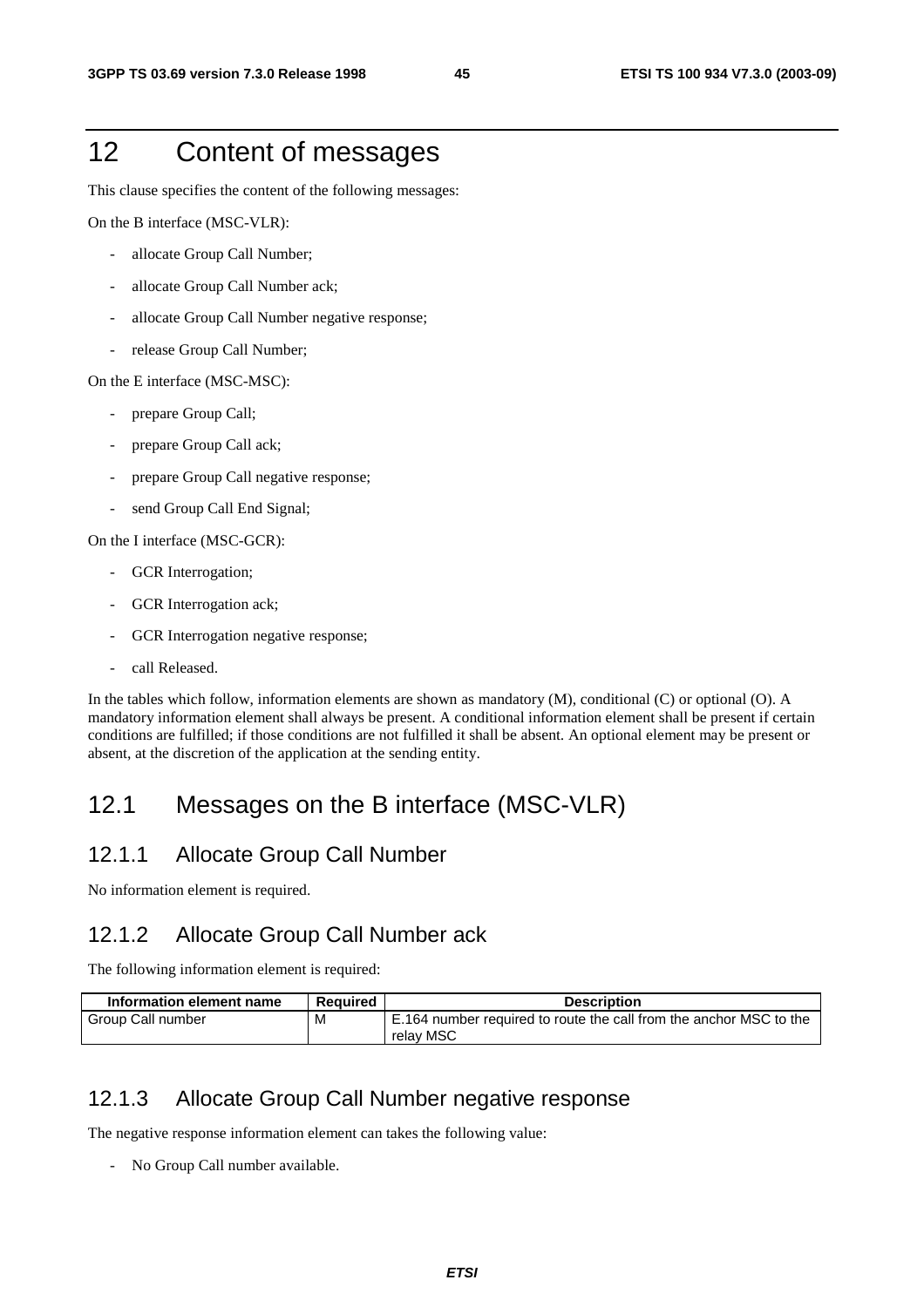# 12 Content of messages

This clause specifies the content of the following messages:

On the B interface (MSC-VLR):

- allocate Group Call Number;
- allocate Group Call Number ack;
- allocate Group Call Number negative response;
- release Group Call Number;

On the E interface (MSC-MSC):

- prepare Group Call;
- prepare Group Call ack;
- prepare Group Call negative response;
- send Group Call End Signal;

On the I interface (MSC-GCR):

- GCR Interrogation;
- GCR Interrogation ack;
- GCR Interrogation negative response;
- call Released.

In the tables which follow, information elements are shown as mandatory (M), conditional (C) or optional (O). A mandatory information element shall always be present. A conditional information element shall be present if certain conditions are fulfilled; if those conditions are not fulfilled it shall be absent. An optional element may be present or absent, at the discretion of the application at the sending entity.

## 12.1 Messages on the B interface (MSC-VLR)

### 12.1.1 Allocate Group Call Number

No information element is required.

### 12.1.2 Allocate Group Call Number ack

The following information element is required:

| Information element name | Required | Description |
|---|---|---|
| Group Call number | M | E.164 number required to route the call from the anchor MSC to the relay MSC |

### 12.1.3 Allocate Group Call Number negative response

The negative response information element can takes the following value:

- No Group Call number available.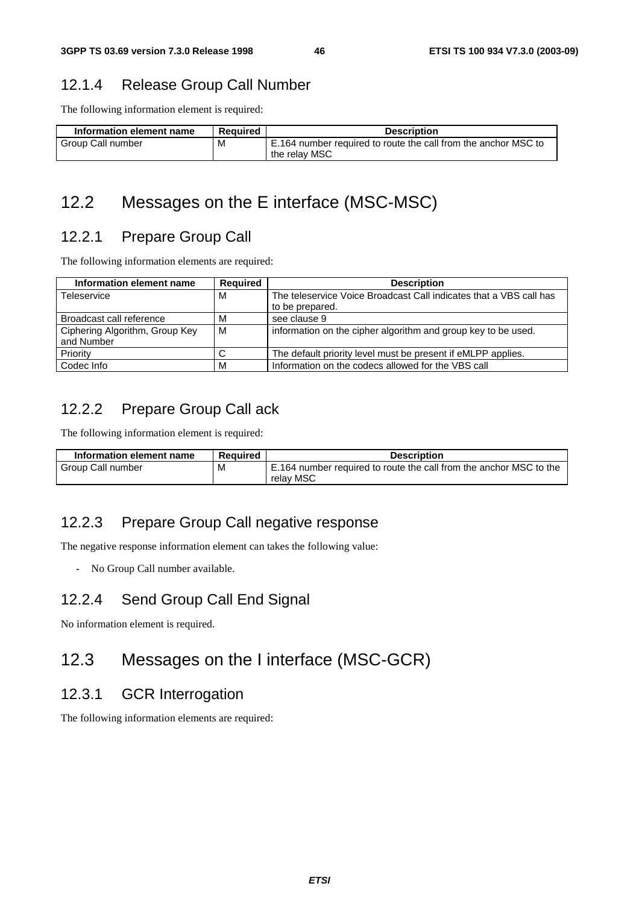### 12.1.4 Release Group Call Number

The following information element is required:

| Information element name | Required | Description |
|---|---|---|
| Group Call number | M | E.164 number required to route the call from the anchor MSC to the relay MSC |

## 12.2 Messages on the E interface (MSC-MSC)

### 12.2.1 Prepare Group Call

The following information elements are required:

| Information element name | Required | Description |
|---|---|---|
| Teleservice | M | The teleservice Voice Broadcast Call indicates that a VBS call has to be prepared. |
| Broadcast call reference | M | see clause 9 |
| Ciphering Algorithm, Group Key and Number | M | information on the cipher algorithm and group key to be used. |
| Priority | C | The default priority level must be present if eMLPP applies. |
| Codec Info | M | Information on the codecs allowed for the VBS call |

### 12.2.2 Prepare Group Call ack

The following information element is required:

| Information element name | Required | Description |
|---|---|---|
| Group Call number | M | E.164 number required to route the call from the anchor MSC to the relay MSC |

### 12.2.3 Prepare Group Call negative response

The negative response information element can takes the following value:

- No Group Call number available.

### 12.2.4 Send Group Call End Signal

No information element is required.

## 12.3 Messages on the I interface (MSC-GCR)

### 12.3.1 GCR Interrogation

The following information elements are required: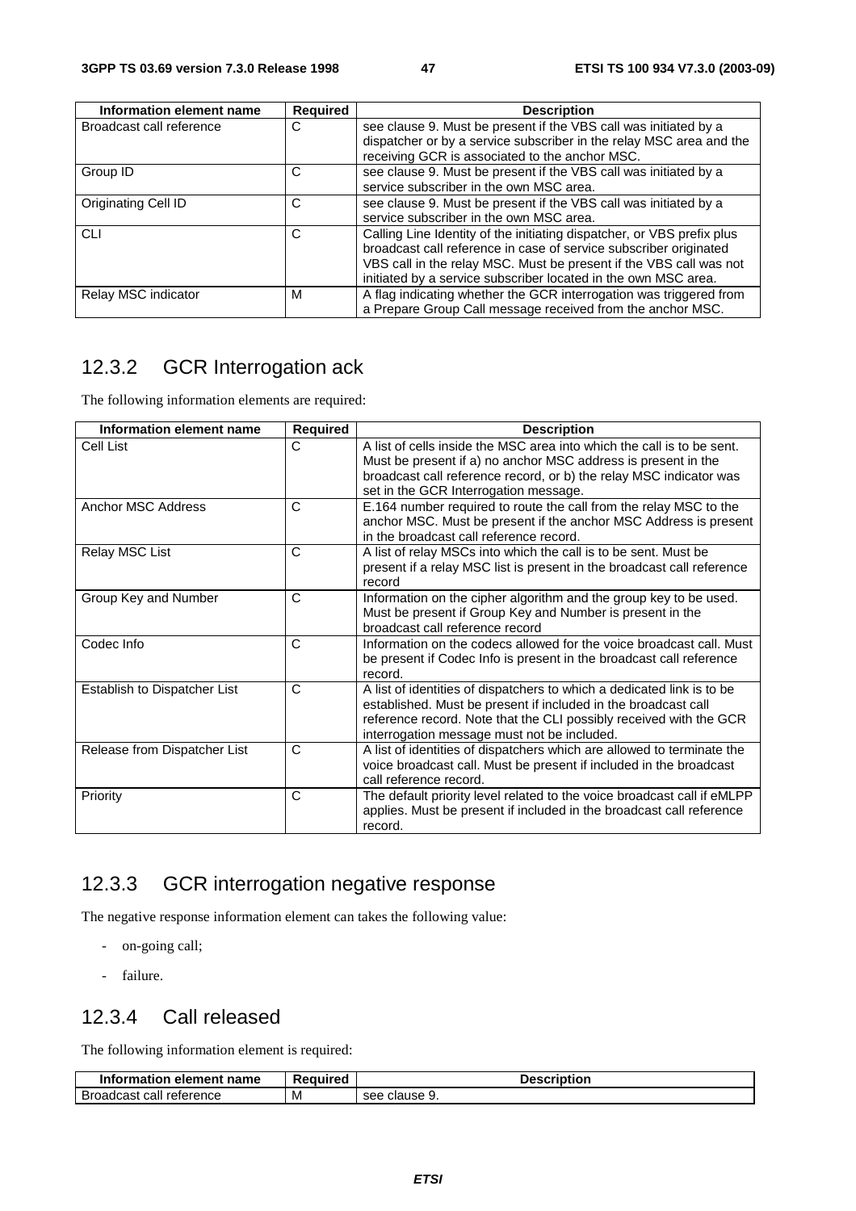| Information element name | Required | Description |
|---|---|---|
| Broadcast call reference | C | see clause 9. Must be present if the VBS call was initiated by a dispatcher or by a service subscriber in the relay MSC area and the receiving GCR is associated to the anchor MSC. |
| Group ID | C | see clause 9. Must be present if the VBS call was initiated by a service subscriber in the own MSC area. |
| Originating Cell ID | C | see clause 9. Must be present if the VBS call was initiated by a service subscriber in the own MSC area. |
| CLI | C | Calling Line Identity of the initiating dispatcher, or VBS prefix plus broadcast call reference in case of service subscriber originated VBS call in the relay MSC. Must be present if the VBS call was not initiated by a service subscriber located in the own MSC area. |
| Relay MSC indicator | M | A flag indicating whether the GCR interrogation was triggered from a Prepare Group Call message received from the anchor MSC. |

## 12.3.2 GCR Interrogation ack

The following information elements are required:

| Information element name | Required | Description |
|---|---|---|
| Cell List | C | A list of cells inside the MSC area into which the call is to be sent. Must be present if a) no anchor MSC address is present in the broadcast call reference record, or b) the relay MSC indicator was set in the GCR Interrogation message. |
| Anchor MSC Address | C | E.164 number required to route the call from the relay MSC to the anchor MSC. Must be present if the anchor MSC Address is present in the broadcast call reference record. |
| Relay MSC List | C | A list of relay MSCs into which the call is to be sent. Must be present if a relay MSC list is present in the broadcast call reference record |
| Group Key and Number | C | Information on the cipher algorithm and the group key to be used. Must be present if Group Key and Number is present in the broadcast call reference record |
| Codec Info | C | Information on the codecs allowed for the voice broadcast call. Must be present if Codec Info is present in the broadcast call reference record. |
| Establish to Dispatcher List | C | A list of identities of dispatchers to which a dedicated link is to be established. Must be present if included in the broadcast call reference record. Note that the CLI possibly received with the GCR interrogation message must not be included. |
| Release from Dispatcher List | C | A list of identities of dispatchers which are allowed to terminate the voice broadcast call. Must be present if included in the broadcast call reference record. |
| Priority | C | The default priority level related to the voice broadcast call if eMLPP applies. Must be present if included in the broadcast call reference record. |

## 12.3.3 GCR interrogation negative response

The negative response information element can takes the following value:

- on-going call;
- failure.

## 12.3.4 Call released

The following information element is required:

| Information element name | Required | Description |
|---|---|---|
| Broadcast call reference | M | see clause 9. |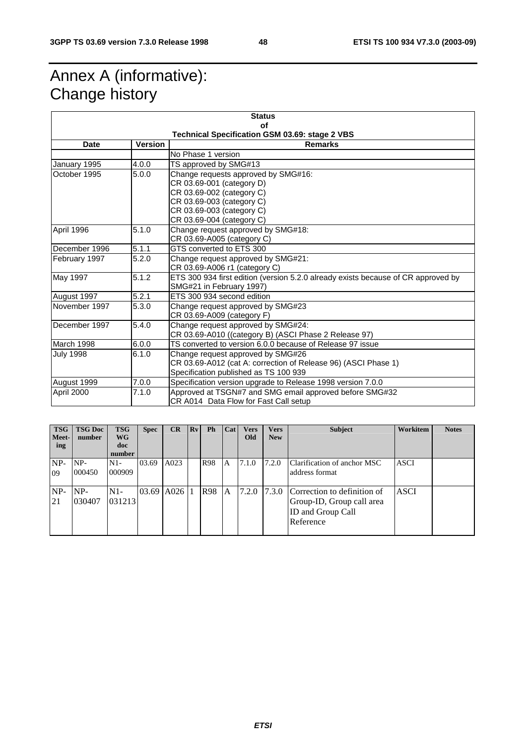# Annex A (informative): Change history

| Status of Technical Specification GSM 03.69: stage 2 VBS | | |
|---|---|---|
| **Date** | **Version** | **Remarks** |
| | | No Phase 1 version |
| January 1995 | 4.0.0 | TS approved by SMG#13 |
| October 1995 | 5.0.0 | Change requests approved by SMG#16:<br>CR 03.69-001 (category D)<br>CR 03.69-002 (category C)<br>CR 03.69-003 (category C)<br>CR 03.69-003 (category C)<br>CR 03.69-004 (category C) |
| April 1996 | 5.1.0 | Change request approved by SMG#18:<br>CR 03.69-A005 (category C) |
| December 1996 | 5.1.1 | GTS converted to ETS 300 |
| February 1997 | 5.2.0 | Change request approved by SMG#21:<br>CR 03.69-A006 r1 (category C) |
| May 1997 | 5.1.2 | ETS 300 934 first edition (version 5.2.0 already exists because of CR approved by SMG#21 in February 1997) |
| August 1997 | 5.2.1 | ETS 300 934 second edition |
| November 1997 | 5.3.0 | Change request approved by SMG#23<br>CR 03.69-A009 (category F) |
| December 1997 | 5.4.0 | Change request approved by SMG#24:<br>CR 03.69-A010 ((category B) (ASCI Phase 2 Release 97) |
| March 1998 | 6.0.0 | TS converted to version 6.0.0 because of Release 97 issue |
| July 1998 | 6.1.0 | Change request approved by SMG#26<br>CR 03.69-A012 (cat A: correction of Release 96) (ASCI Phase 1)<br>Specification published as TS 100 939 |
| August 1999 | 7.0.0 | Specification version upgrade to Release 1998 version 7.0.0 |
| April 2000 | 7.1.0 | Approved at TSGN#7 and SMG email approved before SMG#32<br>CR A014 Data Flow for Fast Call setup |

| TSG Meet-ing | TSG Doc number | TSG WG doc number | Spec | CR | Rv | Ph | Cat | Vers Old | Vers New | Subject | Workitem | Notes |
|---|---|---|---|---|---|---|---|---|---|---|---|---|
| NP-09 | NP-000450 | N1-000909 | 03.69 | A023 | | R98 | A | 7.1.0 | 7.2.0 | Clarification of anchor MSC address format | ASCI | |
| NP-21 | NP-030407 | N1-031213 | 03.69 | A026 | 1 | R98 | A | 7.2.0 | 7.3.0 | Correction to definition of Group-ID, Group call area ID and Group Call Reference | ASCI | |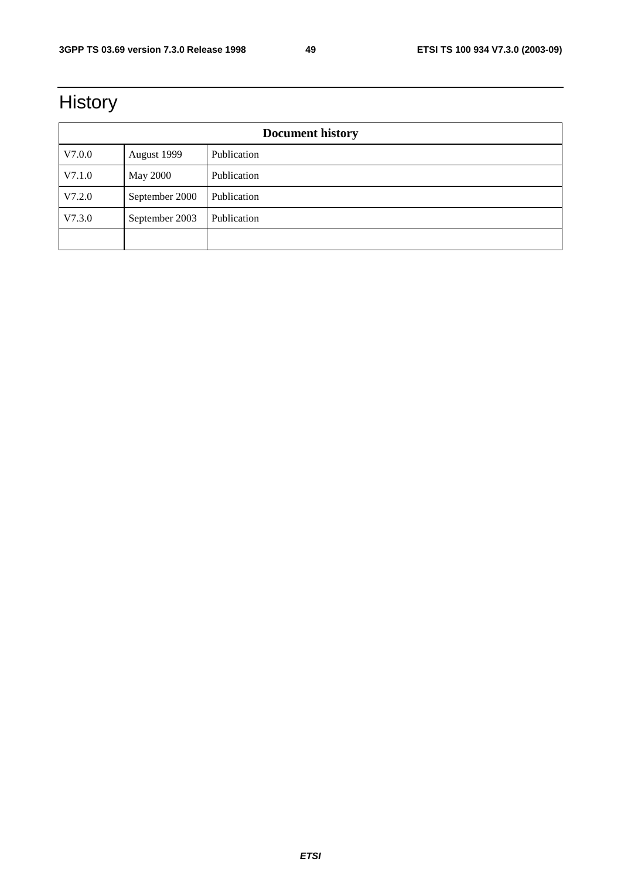# History

| Document history | | |
|---|---|---|
| V7.0.0 | August 1999 | Publication |
| V7.1.0 | May 2000 | Publication |
| V7.2.0 | September 2000 | Publication |
| V7.3.0 | September 2003 | Publication |
| | | |